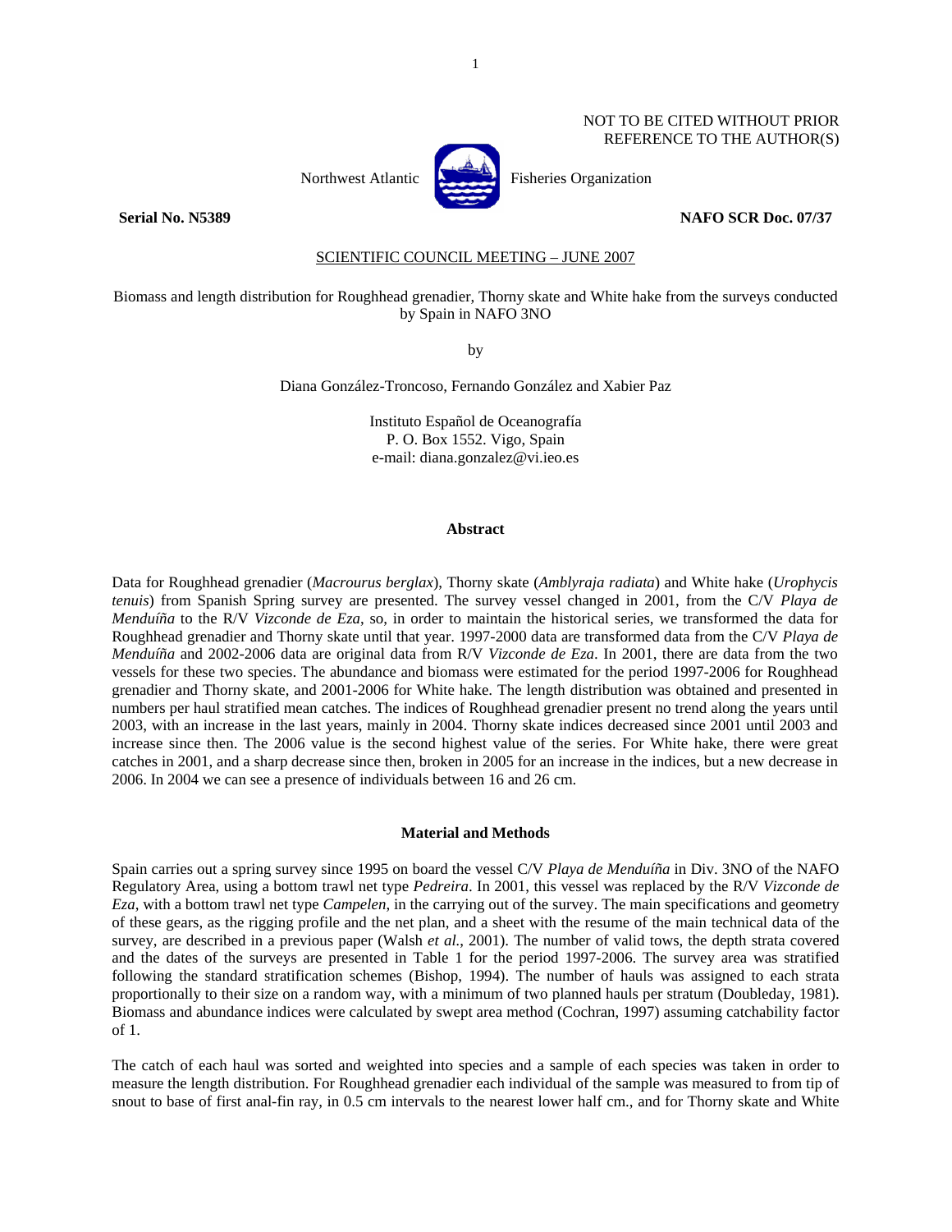NOT TO BE CITED WITHOUT PRIOR
REFERENCE TO THE AUTHOR(S)

Northwest Atlantic Fisheries Organization

**Serial No. N5389** **NAFO SCR Doc. 07/37**

SCIENTIFIC COUNCIL MEETING – JUNE 2007

Biomass and length distribution for Roughhead grenadier, Thorny skate and White hake from the surveys conducted by Spain in NAFO 3NO

by

Diana González-Troncoso, Fernando González and Xabier Paz

Instituto Español de Oceanografía
P. O. Box 1552. Vigo, Spain
e-mail: diana.gonzalez@vi.ieo.es

## Abstract

Data for Roughhead grenadier (*Macrourus berglax*), Thorny skate (*Amblyraja radiata*) and White hake (*Urophycis tenuis*) from Spanish Spring survey are presented. The survey vessel changed in 2001, from the C/V *Playa de Menduíña* to the R/V *Vizconde de Eza*, so, in order to maintain the historical series, we transformed the data for Roughhead grenadier and Thorny skate until that year. 1997-2000 data are transformed data from the C/V *Playa de Menduíña* and 2002-2006 data are original data from R/V *Vizconde de Eza*. In 2001, there are data from the two vessels for these two species. The abundance and biomass were estimated for the period 1997-2006 for Roughhead grenadier and Thorny skate, and 2001-2006 for White hake. The length distribution was obtained and presented in numbers per haul stratified mean catches. The indices of Roughhead grenadier present no trend along the years until 2003, with an increase in the last years, mainly in 2004. Thorny skate indices decreased since 2001 until 2003 and increase since then. The 2006 value is the second highest value of the series. For White hake, there were great catches in 2001, and a sharp decrease since then, broken in 2005 for an increase in the indices, but a new decrease in 2006. In 2004 we can see a presence of individuals between 16 and 26 cm.

## Material and Methods

Spain carries out a spring survey since 1995 on board the vessel C/V *Playa de Menduíña* in Div. 3NO of the NAFO Regulatory Area, using a bottom trawl net type *Pedreira*. In 2001, this vessel was replaced by the R/V *Vizconde de Eza*, with a bottom trawl net type *Campelen*, in the carrying out of the survey. The main specifications and geometry of these gears, as the rigging profile and the net plan, and a sheet with the resume of the main technical data of the survey, are described in a previous paper (Walsh *et al.*, 2001). The number of valid tows, the depth strata covered and the dates of the surveys are presented in Table 1 for the period 1997-2006. The survey area was stratified following the standard stratification schemes (Bishop, 1994). The number of hauls was assigned to each strata proportionally to their size on a random way, with a minimum of two planned hauls per stratum (Doubleday, 1981). Biomass and abundance indices were calculated by swept area method (Cochran, 1997) assuming catchability factor of 1.

The catch of each haul was sorted and weighted into species and a sample of each species was taken in order to measure the length distribution. For Roughhead grenadier each individual of the sample was measured to from tip of snout to base of first anal-fin ray, in 0.5 cm intervals to the nearest lower half cm., and for Thorny skate and White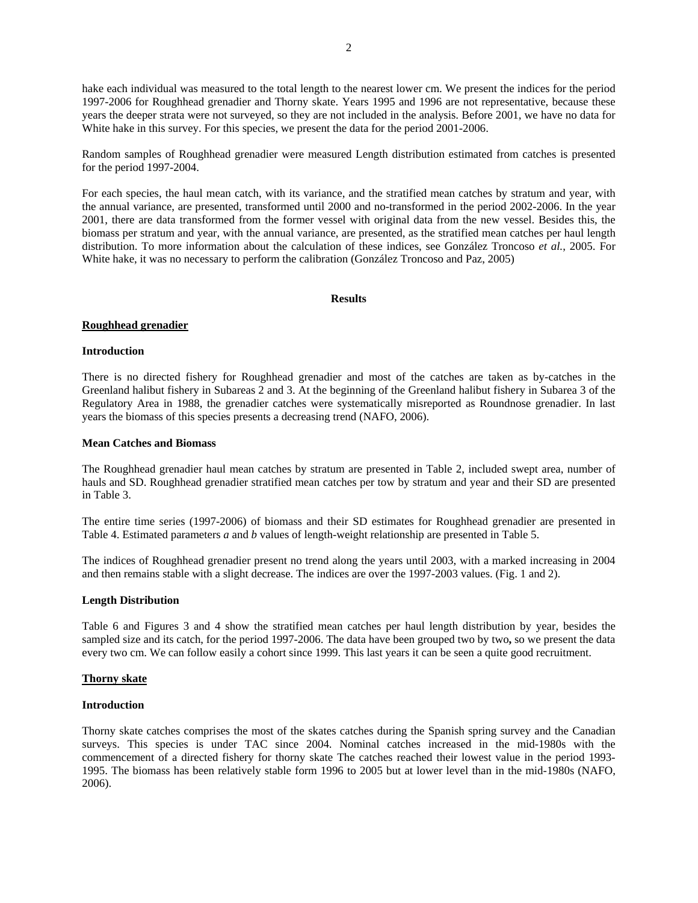hake each individual was measured to the total length to the nearest lower cm. We present the indices for the period 1997-2006 for Roughhead grenadier and Thorny skate. Years 1995 and 1996 are not representative, because these years the deeper strata were not surveyed, so they are not included in the analysis. Before 2001, we have no data for White hake in this survey. For this species, we present the data for the period 2001-2006.

Random samples of Roughhead grenadier were measured Length distribution estimated from catches is presented for the period 1997-2004.

For each species, the haul mean catch, with its variance, and the stratified mean catches by stratum and year, with the annual variance, are presented, transformed until 2000 and no-transformed in the period 2002-2006. In the year 2001, there are data transformed from the former vessel with original data from the new vessel. Besides this, the biomass per stratum and year, with the annual variance, are presented, as the stratified mean catches per haul length distribution. To more information about the calculation of these indices, see González Troncoso *et al.*, 2005. For White hake, it was no necessary to perform the calibration (González Troncoso and Paz, 2005)

## Results

### Roughhead grenadier

#### Introduction

There is no directed fishery for Roughhead grenadier and most of the catches are taken as by-catches in the Greenland halibut fishery in Subareas 2 and 3. At the beginning of the Greenland halibut fishery in Subarea 3 of the Regulatory Area in 1988, the grenadier catches were systematically misreported as Roundnose grenadier. In last years the biomass of this species presents a decreasing trend (NAFO, 2006).

#### Mean Catches and Biomass

The Roughhead grenadier haul mean catches by stratum are presented in Table 2, included swept area, number of hauls and SD. Roughhead grenadier stratified mean catches per tow by stratum and year and their SD are presented in Table 3.

The entire time series (1997-2006) of biomass and their SD estimates for Roughhead grenadier are presented in Table 4. Estimated parameters *a* and *b* values of length-weight relationship are presented in Table 5.

The indices of Roughhead grenadier present no trend along the years until 2003, with a marked increasing in 2004 and then remains stable with a slight decrease. The indices are over the 1997-2003 values. (Fig. 1 and 2).

#### Length Distribution

Table 6 and Figures 3 and 4 show the stratified mean catches per haul length distribution by year, besides the sampled size and its catch, for the period 1997-2006. The data have been grouped two by two**,** so we present the data every two cm. We can follow easily a cohort since 1999. This last years it can be seen a quite good recruitment.

### Thorny skate

#### Introduction

Thorny skate catches comprises the most of the skates catches during the Spanish spring survey and the Canadian surveys. This species is under TAC since 2004. Nominal catches increased in the mid-1980s with the commencement of a directed fishery for thorny skate The catches reached their lowest value in the period 1993-1995. The biomass has been relatively stable form 1996 to 2005 but at lower level than in the mid-1980s (NAFO, 2006).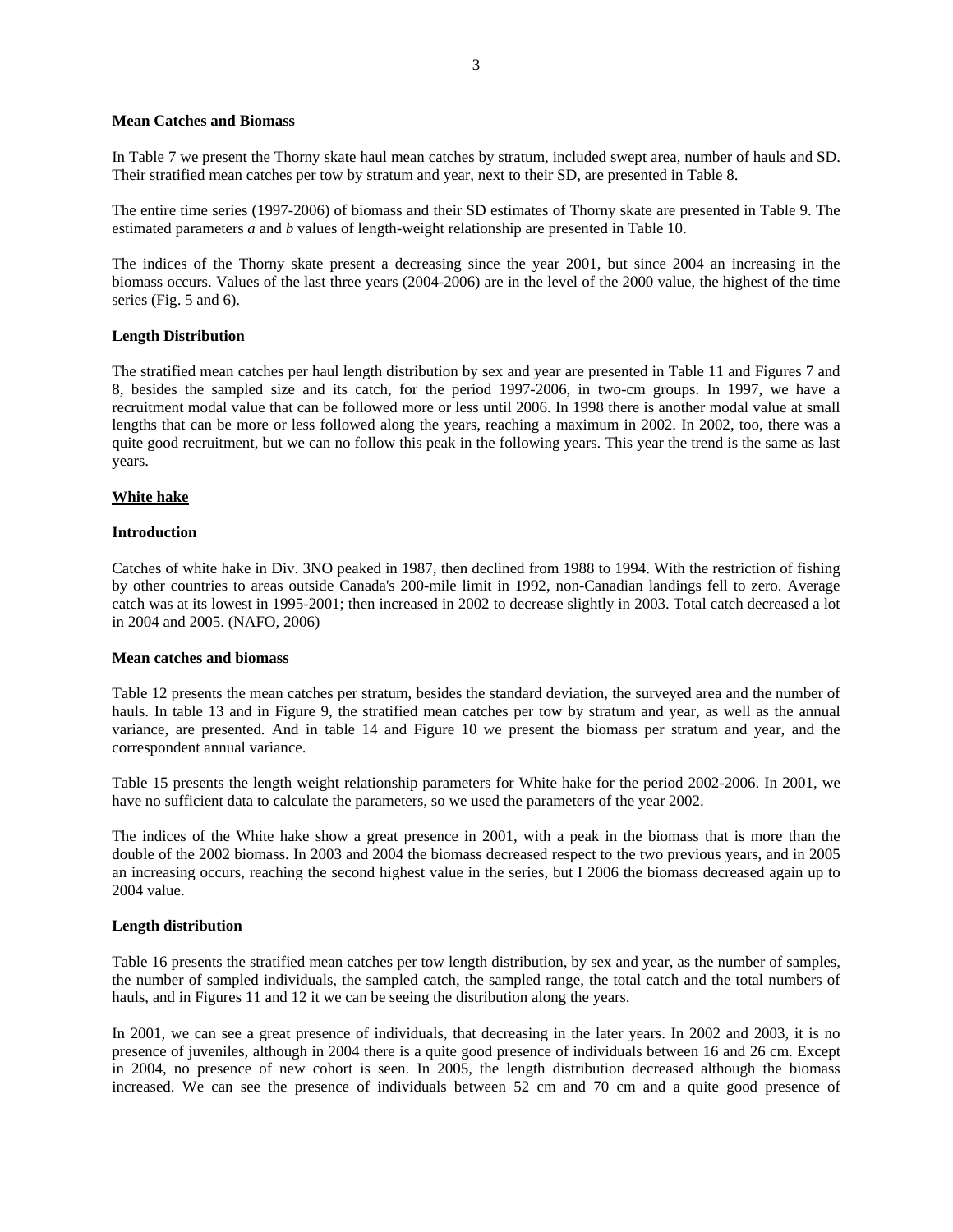**Mean Catches and Biomass**

In Table 7 we present the Thorny skate haul mean catches by stratum, included swept area, number of hauls and SD. Their stratified mean catches per tow by stratum and year, next to their SD, are presented in Table 8.

The entire time series (1997-2006) of biomass and their SD estimates of Thorny skate are presented in Table 9. The estimated parameters *a* and *b* values of length-weight relationship are presented in Table 10.

The indices of the Thorny skate present a decreasing since the year 2001, but since 2004 an increasing in the biomass occurs. Values of the last three years (2004-2006) are in the level of the 2000 value, the highest of the time series (Fig. 5 and 6).

**Length Distribution**

The stratified mean catches per haul length distribution by sex and year are presented in Table 11 and Figures 7 and 8, besides the sampled size and its catch, for the period 1997-2006, in two-cm groups. In 1997, we have a recruitment modal value that can be followed more or less until 2006. In 1998 there is another modal value at small lengths that can be more or less followed along the years, reaching a maximum in 2002. In 2002, too, there was a quite good recruitment, but we can no follow this peak in the following years. This year the trend is the same as last years.

**<u>White hake</u>**

**Introduction**

Catches of white hake in Div. 3NO peaked in 1987, then declined from 1988 to 1994. With the restriction of fishing by other countries to areas outside Canada's 200-mile limit in 1992, non-Canadian landings fell to zero. Average catch was at its lowest in 1995-2001; then increased in 2002 to decrease slightly in 2003. Total catch decreased a lot in 2004 and 2005. (NAFO, 2006)

**Mean catches and biomass**

Table 12 presents the mean catches per stratum, besides the standard deviation, the surveyed area and the number of hauls. In table 13 and in Figure 9, the stratified mean catches per tow by stratum and year, as well as the annual variance, are presented. And in table 14 and Figure 10 we present the biomass per stratum and year, and the correspondent annual variance.

Table 15 presents the length weight relationship parameters for White hake for the period 2002-2006. In 2001, we have no sufficient data to calculate the parameters, so we used the parameters of the year 2002.

The indices of the White hake show a great presence in 2001, with a peak in the biomass that is more than the double of the 2002 biomass. In 2003 and 2004 the biomass decreased respect to the two previous years, and in 2005 an increasing occurs, reaching the second highest value in the series, but I 2006 the biomass decreased again up to 2004 value.

**Length distribution**

Table 16 presents the stratified mean catches per tow length distribution, by sex and year, as the number of samples, the number of sampled individuals, the sampled catch, the sampled range, the total catch and the total numbers of hauls, and in Figures 11 and 12 it we can be seeing the distribution along the years.

In 2001, we can see a great presence of individuals, that decreasing in the later years. In 2002 and 2003, it is no presence of juveniles, although in 2004 there is a quite good presence of individuals between 16 and 26 cm. Except in 2004, no presence of new cohort is seen. In 2005, the length distribution decreased although the biomass increased. We can see the presence of individuals between 52 cm and 70 cm and a quite good presence of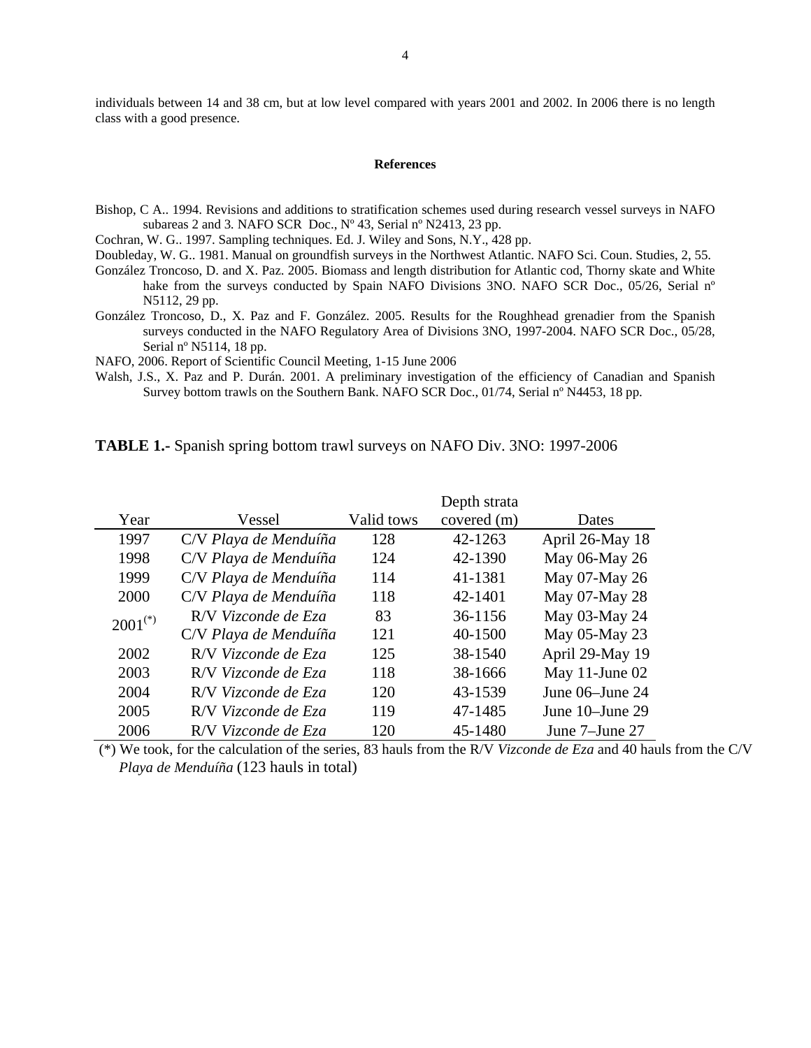individuals between 14 and 38 cm, but at low level compared with years 2001 and 2002. In 2006 there is no length class with a good presence.

**References**

Bishop, C A.. 1994. Revisions and additions to stratification schemes used during research vessel surveys in NAFO subareas 2 and 3. NAFO SCR Doc., Nº 43, Serial nº N2413, 23 pp.

Cochran, W. G.. 1997. Sampling techniques. Ed. J. Wiley and Sons, N.Y., 428 pp.

Doubleday, W. G.. 1981. Manual on groundfish surveys in the Northwest Atlantic. NAFO Sci. Coun. Studies, 2, 55.

González Troncoso, D. and X. Paz. 2005. Biomass and length distribution for Atlantic cod, Thorny skate and White hake from the surveys conducted by Spain NAFO Divisions 3NO. NAFO SCR Doc., 05/26, Serial nº N5112, 29 pp.

González Troncoso, D., X. Paz and F. González. 2005. Results for the Roughhead grenadier from the Spanish surveys conducted in the NAFO Regulatory Area of Divisions 3NO, 1997-2004. NAFO SCR Doc., 05/28, Serial nº N5114, 18 pp.

NAFO, 2006. Report of Scientific Council Meeting, 1-15 June 2006

Walsh, J.S., X. Paz and P. Durán. 2001. A preliminary investigation of the efficiency of Canadian and Spanish Survey bottom trawls on the Southern Bank. NAFO SCR Doc., 01/74, Serial nº N4453, 18 pp.

**TABLE 1.-** Spanish spring bottom trawl surveys on NAFO Div. 3NO: 1997-2006

| Year | Vessel | Valid tows | Depth strata covered (m) | Dates |
|---|---|---|---|---|
| 1997 | C/V *Playa de Menduíña* | 128 | 42-1263 | April 26-May 18 |
| 1998 | C/V *Playa de Menduíña* | 124 | 42-1390 | May 06-May 26 |
| 1999 | C/V *Playa de Menduíña* | 114 | 41-1381 | May 07-May 26 |
| 2000 | C/V *Playa de Menduíña* | 118 | 42-1401 | May 07-May 28 |
| 2001(*) | R/V *Vizconde de Eza* | 83 | 36-1156 | May 03-May 24 |
| | C/V *Playa de Menduíña* | 121 | 40-1500 | May 05-May 23 |
| 2002 | R/V *Vizconde de Eza* | 125 | 38-1540 | April 29-May 19 |
| 2003 | R/V *Vizconde de Eza* | 118 | 38-1666 | May 11-June 02 |
| 2004 | R/V *Vizconde de Eza* | 120 | 43-1539 | June 06–June 24 |
| 2005 | R/V *Vizconde de Eza* | 119 | 47-1485 | June 10–June 29 |
| 2006 | R/V *Vizconde de Eza* | 120 | 45-1480 | June 7–June 27 |

(*) We took, for the calculation of the series, 83 hauls from the R/V *Vizconde de Eza* and 40 hauls from the C/V *Playa de Menduíña* (123 hauls in total)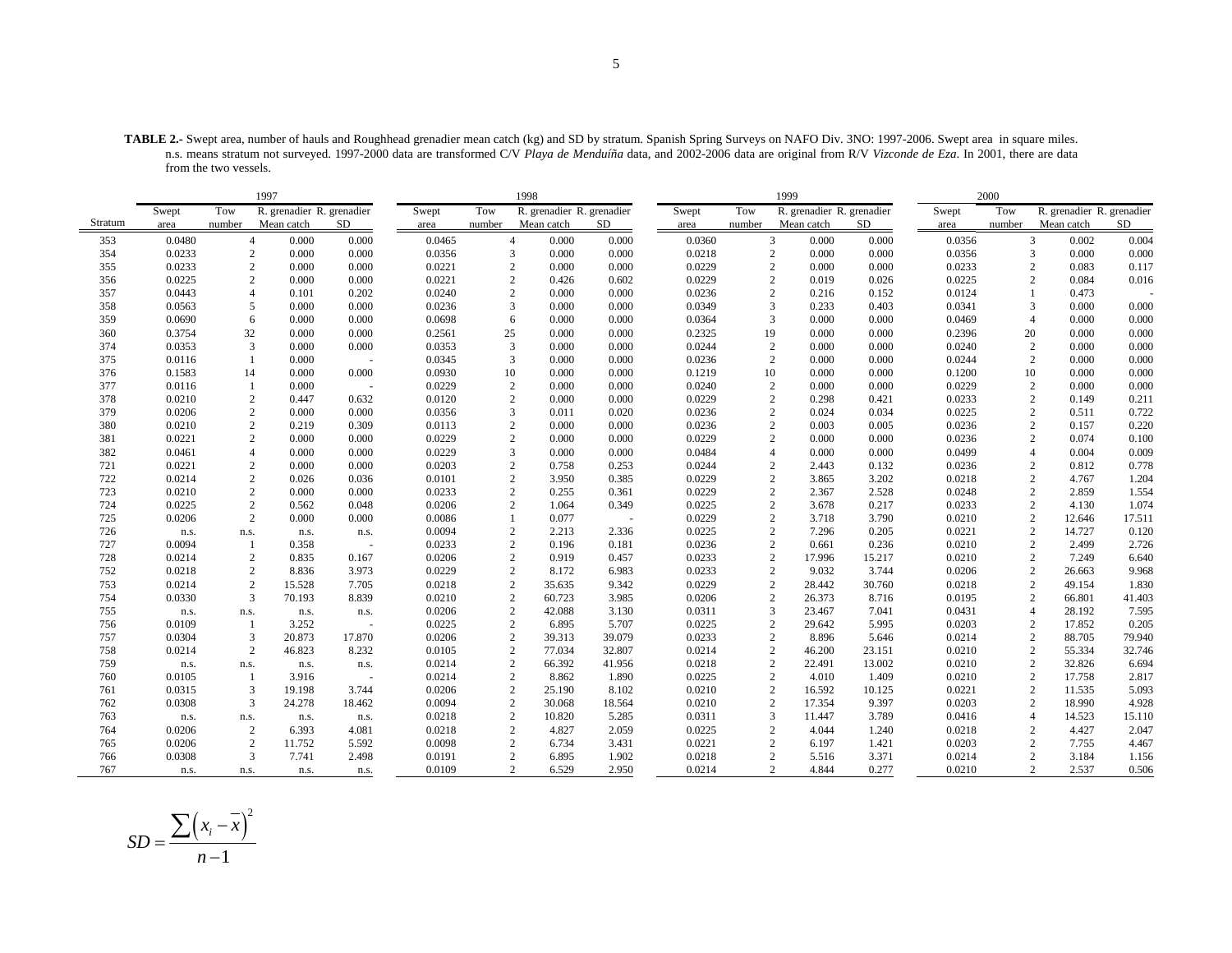**TABLE 2.-** Swept area, number of hauls and Roughhead grenadier mean catch (kg) and SD by stratum. Spanish Spring Surveys on NAFO Div. 3NO: 1997-2006. Swept area in square miles. n.s. means stratum not surveyed. 1997-2000 data are transformed C/V *Playa de Menduíña* data, and 2002-2006 data are original from R/V *Vizconde de Eza*. In 2001, there are data from the two vessels.

| | 1997 | | | | 1998 | | | | 1999 | | | | 2000 | | | |
|---|---|---|---|---|---|---|---|---|---|---|---|---|---|---|---|---|
| Stratum | Swept area | Tow number | R. grenadier Mean catch | R. grenadier SD | Swept area | Tow number | R. grenadier Mean catch | R. grenadier SD | Swept area | Tow number | R. grenadier Mean catch | R. grenadier SD | Swept area | Tow number | R. grenadier Mean catch | R. grenadier SD |
| 353 | 0.0480 | 4 | 0.000 | 0.000 | 0.0465 | 4 | 0.000 | 0.000 | 0.0360 | 3 | 0.000 | 0.000 | 0.0356 | 3 | 0.002 | 0.004 |
| 354 | 0.0233 | 2 | 0.000 | 0.000 | 0.0356 | 3 | 0.000 | 0.000 | 0.0218 | 2 | 0.000 | 0.000 | 0.0356 | 3 | 0.000 | 0.000 |
| 355 | 0.0233 | 2 | 0.000 | 0.000 | 0.0221 | 2 | 0.000 | 0.000 | 0.0229 | 2 | 0.000 | 0.000 | 0.0233 | 2 | 0.083 | 0.117 |
| 356 | 0.0225 | 2 | 0.000 | 0.000 | 0.0221 | 2 | 0.426 | 0.602 | 0.0229 | 2 | 0.019 | 0.026 | 0.0225 | 2 | 0.084 | 0.016 |
| 357 | 0.0443 | 4 | 0.101 | 0.202 | 0.0240 | 2 | 0.000 | 0.000 | 0.0236 | 2 | 0.216 | 0.152 | 0.0124 | 1 | 0.473 | - |
| 358 | 0.0563 | 5 | 0.000 | 0.000 | 0.0236 | 3 | 0.000 | 0.000 | 0.0349 | 3 | 0.233 | 0.403 | 0.0341 | 3 | 0.000 | 0.000 |
| 359 | 0.0690 | 6 | 0.000 | 0.000 | 0.0698 | 6 | 0.000 | 0.000 | 0.0364 | 3 | 0.000 | 0.000 | 0.0469 | 4 | 0.000 | 0.000 |
| 360 | 0.3754 | 32 | 0.000 | 0.000 | 0.2561 | 25 | 0.000 | 0.000 | 0.2325 | 19 | 0.000 | 0.000 | 0.2396 | 20 | 0.000 | 0.000 |
| 374 | 0.0353 | 3 | 0.000 | 0.000 | 0.0353 | 3 | 0.000 | 0.000 | 0.0244 | 2 | 0.000 | 0.000 | 0.0240 | 2 | 0.000 | 0.000 |
| 375 | 0.0116 | 1 | 0.000 | - | 0.0345 | 3 | 0.000 | 0.000 | 0.0236 | 2 | 0.000 | 0.000 | 0.0244 | 2 | 0.000 | 0.000 |
| 376 | 0.1583 | 14 | 0.000 | 0.000 | 0.0930 | 10 | 0.000 | 0.000 | 0.1219 | 10 | 0.000 | 0.000 | 0.1200 | 10 | 0.000 | 0.000 |
| 377 | 0.0116 | 1 | 0.000 | - | 0.0229 | 2 | 0.000 | 0.000 | 0.0240 | 2 | 0.000 | 0.000 | 0.0229 | 2 | 0.000 | 0.000 |
| 378 | 0.0210 | 2 | 0.447 | 0.632 | 0.0120 | 2 | 0.000 | 0.000 | 0.0229 | 2 | 0.298 | 0.421 | 0.0233 | 2 | 0.149 | 0.211 |
| 379 | 0.0206 | 2 | 0.000 | 0.000 | 0.0356 | 3 | 0.011 | 0.020 | 0.0236 | 2 | 0.024 | 0.034 | 0.0225 | 2 | 0.511 | 0.722 |
| 380 | 0.0210 | 2 | 0.219 | 0.309 | 0.0113 | 2 | 0.000 | 0.000 | 0.0236 | 2 | 0.003 | 0.005 | 0.0236 | 2 | 0.157 | 0.220 |
| 381 | 0.0221 | 2 | 0.000 | 0.000 | 0.0229 | 2 | 0.000 | 0.000 | 0.0229 | 2 | 0.000 | 0.000 | 0.0236 | 2 | 0.074 | 0.100 |
| 382 | 0.0461 | 4 | 0.000 | 0.000 | 0.0229 | 3 | 0.000 | 0.000 | 0.0484 | 4 | 0.000 | 0.000 | 0.0499 | 4 | 0.004 | 0.009 |
| 721 | 0.0221 | 2 | 0.000 | 0.000 | 0.0203 | 2 | 0.758 | 0.253 | 0.0244 | 2 | 2.443 | 0.132 | 0.0236 | 2 | 0.812 | 0.778 |
| 722 | 0.0214 | 2 | 0.026 | 0.036 | 0.0101 | 2 | 3.950 | 0.385 | 0.0229 | 2 | 3.865 | 3.202 | 0.0218 | 2 | 4.767 | 1.204 |
| 723 | 0.0210 | 2 | 0.000 | 0.000 | 0.0233 | 2 | 0.255 | 0.361 | 0.0229 | 2 | 2.367 | 2.528 | 0.0248 | 2 | 2.859 | 1.554 |
| 724 | 0.0225 | 2 | 0.562 | 0.048 | 0.0206 | 2 | 1.064 | 0.349 | 0.0225 | 2 | 3.678 | 0.217 | 0.0233 | 2 | 4.130 | 1.074 |
| 725 | 0.0206 | 2 | 0.000 | 0.000 | 0.0086 | 1 | 0.077 | - | 0.0229 | 2 | 3.718 | 3.790 | 0.0210 | 2 | 12.646 | 17.511 |
| 726 | n.s. | n.s. | n.s. | n.s. | 0.0094 | 2 | 2.213 | 2.336 | 0.0225 | 2 | 7.296 | 0.205 | 0.0221 | 2 | 14.727 | 0.120 |
| 727 | 0.0094 | 1 | 0.358 | - | 0.0233 | 2 | 0.196 | 0.181 | 0.0236 | 2 | 0.661 | 0.236 | 0.0210 | 2 | 2.499 | 2.726 |
| 728 | 0.0214 | 2 | 0.835 | 0.167 | 0.0206 | 2 | 0.919 | 0.457 | 0.0233 | 2 | 17.996 | 15.217 | 0.0210 | 2 | 7.249 | 6.640 |
| 752 | 0.0218 | 2 | 8.836 | 3.973 | 0.0229 | 2 | 8.172 | 6.983 | 0.0233 | 2 | 9.032 | 3.744 | 0.0206 | 2 | 26.663 | 9.968 |
| 753 | 0.0214 | 2 | 15.528 | 7.705 | 0.0218 | 2 | 35.635 | 9.342 | 0.0229 | 2 | 28.442 | 30.760 | 0.0218 | 2 | 49.154 | 1.830 |
| 754 | 0.0330 | 3 | 70.193 | 8.839 | 0.0210 | 2 | 60.723 | 3.985 | 0.0206 | 2 | 26.373 | 8.716 | 0.0195 | 2 | 66.801 | 41.403 |
| 755 | n.s. | n.s. | n.s. | n.s. | 0.0206 | 2 | 42.088 | 3.130 | 0.0311 | 3 | 23.467 | 7.041 | 0.0431 | 4 | 28.192 | 7.595 |
| 756 | 0.0109 | 1 | 3.252 | - | 0.0225 | 2 | 6.895 | 5.707 | 0.0225 | 2 | 29.642 | 5.995 | 0.0203 | 2 | 17.852 | 0.205 |
| 757 | 0.0304 | 3 | 20.873 | 17.870 | 0.0206 | 2 | 39.313 | 39.079 | 0.0233 | 2 | 8.896 | 5.646 | 0.0214 | 2 | 88.705 | 79.940 |
| 758 | 0.0214 | 2 | 46.823 | 8.232 | 0.0105 | 2 | 77.034 | 32.807 | 0.0214 | 2 | 46.200 | 23.151 | 0.0210 | 2 | 55.334 | 32.746 |
| 759 | n.s. | n.s. | n.s. | n.s. | 0.0214 | 2 | 66.392 | 41.956 | 0.0218 | 2 | 22.491 | 13.002 | 0.0210 | 2 | 32.826 | 6.694 |
| 760 | 0.0105 | 1 | 3.916 | - | 0.0214 | 2 | 8.862 | 1.890 | 0.0225 | 2 | 4.010 | 1.409 | 0.0210 | 2 | 17.758 | 2.817 |
| 761 | 0.0315 | 3 | 19.198 | 3.744 | 0.0206 | 2 | 25.190 | 8.102 | 0.0210 | 2 | 16.592 | 10.125 | 0.0221 | 2 | 11.535 | 5.093 |
| 762 | 0.0308 | 3 | 24.278 | 18.462 | 0.0094 | 2 | 30.068 | 18.564 | 0.0210 | 2 | 17.354 | 9.397 | 0.0203 | 2 | 18.990 | 4.928 |
| 763 | n.s. | n.s. | n.s. | n.s. | 0.0218 | 2 | 10.820 | 5.285 | 0.0311 | 3 | 11.447 | 3.789 | 0.0416 | 4 | 14.523 | 15.110 |
| 764 | 0.0206 | 2 | 6.393 | 4.081 | 0.0218 | 2 | 4.827 | 2.059 | 0.0225 | 2 | 4.044 | 1.240 | 0.0218 | 2 | 4.427 | 2.047 |
| 765 | 0.0206 | 2 | 11.752 | 5.592 | 0.0098 | 2 | 6.734 | 3.431 | 0.0221 | 2 | 6.197 | 1.421 | 0.0203 | 2 | 7.755 | 4.467 |
| 766 | 0.0308 | 3 | 7.741 | 2.498 | 0.0191 | 2 | 6.895 | 1.902 | 0.0218 | 2 | 5.516 | 3.371 | 0.0214 | 2 | 3.184 | 1.156 |
| 767 | n.s. | n.s. | n.s. | n.s. | 0.0109 | 2 | 6.529 | 2.950 | 0.0214 | 2 | 4.844 | 0.277 | 0.0210 | 2 | 2.537 | 0.506 |

$$SD = \frac{\sum \left( x_i - \overline{x} \right)^2}{n-1}$$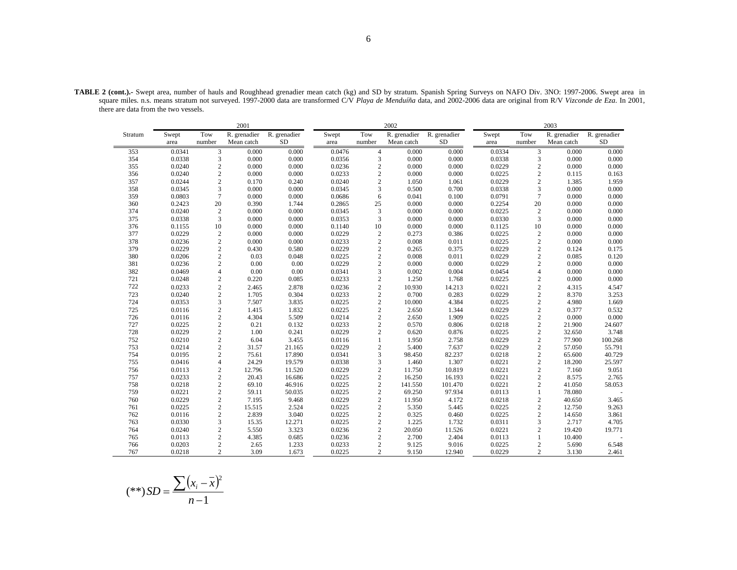**TABLE 2 (cont.).-** Swept area, number of hauls and Roughhead grenadier mean catch (kg) and SD by stratum. Spanish Spring Surveys on NAFO Div. 3NO: 1997-2006. Swept area in square miles. n.s. means stratum not surveyed. 1997-2000 data are transformed C/V *Playa de Menduíña* data, and 2002-2006 data are original from R/V *Vizconde de Eza*. In 2001, there are data from the two vessels.

| | 2001 | | | | 2002 | | | | 2003 | | | |
|---|---|---|---|---|---|---|---|---|---|---|---|---|
| Stratum | Swept area | Tow number | R. grenadier Mean catch | R. grenadier SD | Swept area | Tow number | R. grenadier Mean catch | R. grenadier SD | Swept area | Tow number | R. grenadier Mean catch | R. grenadier SD |
| 353 | 0.0341 | 3 | 0.000 | 0.000 | 0.0476 | 4 | 0.000 | 0.000 | 0.0334 | 3 | 0.000 | 0.000 |
| 354 | 0.0338 | 3 | 0.000 | 0.000 | 0.0356 | 3 | 0.000 | 0.000 | 0.0338 | 3 | 0.000 | 0.000 |
| 355 | 0.0240 | 2 | 0.000 | 0.000 | 0.0236 | 2 | 0.000 | 0.000 | 0.0229 | 2 | 0.000 | 0.000 |
| 356 | 0.0240 | 2 | 0.000 | 0.000 | 0.0233 | 2 | 0.000 | 0.000 | 0.0225 | 2 | 0.115 | 0.163 |
| 357 | 0.0244 | 2 | 0.170 | 0.240 | 0.0240 | 2 | 1.050 | 1.061 | 0.0229 | 2 | 1.385 | 1.959 |
| 358 | 0.0345 | 3 | 0.000 | 0.000 | 0.0345 | 3 | 0.500 | 0.700 | 0.0338 | 3 | 0.000 | 0.000 |
| 359 | 0.0803 | 7 | 0.000 | 0.000 | 0.0686 | 6 | 0.041 | 0.100 | 0.0791 | 7 | 0.000 | 0.000 |
| 360 | 0.2423 | 20 | 0.390 | 1.744 | 0.2865 | 25 | 0.000 | 0.000 | 0.2254 | 20 | 0.000 | 0.000 |
| 374 | 0.0240 | 2 | 0.000 | 0.000 | 0.0345 | 3 | 0.000 | 0.000 | 0.0225 | 2 | 0.000 | 0.000 |
| 375 | 0.0338 | 3 | 0.000 | 0.000 | 0.0353 | 3 | 0.000 | 0.000 | 0.0330 | 3 | 0.000 | 0.000 |
| 376 | 0.1155 | 10 | 0.000 | 0.000 | 0.1140 | 10 | 0.000 | 0.000 | 0.1125 | 10 | 0.000 | 0.000 |
| 377 | 0.0229 | 2 | 0.000 | 0.000 | 0.0229 | 2 | 0.273 | 0.386 | 0.0225 | 2 | 0.000 | 0.000 |
| 378 | 0.0236 | 2 | 0.000 | 0.000 | 0.0233 | 2 | 0.008 | 0.011 | 0.0225 | 2 | 0.000 | 0.000 |
| 379 | 0.0229 | 2 | 0.430 | 0.580 | 0.0229 | 2 | 0.265 | 0.375 | 0.0229 | 2 | 0.124 | 0.175 |
| 380 | 0.0206 | 2 | 0.03 | 0.048 | 0.0225 | 2 | 0.008 | 0.011 | 0.0229 | 2 | 0.085 | 0.120 |
| 381 | 0.0236 | 2 | 0.00 | 0.00 | 0.0229 | 2 | 0.000 | 0.000 | 0.0229 | 2 | 0.000 | 0.000 |
| 382 | 0.0469 | 4 | 0.00 | 0.00 | 0.0341 | 3 | 0.002 | 0.004 | 0.0454 | 4 | 0.000 | 0.000 |
| 721 | 0.0248 | 2 | 0.220 | 0.085 | 0.0233 | 2 | 1.250 | 1.768 | 0.0225 | 2 | 0.000 | 0.000 |
| 722 | 0.0233 | 2 | 2.465 | 2.878 | 0.0236 | 2 | 10.930 | 14.213 | 0.0221 | 2 | 4.315 | 4.547 |
| 723 | 0.0240 | 2 | 1.705 | 0.304 | 0.0233 | 2 | 0.700 | 0.283 | 0.0229 | 2 | 8.370 | 3.253 |
| 724 | 0.0353 | 3 | 7.507 | 3.835 | 0.0225 | 2 | 10.000 | 4.384 | 0.0225 | 2 | 4.980 | 1.669 |
| 725 | 0.0116 | 2 | 1.415 | 1.832 | 0.0225 | 2 | 2.650 | 1.344 | 0.0229 | 2 | 0.377 | 0.532 |
| 726 | 0.0116 | 2 | 4.304 | 5.509 | 0.0214 | 2 | 2.650 | 1.909 | 0.0225 | 2 | 0.000 | 0.000 |
| 727 | 0.0225 | 2 | 0.21 | 0.132 | 0.0233 | 2 | 0.570 | 0.806 | 0.0218 | 2 | 21.900 | 24.607 |
| 728 | 0.0229 | 2 | 1.00 | 0.241 | 0.0229 | 2 | 0.620 | 0.876 | 0.0225 | 2 | 32.650 | 3.748 |
| 752 | 0.0210 | 2 | 6.04 | 3.455 | 0.0116 | 1 | 1.950 | 2.758 | 0.0229 | 2 | 77.900 | 100.268 |
| 753 | 0.0214 | 2 | 31.57 | 21.165 | 0.0229 | 2 | 5.400 | 7.637 | 0.0229 | 2 | 57.050 | 55.791 |
| 754 | 0.0195 | 2 | 75.61 | 17.890 | 0.0341 | 3 | 98.450 | 82.237 | 0.0218 | 2 | 65.600 | 40.729 |
| 755 | 0.0416 | 4 | 24.29 | 19.579 | 0.0338 | 3 | 1.460 | 1.307 | 0.0221 | 2 | 18.200 | 25.597 |
| 756 | 0.0113 | 2 | 12.796 | 11.520 | 0.0229 | 2 | 11.750 | 10.819 | 0.0221 | 2 | 7.160 | 9.051 |
| 757 | 0.0233 | 2 | 20.43 | 16.686 | 0.0225 | 2 | 16.250 | 16.193 | 0.0221 | 2 | 8.575 | 2.765 |
| 758 | 0.0218 | 2 | 69.10 | 46.916 | 0.0225 | 2 | 141.550 | 101.470 | 0.0221 | 2 | 41.050 | 58.053 |
| 759 | 0.0221 | 2 | 59.11 | 50.035 | 0.0225 | 2 | 69.250 | 97.934 | 0.0113 | 1 | 78.080 | - |
| 760 | 0.0229 | 2 | 7.195 | 9.468 | 0.0229 | 2 | 11.950 | 4.172 | 0.0218 | 2 | 40.650 | 3.465 |
| 761 | 0.0225 | 2 | 15.515 | 2.524 | 0.0225 | 2 | 5.350 | 5.445 | 0.0225 | 2 | 12.750 | 9.263 |
| 762 | 0.0116 | 2 | 2.839 | 3.040 | 0.0225 | 2 | 0.325 | 0.460 | 0.0225 | 2 | 14.650 | 3.861 |
| 763 | 0.0330 | 3 | 15.35 | 12.271 | 0.0225 | 2 | 1.225 | 1.732 | 0.0311 | 3 | 2.717 | 4.705 |
| 764 | 0.0240 | 2 | 5.550 | 3.323 | 0.0236 | 2 | 20.050 | 11.526 | 0.0221 | 2 | 19.420 | 19.771 |
| 765 | 0.0113 | 2 | 4.385 | 0.685 | 0.0236 | 2 | 2.700 | 2.404 | 0.0113 | 1 | 10.400 | - |
| 766 | 0.0203 | 2 | 2.65 | 1.233 | 0.0233 | 2 | 9.125 | 9.016 | 0.0225 | 2 | 5.690 | 6.548 |
| 767 | 0.0218 | 2 | 3.09 | 1.673 | 0.0225 | 2 | 9.150 | 12.940 | 0.0229 | 2 | 3.130 | 2.461 |

$$(**)\, SD = \frac{\sum (x_i - \bar{x})^2}{n-1}$$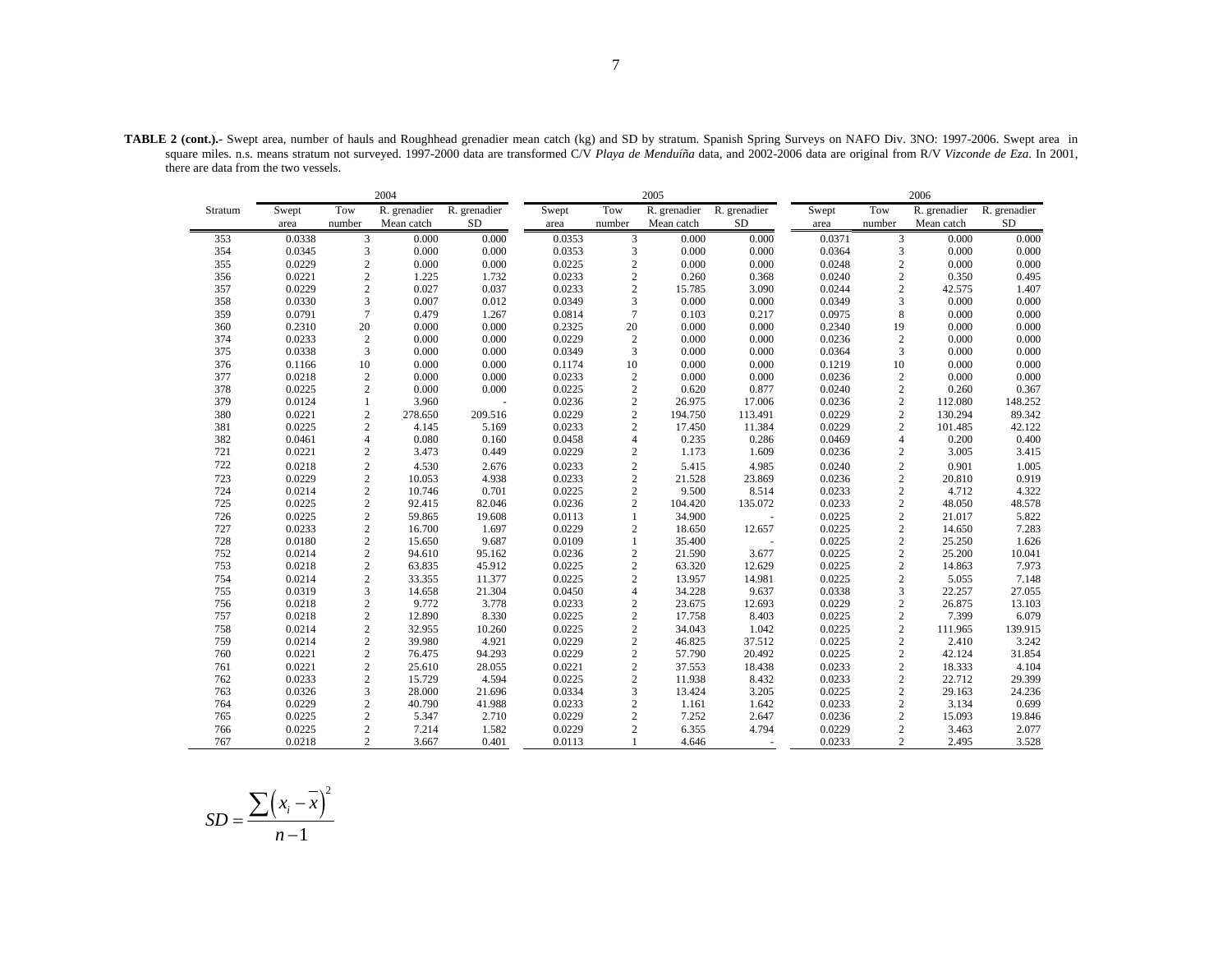**TABLE 2 (cont.).-** Swept area, number of hauls and Roughhead grenadier mean catch (kg) and SD by stratum. Spanish Spring Surveys on NAFO Div. 3NO: 1997-2006. Swept area in square miles. n.s. means stratum not surveyed. 1997-2000 data are transformed C/V *Playa de Menduíña* data, and 2002-2006 data are original from R/V *Vizconde de Eza*. In 2001, there are data from the two vessels.

| Stratum | 2004 | | | | 2005 | | | | 2006 | | | |
|---|---|---|---|---|---|---|---|---|---|---|---|---|
| | Swept area | Tow number | R. grenadier Mean catch | R. grenadier SD | Swept area | Tow number | R. grenadier Mean catch | R. grenadier SD | Swept area | Tow number | R. grenadier Mean catch | R. grenadier SD |
| 353 | 0.0338 | 3 | 0.000 | 0.000 | 0.0353 | 3 | 0.000 | 0.000 | 0.0371 | 3 | 0.000 | 0.000 |
| 354 | 0.0345 | 3 | 0.000 | 0.000 | 0.0353 | 3 | 0.000 | 0.000 | 0.0364 | 3 | 0.000 | 0.000 |
| 355 | 0.0229 | 2 | 0.000 | 0.000 | 0.0225 | 2 | 0.000 | 0.000 | 0.0248 | 2 | 0.000 | 0.000 |
| 356 | 0.0221 | 2 | 1.225 | 1.732 | 0.0233 | 2 | 0.260 | 0.368 | 0.0240 | 2 | 0.350 | 0.495 |
| 357 | 0.0229 | 2 | 0.027 | 0.037 | 0.0233 | 2 | 15.785 | 3.090 | 0.0244 | 2 | 42.575 | 1.407 |
| 358 | 0.0330 | 3 | 0.007 | 0.012 | 0.0349 | 3 | 0.000 | 0.000 | 0.0349 | 3 | 0.000 | 0.000 |
| 359 | 0.0791 | 7 | 0.479 | 1.267 | 0.0814 | 7 | 0.103 | 0.217 | 0.0975 | 8 | 0.000 | 0.000 |
| 360 | 0.2310 | 20 | 0.000 | 0.000 | 0.2325 | 20 | 0.000 | 0.000 | 0.2340 | 19 | 0.000 | 0.000 |
| 374 | 0.0233 | 2 | 0.000 | 0.000 | 0.0229 | 2 | 0.000 | 0.000 | 0.0236 | 2 | 0.000 | 0.000 |
| 375 | 0.0338 | 3 | 0.000 | 0.000 | 0.0349 | 3 | 0.000 | 0.000 | 0.0364 | 3 | 0.000 | 0.000 |
| 376 | 0.1166 | 10 | 0.000 | 0.000 | 0.1174 | 10 | 0.000 | 0.000 | 0.1219 | 10 | 0.000 | 0.000 |
| 377 | 0.0218 | 2 | 0.000 | 0.000 | 0.0233 | 2 | 0.000 | 0.000 | 0.0236 | 2 | 0.000 | 0.000 |
| 378 | 0.0225 | 2 | 0.000 | 0.000 | 0.0225 | 2 | 0.620 | 0.877 | 0.0240 | 2 | 0.260 | 0.367 |
| 379 | 0.0124 | 1 | 3.960 | - | 0.0236 | 2 | 26.975 | 17.006 | 0.0236 | 2 | 112.080 | 148.252 |
| 380 | 0.0221 | 2 | 278.650 | 209.516 | 0.0229 | 2 | 194.750 | 113.491 | 0.0229 | 2 | 130.294 | 89.342 |
| 381 | 0.0225 | 2 | 4.145 | 5.169 | 0.0233 | 2 | 17.450 | 11.384 | 0.0229 | 2 | 101.485 | 42.122 |
| 382 | 0.0461 | 4 | 0.080 | 0.160 | 0.0458 | 4 | 0.235 | 0.286 | 0.0469 | 4 | 0.200 | 0.400 |
| 721 | 0.0221 | 2 | 3.473 | 0.449 | 0.0229 | 2 | 1.173 | 1.609 | 0.0236 | 2 | 3.005 | 3.415 |
| 722 | 0.0218 | 2 | 4.530 | 2.676 | 0.0233 | 2 | 5.415 | 4.985 | 0.0240 | 2 | 0.901 | 1.005 |
| 723 | 0.0229 | 2 | 10.053 | 4.938 | 0.0233 | 2 | 21.528 | 23.869 | 0.0236 | 2 | 20.810 | 0.919 |
| 724 | 0.0214 | 2 | 10.746 | 0.701 | 0.0225 | 2 | 9.500 | 8.514 | 0.0233 | 2 | 4.712 | 4.322 |
| 725 | 0.0225 | 2 | 92.415 | 82.046 | 0.0236 | 2 | 104.420 | 135.072 | 0.0233 | 2 | 48.050 | 48.578 |
| 726 | 0.0225 | 2 | 59.865 | 19.608 | 0.0113 | 1 | 34.900 | - | 0.0225 | 2 | 21.017 | 5.822 |
| 727 | 0.0233 | 2 | 16.700 | 1.697 | 0.0229 | 2 | 18.650 | 12.657 | 0.0225 | 2 | 14.650 | 7.283 |
| 728 | 0.0180 | 2 | 15.650 | 9.687 | 0.0109 | 1 | 35.400 | - | 0.0225 | 2 | 25.250 | 1.626 |
| 752 | 0.0214 | 2 | 94.610 | 95.162 | 0.0236 | 2 | 21.590 | 3.677 | 0.0225 | 2 | 25.200 | 10.041 |
| 753 | 0.0218 | 2 | 63.835 | 45.912 | 0.0225 | 2 | 63.320 | 12.629 | 0.0225 | 2 | 14.863 | 7.973 |
| 754 | 0.0214 | 2 | 33.355 | 11.377 | 0.0225 | 2 | 13.957 | 14.981 | 0.0225 | 2 | 5.055 | 7.148 |
| 755 | 0.0319 | 3 | 14.658 | 21.304 | 0.0450 | 4 | 34.228 | 9.637 | 0.0338 | 3 | 22.257 | 27.055 |
| 756 | 0.0218 | 2 | 9.772 | 3.778 | 0.0233 | 2 | 23.675 | 12.693 | 0.0229 | 2 | 26.875 | 13.103 |
| 757 | 0.0218 | 2 | 12.890 | 8.330 | 0.0225 | 2 | 17.758 | 8.403 | 0.0225 | 2 | 7.399 | 6.079 |
| 758 | 0.0214 | 2 | 32.955 | 10.260 | 0.0225 | 2 | 34.043 | 1.042 | 0.0225 | 2 | 111.965 | 139.915 |
| 759 | 0.0214 | 2 | 39.980 | 4.921 | 0.0229 | 2 | 46.825 | 37.512 | 0.0225 | 2 | 2.410 | 3.242 |
| 760 | 0.0221 | 2 | 76.475 | 94.293 | 0.0229 | 2 | 57.790 | 20.492 | 0.0225 | 2 | 42.124 | 31.854 |
| 761 | 0.0221 | 2 | 25.610 | 28.055 | 0.0221 | 2 | 37.553 | 18.438 | 0.0233 | 2 | 18.333 | 4.104 |
| 762 | 0.0233 | 2 | 15.729 | 4.594 | 0.0225 | 2 | 11.938 | 8.432 | 0.0233 | 2 | 22.712 | 29.399 |
| 763 | 0.0326 | 3 | 28.000 | 21.696 | 0.0334 | 3 | 13.424 | 3.205 | 0.0225 | 2 | 29.163 | 24.236 |
| 764 | 0.0229 | 2 | 40.790 | 41.988 | 0.0233 | 2 | 1.161 | 1.642 | 0.0233 | 2 | 3.134 | 0.699 |
| 765 | 0.0225 | 2 | 5.347 | 2.710 | 0.0229 | 2 | 7.252 | 2.647 | 0.0236 | 2 | 15.093 | 19.846 |
| 766 | 0.0225 | 2 | 7.214 | 1.582 | 0.0229 | 2 | 6.355 | 4.794 | 0.0229 | 2 | 3.463 | 2.077 |
| 767 | 0.0218 | 2 | 3.667 | 0.401 | 0.0113 | 1 | 4.646 | - | 0.0233 | 2 | 2.495 | 3.528 |

$$SD = \frac{\sum \left(x_i - \bar{x}\right)^2}{n-1}$$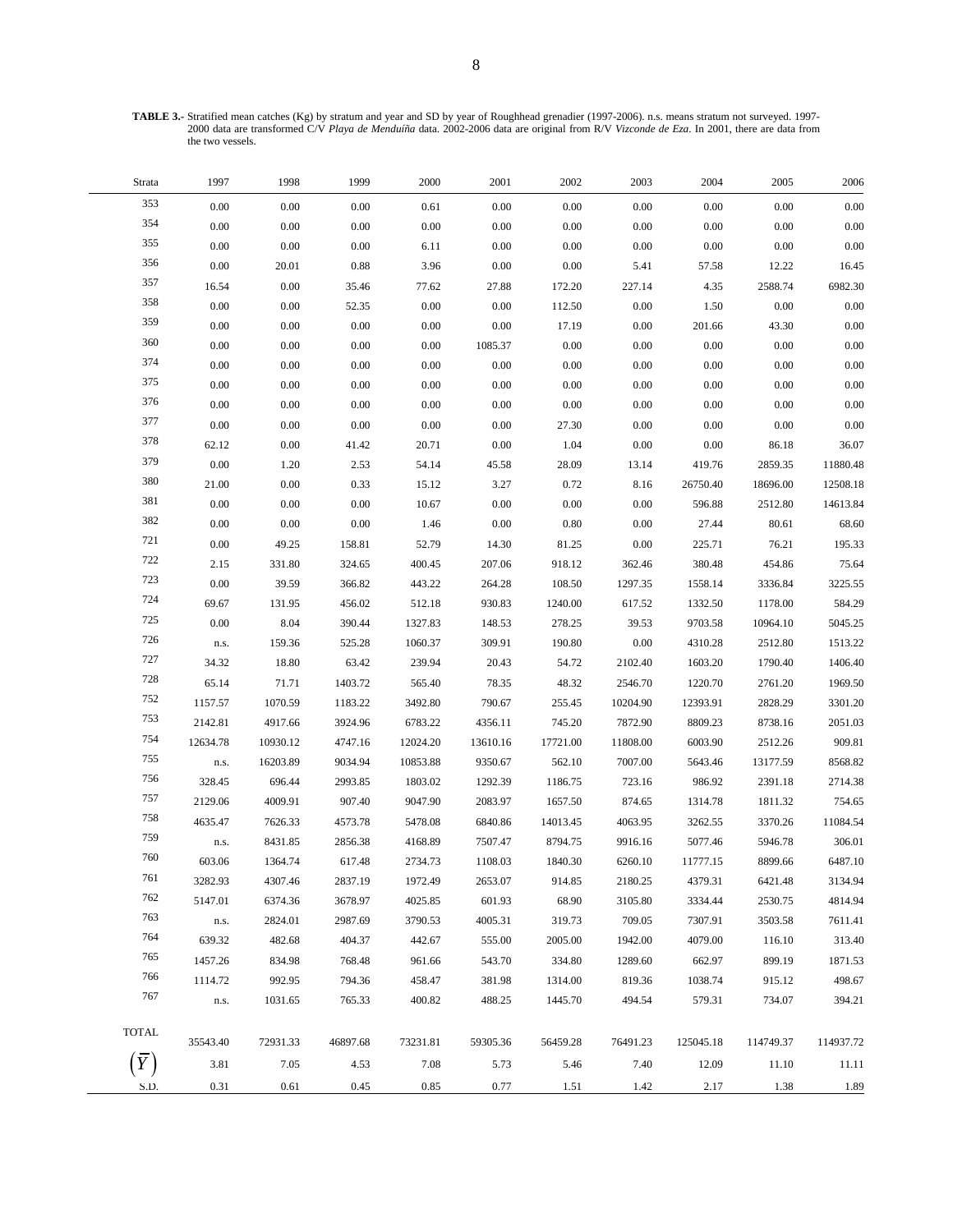**TABLE 3.-** Stratified mean catches (Kg) by stratum and year and SD by year of Roughhead grenadier (1997-2006). n.s. means stratum not surveyed. 1997-2000 data are transformed C/V *Playa de Menduíña* data. 2002-2006 data are original from R/V *Vizconde de Eza*. In 2001, there are data from the two vessels.

| Strata | 1997 | 1998 | 1999 | 2000 | 2001 | 2002 | 2003 | 2004 | 2005 | 2006 |
|---|---|---|---|---|---|---|---|---|---|---|
| 353 | 0.00 | 0.00 | 0.00 | 0.61 | 0.00 | 0.00 | 0.00 | 0.00 | 0.00 | 0.00 |
| 354 | 0.00 | 0.00 | 0.00 | 0.00 | 0.00 | 0.00 | 0.00 | 0.00 | 0.00 | 0.00 |
| 355 | 0.00 | 0.00 | 0.00 | 6.11 | 0.00 | 0.00 | 0.00 | 0.00 | 0.00 | 0.00 |
| 356 | 0.00 | 20.01 | 0.88 | 3.96 | 0.00 | 0.00 | 5.41 | 57.58 | 12.22 | 16.45 |
| 357 | 16.54 | 0.00 | 35.46 | 77.62 | 27.88 | 172.20 | 227.14 | 4.35 | 2588.74 | 6982.30 |
| 358 | 0.00 | 0.00 | 52.35 | 0.00 | 0.00 | 112.50 | 0.00 | 1.50 | 0.00 | 0.00 |
| 359 | 0.00 | 0.00 | 0.00 | 0.00 | 0.00 | 17.19 | 0.00 | 201.66 | 43.30 | 0.00 |
| 360 | 0.00 | 0.00 | 0.00 | 0.00 | 1085.37 | 0.00 | 0.00 | 0.00 | 0.00 | 0.00 |
| 374 | 0.00 | 0.00 | 0.00 | 0.00 | 0.00 | 0.00 | 0.00 | 0.00 | 0.00 | 0.00 |
| 375 | 0.00 | 0.00 | 0.00 | 0.00 | 0.00 | 0.00 | 0.00 | 0.00 | 0.00 | 0.00 |
| 376 | 0.00 | 0.00 | 0.00 | 0.00 | 0.00 | 0.00 | 0.00 | 0.00 | 0.00 | 0.00 |
| 377 | 0.00 | 0.00 | 0.00 | 0.00 | 0.00 | 27.30 | 0.00 | 0.00 | 0.00 | 0.00 |
| 378 | 62.12 | 0.00 | 41.42 | 20.71 | 0.00 | 1.04 | 0.00 | 0.00 | 86.18 | 36.07 |
| 379 | 0.00 | 1.20 | 2.53 | 54.14 | 45.58 | 28.09 | 13.14 | 419.76 | 2859.35 | 11880.48 |
| 380 | 21.00 | 0.00 | 0.33 | 15.12 | 3.27 | 0.72 | 8.16 | 26750.40 | 18696.00 | 12508.18 |
| 381 | 0.00 | 0.00 | 0.00 | 10.67 | 0.00 | 0.00 | 0.00 | 596.88 | 2512.80 | 14613.84 |
| 382 | 0.00 | 0.00 | 0.00 | 1.46 | 0.00 | 0.80 | 0.00 | 27.44 | 80.61 | 68.60 |
| 721 | 0.00 | 49.25 | 158.81 | 52.79 | 14.30 | 81.25 | 0.00 | 225.71 | 76.21 | 195.33 |
| 722 | 2.15 | 331.80 | 324.65 | 400.45 | 207.06 | 918.12 | 362.46 | 380.48 | 454.86 | 75.64 |
| 723 | 0.00 | 39.59 | 366.82 | 443.22 | 264.28 | 108.50 | 1297.35 | 1558.14 | 3336.84 | 3225.55 |
| 724 | 69.67 | 131.95 | 456.02 | 512.18 | 930.83 | 1240.00 | 617.52 | 1332.50 | 1178.00 | 584.29 |
| 725 | 0.00 | 8.04 | 390.44 | 1327.83 | 148.53 | 278.25 | 39.53 | 9703.58 | 10964.10 | 5045.25 |
| 726 | n.s. | 159.36 | 525.28 | 1060.37 | 309.91 | 190.80 | 0.00 | 4310.28 | 2512.80 | 1513.22 |
| 727 | 34.32 | 18.80 | 63.42 | 239.94 | 20.43 | 54.72 | 2102.40 | 1603.20 | 1790.40 | 1406.40 |
| 728 | 65.14 | 71.71 | 1403.72 | 565.40 | 78.35 | 48.32 | 2546.70 | 1220.70 | 2761.20 | 1969.50 |
| 752 | 1157.57 | 1070.59 | 1183.22 | 3492.80 | 790.67 | 255.45 | 10204.90 | 12393.91 | 2828.29 | 3301.20 |
| 753 | 2142.81 | 4917.66 | 3924.96 | 6783.22 | 4356.11 | 745.20 | 7872.90 | 8809.23 | 8738.16 | 2051.03 |
| 754 | 12634.78 | 10930.12 | 4747.16 | 12024.20 | 13610.16 | 17721.00 | 11808.00 | 6003.90 | 2512.26 | 909.81 |
| 755 | n.s. | 16203.89 | 9034.94 | 10853.88 | 9350.67 | 562.10 | 7007.00 | 5643.46 | 13177.59 | 8568.82 |
| 756 | 328.45 | 696.44 | 2993.85 | 1803.02 | 1292.39 | 1186.75 | 723.16 | 986.92 | 2391.18 | 2714.38 |
| 757 | 2129.06 | 4009.91 | 907.40 | 9047.90 | 2083.97 | 1657.50 | 874.65 | 1314.78 | 1811.32 | 754.65 |
| 758 | 4635.47 | 7626.33 | 4573.78 | 5478.08 | 6840.86 | 14013.45 | 4063.95 | 3262.55 | 3370.26 | 11084.54 |
| 759 | n.s. | 8431.85 | 2856.38 | 4168.89 | 7507.47 | 8794.75 | 9916.16 | 5077.46 | 5946.78 | 306.01 |
| 760 | 603.06 | 1364.74 | 617.48 | 2734.73 | 1108.03 | 1840.30 | 6260.10 | 11777.15 | 8899.66 | 6487.10 |
| 761 | 3282.93 | 4307.46 | 2837.19 | 1972.49 | 2653.07 | 914.85 | 2180.25 | 4379.31 | 6421.48 | 3134.94 |
| 762 | 5147.01 | 6374.36 | 3678.97 | 4025.85 | 601.93 | 68.90 | 3105.80 | 3334.44 | 2530.75 | 4814.94 |
| 763 | n.s. | 2824.01 | 2987.69 | 3790.53 | 4005.31 | 319.73 | 709.05 | 7307.91 | 3503.58 | 7611.41 |
| 764 | 639.32 | 482.68 | 404.37 | 442.67 | 555.00 | 2005.00 | 1942.00 | 4079.00 | 116.10 | 313.40 |
| 765 | 1457.26 | 834.98 | 768.48 | 961.66 | 543.70 | 334.80 | 1289.60 | 662.97 | 899.19 | 1871.53 |
| 766 | 1114.72 | 992.95 | 794.36 | 458.47 | 381.98 | 1314.00 | 819.36 | 1038.74 | 915.12 | 498.67 |
| 767 | n.s. | 1031.65 | 765.33 | 400.82 | 488.25 | 1445.70 | 494.54 | 579.31 | 734.07 | 394.21 |
| TOTAL | 35543.40 | 72931.33 | 46897.68 | 73231.81 | 59305.36 | 56459.28 | 76491.23 | 125045.18 | 114749.37 | 114937.72 |
| $\left(\overline{Y}\right)$ | 3.81 | 7.05 | 4.53 | 7.08 | 5.73 | 5.46 | 7.40 | 12.09 | 11.10 | 11.11 |
| S.D. | 0.31 | 0.61 | 0.45 | 0.85 | 0.77 | 1.51 | 1.42 | 2.17 | 1.38 | 1.89 |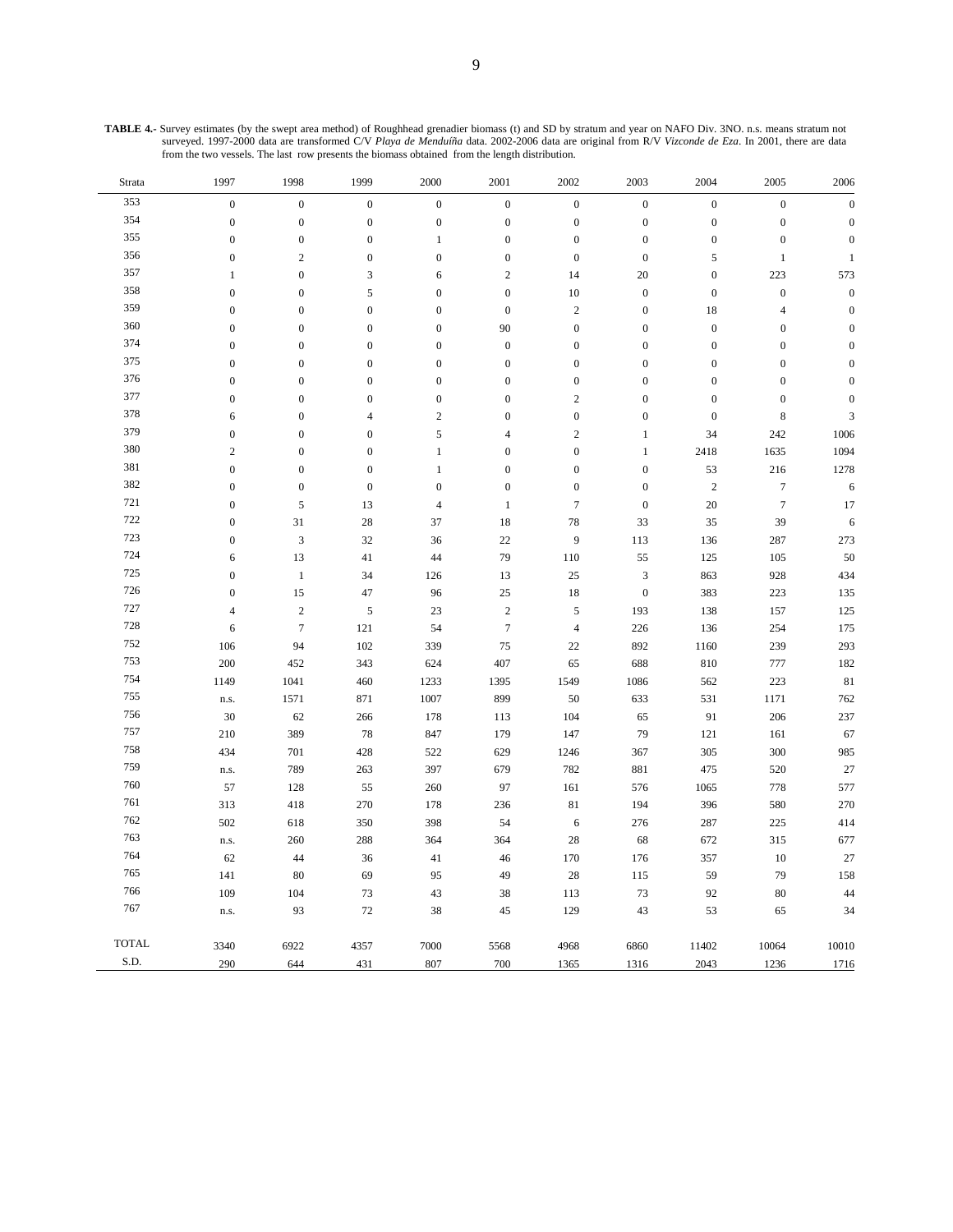**TABLE 4.-** Survey estimates (by the swept area method) of Roughhead grenadier biomass (t) and SD by stratum and year on NAFO Div. 3NO. n.s. means stratum not surveyed. 1997-2000 data are transformed C/V *Playa de Menduíña* data. 2002-2006 data are original from R/V *Vizconde de Eza*. In 2001, there are data from the two vessels. The last row presents the biomass obtained from the length distribution.

| Strata | 1997 | 1998 | 1999 | 2000 | 2001 | 2002 | 2003 | 2004 | 2005 | 2006 |
|---|---|---|---|---|---|---|---|---|---|---|
| 353 | 0 | 0 | 0 | 0 | 0 | 0 | 0 | 0 | 0 | 0 |
| 354 | 0 | 0 | 0 | 0 | 0 | 0 | 0 | 0 | 0 | 0 |
| 355 | 0 | 0 | 0 | 1 | 0 | 0 | 0 | 0 | 0 | 0 |
| 356 | 0 | 2 | 0 | 0 | 0 | 0 | 0 | 5 | 1 | 1 |
| 357 | 1 | 0 | 3 | 6 | 2 | 14 | 20 | 0 | 223 | 573 |
| 358 | 0 | 0 | 5 | 0 | 0 | 10 | 0 | 0 | 0 | 0 |
| 359 | 0 | 0 | 0 | 0 | 0 | 2 | 0 | 18 | 4 | 0 |
| 360 | 0 | 0 | 0 | 0 | 90 | 0 | 0 | 0 | 0 | 0 |
| 374 | 0 | 0 | 0 | 0 | 0 | 0 | 0 | 0 | 0 | 0 |
| 375 | 0 | 0 | 0 | 0 | 0 | 0 | 0 | 0 | 0 | 0 |
| 376 | 0 | 0 | 0 | 0 | 0 | 0 | 0 | 0 | 0 | 0 |
| 377 | 0 | 0 | 0 | 0 | 0 | 2 | 0 | 0 | 0 | 0 |
| 378 | 6 | 0 | 4 | 2 | 0 | 0 | 0 | 0 | 8 | 3 |
| 379 | 0 | 0 | 0 | 5 | 4 | 2 | 1 | 34 | 242 | 1006 |
| 380 | 2 | 0 | 0 | 1 | 0 | 0 | 1 | 2418 | 1635 | 1094 |
| 381 | 0 | 0 | 0 | 1 | 0 | 0 | 0 | 53 | 216 | 1278 |
| 382 | 0 | 0 | 0 | 0 | 0 | 0 | 0 | 2 | 7 | 6 |
| 721 | 0 | 5 | 13 | 4 | 1 | 7 | 0 | 20 | 7 | 17 |
| 722 | 0 | 31 | 28 | 37 | 18 | 78 | 33 | 35 | 39 | 6 |
| 723 | 0 | 3 | 32 | 36 | 22 | 9 | 113 | 136 | 287 | 273 |
| 724 | 6 | 13 | 41 | 44 | 79 | 110 | 55 | 125 | 105 | 50 |
| 725 | 0 | 1 | 34 | 126 | 13 | 25 | 3 | 863 | 928 | 434 |
| 726 | 0 | 15 | 47 | 96 | 25 | 18 | 0 | 383 | 223 | 135 |
| 727 | 4 | 2 | 5 | 23 | 2 | 5 | 193 | 138 | 157 | 125 |
| 728 | 6 | 7 | 121 | 54 | 7 | 4 | 226 | 136 | 254 | 175 |
| 752 | 106 | 94 | 102 | 339 | 75 | 22 | 892 | 1160 | 239 | 293 |
| 753 | 200 | 452 | 343 | 624 | 407 | 65 | 688 | 810 | 777 | 182 |
| 754 | 1149 | 1041 | 460 | 1233 | 1395 | 1549 | 1086 | 562 | 223 | 81 |
| 755 | n.s. | 1571 | 871 | 1007 | 899 | 50 | 633 | 531 | 1171 | 762 |
| 756 | 30 | 62 | 266 | 178 | 113 | 104 | 65 | 91 | 206 | 237 |
| 757 | 210 | 389 | 78 | 847 | 179 | 147 | 79 | 121 | 161 | 67 |
| 758 | 434 | 701 | 428 | 522 | 629 | 1246 | 367 | 305 | 300 | 985 |
| 759 | n.s. | 789 | 263 | 397 | 679 | 782 | 881 | 475 | 520 | 27 |
| 760 | 57 | 128 | 55 | 260 | 97 | 161 | 576 | 1065 | 778 | 577 |
| 761 | 313 | 418 | 270 | 178 | 236 | 81 | 194 | 396 | 580 | 270 |
| 762 | 502 | 618 | 350 | 398 | 54 | 6 | 276 | 287 | 225 | 414 |
| 763 | n.s. | 260 | 288 | 364 | 364 | 28 | 68 | 672 | 315 | 677 |
| 764 | 62 | 44 | 36 | 41 | 46 | 170 | 176 | 357 | 10 | 27 |
| 765 | 141 | 80 | 69 | 95 | 49 | 28 | 115 | 59 | 79 | 158 |
| 766 | 109 | 104 | 73 | 43 | 38 | 113 | 73 | 92 | 80 | 44 |
| 767 | n.s. | 93 | 72 | 38 | 45 | 129 | 43 | 53 | 65 | 34 |
| TOTAL | 3340 | 6922 | 4357 | 7000 | 5568 | 4968 | 6860 | 11402 | 10064 | 10010 |
| S.D. | 290 | 644 | 431 | 807 | 700 | 1365 | 1316 | 2043 | 1236 | 1716 |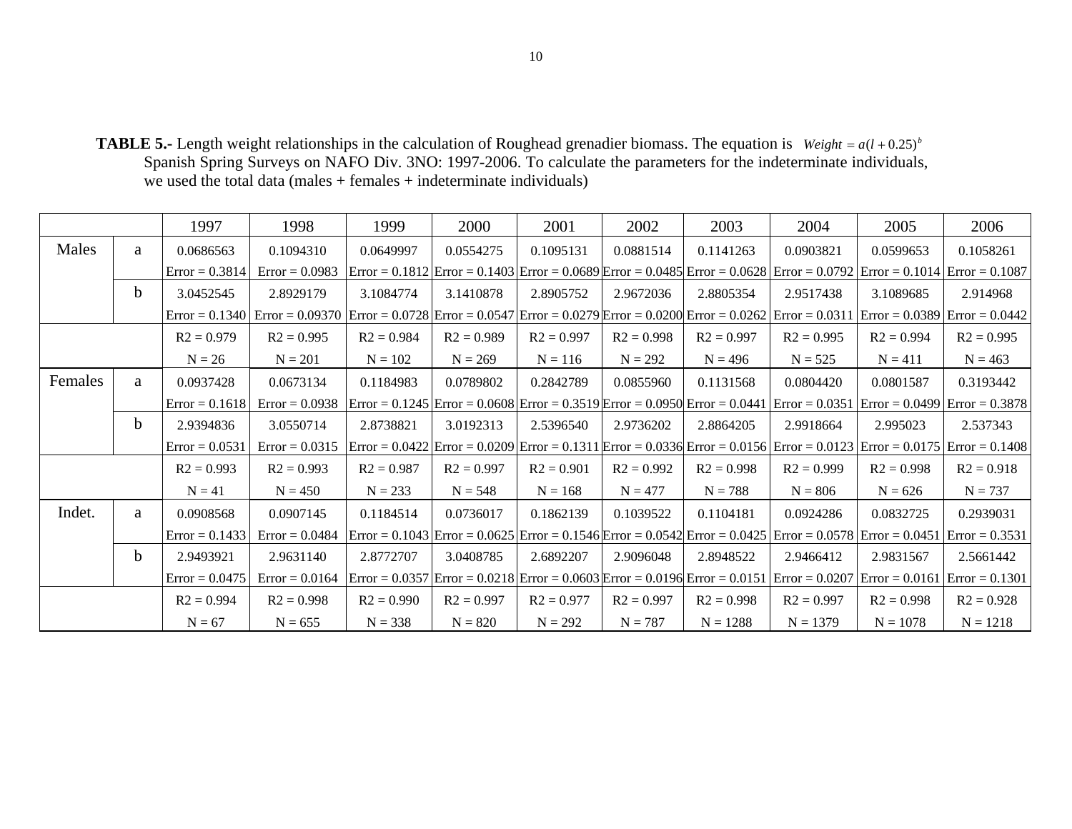**TABLE 5.-** Length weight relationships in the calculation of Roughead grenadier biomass. The equation is $Weight = a(l + 0.25)^b$ Spanish Spring Surveys on NAFO Div. 3NO: 1997-2006. To calculate the parameters for the indeterminate individuals, we used the total data (males + females + indeterminate individuals)

| | | 1997 | 1998 | 1999 | 2000 | 2001 | 2002 | 2003 | 2004 | 2005 | 2006 |
|---|---|---|---|---|---|---|---|---|---|---|---|
| Males | a | 0.0686563 | 0.1094310 | 0.0649997 | 0.0554275 | 0.1095131 | 0.0881514 | 0.1141263 | 0.0903821 | 0.0599653 | 0.1058261 |
| | | Error = 0.3814 | Error = 0.0983 | Error = 0.1812 | Error = 0.1403 | Error = 0.0689 | Error = 0.0485 | Error = 0.0628 | Error = 0.0792 | Error = 0.1014 | Error = 0.1087 |
| | b | 3.0452545 | 2.8929179 | 3.1084774 | 3.1410878 | 2.8905752 | 2.9672036 | 2.8805354 | 2.9517438 | 3.1089685 | 2.914968 |
| | | Error = 0.1340 | Error = 0.09370 | Error = 0.0728 | Error = 0.0547 | Error = 0.0279 | Error = 0.0200 | Error = 0.0262 | Error = 0.0311 | Error = 0.0389 | Error = 0.0442 |
| | | R2 = 0.979 | R2 = 0.995 | R2 = 0.984 | R2 = 0.989 | R2 = 0.997 | R2 = 0.998 | R2 = 0.997 | R2 = 0.995 | R2 = 0.994 | R2 = 0.995 |
| | | N = 26 | N = 201 | N = 102 | N = 269 | N = 116 | N = 292 | N = 496 | N = 525 | N = 411 | N = 463 |
| Females | a | 0.0937428 | 0.0673134 | 0.1184983 | 0.0789802 | 0.2842789 | 0.0855960 | 0.1131568 | 0.0804420 | 0.0801587 | 0.3193442 |
| | | Error = 0.1618 | Error = 0.0938 | Error = 0.1245 | Error = 0.0608 | Error = 0.3519 | Error = 0.0950 | Error = 0.0441 | Error = 0.0351 | Error = 0.0499 | Error = 0.3878 |
| | b | 2.9394836 | 3.0550714 | 2.8738821 | 3.0192313 | 2.5396540 | 2.9736202 | 2.8864205 | 2.9918664 | 2.995023 | 2.537343 |
| | | Error = 0.0531 | Error = 0.0315 | Error = 0.0422 | Error = 0.0209 | Error = 0.1311 | Error = 0.0336 | Error = 0.0156 | Error = 0.0123 | Error = 0.0175 | Error = 0.1408 |
| | | R2 = 0.993 | R2 = 0.993 | R2 = 0.987 | R2 = 0.997 | R2 = 0.901 | R2 = 0.992 | R2 = 0.998 | R2 = 0.999 | R2 = 0.998 | R2 = 0.918 |
| | | N = 41 | N = 450 | N = 233 | N = 548 | N = 168 | N = 477 | N = 788 | N = 806 | N = 626 | N = 737 |
| Indet. | a | 0.0908568 | 0.0907145 | 0.1184514 | 0.0736017 | 0.1862139 | 0.1039522 | 0.1104181 | 0.0924286 | 0.0832725 | 0.2939031 |
| | | Error = 0.1433 | Error = 0.0484 | Error = 0.1043 | Error = 0.0625 | Error = 0.1546 | Error = 0.0542 | Error = 0.0425 | Error = 0.0578 | Error = 0.0451 | Error = 0.3531 |
| | b | 2.9493921 | 2.9631140 | 2.8772707 | 3.0408785 | 2.6892207 | 2.9096048 | 2.8948522 | 2.9466412 | 2.9831567 | 2.5661442 |
| | | Error = 0.0475 | Error = 0.0164 | Error = 0.0357 | Error = 0.0218 | Error = 0.0603 | Error = 0.0196 | Error = 0.0151 | Error = 0.0207 | Error = 0.0161 | Error = 0.1301 |
| | | R2 = 0.994 | R2 = 0.998 | R2 = 0.990 | R2 = 0.997 | R2 = 0.977 | R2 = 0.997 | R2 = 0.998 | R2 = 0.997 | R2 = 0.998 | R2 = 0.928 |
| | | N = 67 | N = 655 | N = 338 | N = 820 | N = 292 | N = 787 | N = 1288 | N = 1379 | N = 1078 | N = 1218 |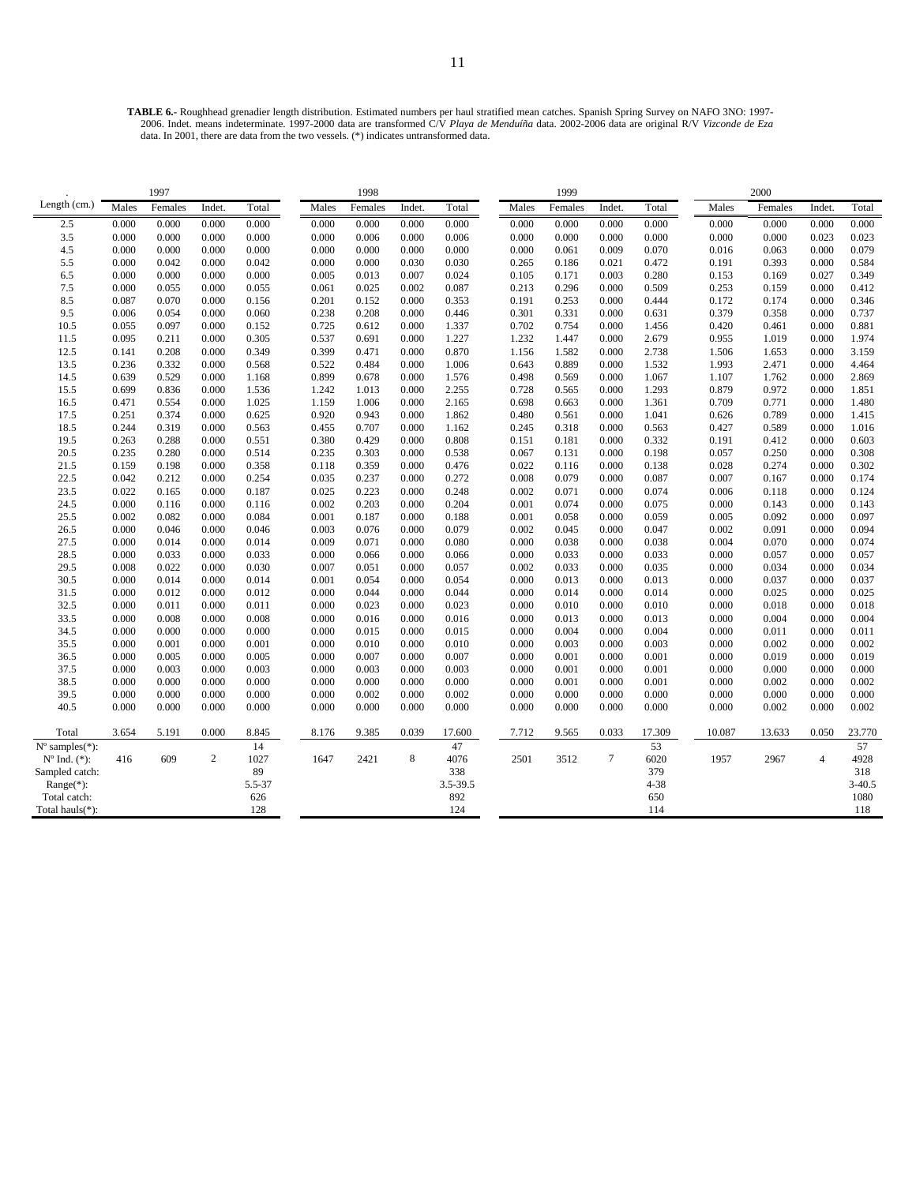**TABLE 6.-** Roughhead grenadier length distribution. Estimated numbers per haul stratified mean catches. Spanish Spring Survey on NAFO 3NO: 1997-2006. Indet. means indeterminate. 1997-2000 data are transformed C/V *Playa de Menduíña* data. 2002-2006 data are original R/V *Vizconde de Eza* data. In 2001, there are data from the two vessels. (*) indicates untransformed data.

| . | 1997 | | | | 1998 | | | | 1999 | | | | 2000 | | | |
|---|---|---|---|---|---|---|---|---|---|---|---|---|---|---|---|---|
| Length (cm.) | Males | Females | Indet. | Total | Males | Females | Indet. | Total | Males | Females | Indet. | Total | Males | Females | Indet. | Total |
| 2.5 | 0.000 | 0.000 | 0.000 | 0.000 | 0.000 | 0.000 | 0.000 | 0.000 | 0.000 | 0.000 | 0.000 | 0.000 | 0.000 | 0.000 | 0.000 | 0.000 |
| 3.5 | 0.000 | 0.000 | 0.000 | 0.000 | 0.000 | 0.006 | 0.000 | 0.006 | 0.000 | 0.000 | 0.000 | 0.000 | 0.000 | 0.000 | 0.023 | 0.023 |
| 4.5 | 0.000 | 0.000 | 0.000 | 0.000 | 0.000 | 0.000 | 0.000 | 0.000 | 0.000 | 0.061 | 0.009 | 0.070 | 0.016 | 0.063 | 0.000 | 0.079 |
| 5.5 | 0.000 | 0.042 | 0.000 | 0.042 | 0.000 | 0.000 | 0.030 | 0.030 | 0.265 | 0.186 | 0.021 | 0.472 | 0.191 | 0.393 | 0.000 | 0.584 |
| 6.5 | 0.000 | 0.000 | 0.000 | 0.000 | 0.005 | 0.013 | 0.007 | 0.024 | 0.105 | 0.171 | 0.003 | 0.280 | 0.153 | 0.169 | 0.027 | 0.349 |
| 7.5 | 0.000 | 0.055 | 0.000 | 0.055 | 0.061 | 0.025 | 0.002 | 0.087 | 0.213 | 0.296 | 0.000 | 0.509 | 0.253 | 0.159 | 0.000 | 0.412 |
| 8.5 | 0.087 | 0.070 | 0.000 | 0.156 | 0.201 | 0.152 | 0.000 | 0.353 | 0.191 | 0.253 | 0.000 | 0.444 | 0.172 | 0.174 | 0.000 | 0.346 |
| 9.5 | 0.006 | 0.054 | 0.000 | 0.060 | 0.238 | 0.208 | 0.000 | 0.446 | 0.301 | 0.331 | 0.000 | 0.631 | 0.379 | 0.358 | 0.000 | 0.737 |
| 10.5 | 0.055 | 0.097 | 0.000 | 0.152 | 0.725 | 0.612 | 0.000 | 1.337 | 0.702 | 0.754 | 0.000 | 1.456 | 0.420 | 0.461 | 0.000 | 0.881 |
| 11.5 | 0.095 | 0.211 | 0.000 | 0.305 | 0.537 | 0.691 | 0.000 | 1.227 | 1.232 | 1.447 | 0.000 | 2.679 | 0.955 | 1.019 | 0.000 | 1.974 |
| 12.5 | 0.141 | 0.208 | 0.000 | 0.349 | 0.399 | 0.471 | 0.000 | 0.870 | 1.156 | 1.582 | 0.000 | 2.738 | 1.506 | 1.653 | 0.000 | 3.159 |
| 13.5 | 0.236 | 0.332 | 0.000 | 0.568 | 0.522 | 0.484 | 0.000 | 1.006 | 0.643 | 0.889 | 0.000 | 1.532 | 1.993 | 2.471 | 0.000 | 4.464 |
| 14.5 | 0.639 | 0.529 | 0.000 | 1.168 | 0.899 | 0.678 | 0.000 | 1.576 | 0.498 | 0.569 | 0.000 | 1.067 | 1.107 | 1.762 | 0.000 | 2.869 |
| 15.5 | 0.699 | 0.836 | 0.000 | 1.536 | 1.242 | 1.013 | 0.000 | 2.255 | 0.728 | 0.565 | 0.000 | 1.293 | 0.879 | 0.972 | 0.000 | 1.851 |
| 16.5 | 0.471 | 0.554 | 0.000 | 1.025 | 1.159 | 1.006 | 0.000 | 2.165 | 0.698 | 0.663 | 0.000 | 1.361 | 0.709 | 0.771 | 0.000 | 1.480 |
| 17.5 | 0.251 | 0.374 | 0.000 | 0.625 | 0.920 | 0.943 | 0.000 | 1.862 | 0.480 | 0.561 | 0.000 | 1.041 | 0.626 | 0.789 | 0.000 | 1.415 |
| 18.5 | 0.244 | 0.319 | 0.000 | 0.563 | 0.455 | 0.707 | 0.000 | 1.162 | 0.245 | 0.318 | 0.000 | 0.563 | 0.427 | 0.589 | 0.000 | 1.016 |
| 19.5 | 0.263 | 0.288 | 0.000 | 0.551 | 0.380 | 0.429 | 0.000 | 0.808 | 0.151 | 0.181 | 0.000 | 0.332 | 0.191 | 0.412 | 0.000 | 0.603 |
| 20.5 | 0.235 | 0.280 | 0.000 | 0.514 | 0.235 | 0.303 | 0.000 | 0.538 | 0.067 | 0.131 | 0.000 | 0.198 | 0.057 | 0.250 | 0.000 | 0.308 |
| 21.5 | 0.159 | 0.198 | 0.000 | 0.358 | 0.118 | 0.359 | 0.000 | 0.476 | 0.022 | 0.116 | 0.000 | 0.138 | 0.028 | 0.274 | 0.000 | 0.302 |
| 22.5 | 0.042 | 0.212 | 0.000 | 0.254 | 0.035 | 0.237 | 0.000 | 0.272 | 0.008 | 0.079 | 0.000 | 0.087 | 0.007 | 0.167 | 0.000 | 0.174 |
| 23.5 | 0.022 | 0.165 | 0.000 | 0.187 | 0.025 | 0.223 | 0.000 | 0.248 | 0.002 | 0.071 | 0.000 | 0.074 | 0.006 | 0.118 | 0.000 | 0.124 |
| 24.5 | 0.000 | 0.116 | 0.000 | 0.116 | 0.002 | 0.203 | 0.000 | 0.204 | 0.001 | 0.074 | 0.000 | 0.075 | 0.000 | 0.143 | 0.000 | 0.143 |
| 25.5 | 0.002 | 0.082 | 0.000 | 0.084 | 0.001 | 0.187 | 0.000 | 0.188 | 0.001 | 0.058 | 0.000 | 0.059 | 0.005 | 0.092 | 0.000 | 0.097 |
| 26.5 | 0.000 | 0.046 | 0.000 | 0.046 | 0.003 | 0.076 | 0.000 | 0.079 | 0.002 | 0.045 | 0.000 | 0.047 | 0.002 | 0.091 | 0.000 | 0.094 |
| 27.5 | 0.000 | 0.014 | 0.000 | 0.014 | 0.009 | 0.071 | 0.000 | 0.080 | 0.000 | 0.038 | 0.000 | 0.038 | 0.004 | 0.070 | 0.000 | 0.074 |
| 28.5 | 0.000 | 0.033 | 0.000 | 0.033 | 0.000 | 0.066 | 0.000 | 0.066 | 0.000 | 0.033 | 0.000 | 0.033 | 0.000 | 0.057 | 0.000 | 0.057 |
| 29.5 | 0.008 | 0.022 | 0.000 | 0.030 | 0.007 | 0.051 | 0.000 | 0.057 | 0.002 | 0.033 | 0.000 | 0.035 | 0.000 | 0.034 | 0.000 | 0.034 |
| 30.5 | 0.000 | 0.014 | 0.000 | 0.014 | 0.001 | 0.054 | 0.000 | 0.054 | 0.000 | 0.013 | 0.000 | 0.013 | 0.000 | 0.037 | 0.000 | 0.037 |
| 31.5 | 0.000 | 0.012 | 0.000 | 0.012 | 0.000 | 0.044 | 0.000 | 0.044 | 0.000 | 0.014 | 0.000 | 0.014 | 0.000 | 0.025 | 0.000 | 0.025 |
| 32.5 | 0.000 | 0.011 | 0.000 | 0.011 | 0.000 | 0.023 | 0.000 | 0.023 | 0.000 | 0.010 | 0.000 | 0.010 | 0.000 | 0.018 | 0.000 | 0.018 |
| 33.5 | 0.000 | 0.008 | 0.000 | 0.008 | 0.000 | 0.016 | 0.000 | 0.016 | 0.000 | 0.013 | 0.000 | 0.013 | 0.000 | 0.004 | 0.000 | 0.004 |
| 34.5 | 0.000 | 0.000 | 0.000 | 0.000 | 0.000 | 0.015 | 0.000 | 0.015 | 0.000 | 0.004 | 0.000 | 0.004 | 0.000 | 0.011 | 0.000 | 0.011 |
| 35.5 | 0.000 | 0.001 | 0.000 | 0.001 | 0.000 | 0.010 | 0.000 | 0.010 | 0.000 | 0.003 | 0.000 | 0.003 | 0.000 | 0.002 | 0.000 | 0.002 |
| 36.5 | 0.000 | 0.005 | 0.000 | 0.005 | 0.000 | 0.007 | 0.000 | 0.007 | 0.000 | 0.001 | 0.000 | 0.001 | 0.000 | 0.019 | 0.000 | 0.019 |
| 37.5 | 0.000 | 0.003 | 0.000 | 0.003 | 0.000 | 0.003 | 0.000 | 0.003 | 0.000 | 0.001 | 0.000 | 0.001 | 0.000 | 0.000 | 0.000 | 0.000 |
| 38.5 | 0.000 | 0.000 | 0.000 | 0.000 | 0.000 | 0.000 | 0.000 | 0.000 | 0.000 | 0.001 | 0.000 | 0.001 | 0.000 | 0.002 | 0.000 | 0.002 |
| 39.5 | 0.000 | 0.000 | 0.000 | 0.000 | 0.000 | 0.002 | 0.000 | 0.002 | 0.000 | 0.000 | 0.000 | 0.000 | 0.000 | 0.000 | 0.000 | 0.000 |
| 40.5 | 0.000 | 0.000 | 0.000 | 0.000 | 0.000 | 0.000 | 0.000 | 0.000 | 0.000 | 0.000 | 0.000 | 0.000 | 0.000 | 0.002 | 0.000 | 0.002 |
| Total | 3.654 | 5.191 | 0.000 | 8.845 | 8.176 | 9.385 | 0.039 | 17.600 | 7.712 | 9.565 | 0.033 | 17.309 | 10.087 | 13.633 | 0.050 | 23.770 |
| Nº samples(*): | | | | 14 | | | | 47 | | | | 53 | | | | 57 |
| Nº Ind. (*): | 416 | 609 | 2 | 1027 | 1647 | 2421 | 8 | 4076 | 2501 | 3512 | 7 | 6020 | 1957 | 2967 | 4 | 4928 |
| Sampled catch: | | | | 89 | | | | 338 | | | | 379 | | | | 318 |
| Range(*): | | | | 5.5-37 | | | | 3.5-39.5 | | | | 4-38 | | | | 3-40.5 |
| Total catch: | | | | 626 | | | | 892 | | | | 650 | | | | 1080 |
| Total hauls(*): | | | | 128 | | | | 124 | | | | 114 | | | | 118 |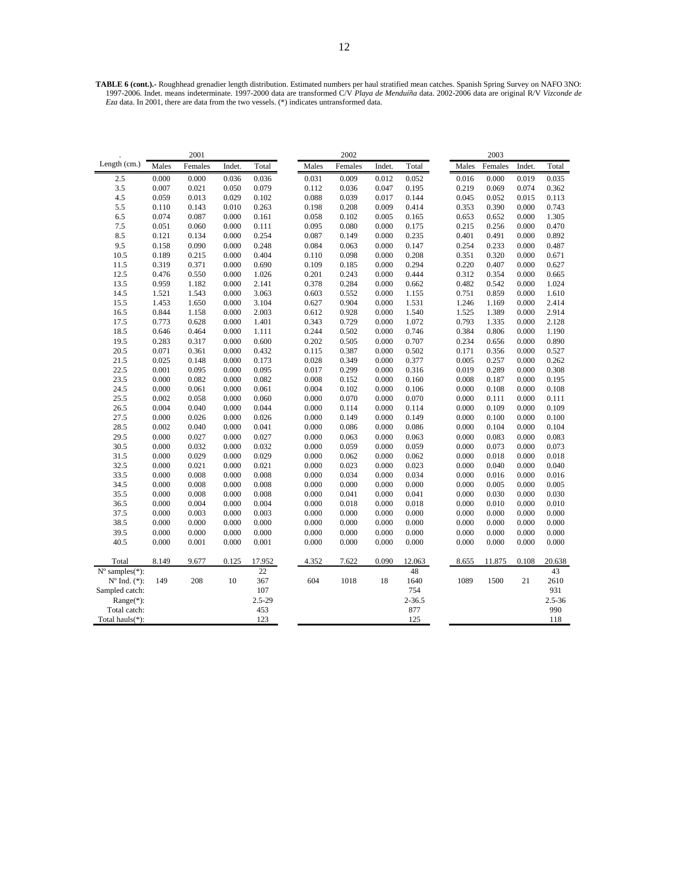**TABLE 6 (cont.).-** Roughhead grenadier length distribution. Estimated numbers per haul stratified mean catches. Spanish Spring Survey on NAFO 3NO: 1997-2006. Indet. means indeterminate. 1997-2000 data are transformed C/V *Playa de Menduíña* data. 2002-2006 data are original R/V *Vizconde de Eza* data. In 2001, there are data from the two vessels. (*) indicates untransformed data.

| . | 2001 | | | | 2002 | | | | 2003 | | | |
|---|---|---|---|---|---|---|---|---|---|---|---|---|
| Length (cm.) | Males | Females | Indet. | Total | Males | Females | Indet. | Total | Males | Females | Indet. | Total |
| 2.5 | 0.000 | 0.000 | 0.036 | 0.036 | 0.031 | 0.009 | 0.012 | 0.052 | 0.016 | 0.000 | 0.019 | 0.035 |
| 3.5 | 0.007 | 0.021 | 0.050 | 0.079 | 0.112 | 0.036 | 0.047 | 0.195 | 0.219 | 0.069 | 0.074 | 0.362 |
| 4.5 | 0.059 | 0.013 | 0.029 | 0.102 | 0.088 | 0.039 | 0.017 | 0.144 | 0.045 | 0.052 | 0.015 | 0.113 |
| 5.5 | 0.110 | 0.143 | 0.010 | 0.263 | 0.198 | 0.208 | 0.009 | 0.414 | 0.353 | 0.390 | 0.000 | 0.743 |
| 6.5 | 0.074 | 0.087 | 0.000 | 0.161 | 0.058 | 0.102 | 0.005 | 0.165 | 0.653 | 0.652 | 0.000 | 1.305 |
| 7.5 | 0.051 | 0.060 | 0.000 | 0.111 | 0.095 | 0.080 | 0.000 | 0.175 | 0.215 | 0.256 | 0.000 | 0.470 |
| 8.5 | 0.121 | 0.134 | 0.000 | 0.254 | 0.087 | 0.149 | 0.000 | 0.235 | 0.401 | 0.491 | 0.000 | 0.892 |
| 9.5 | 0.158 | 0.090 | 0.000 | 0.248 | 0.084 | 0.063 | 0.000 | 0.147 | 0.254 | 0.233 | 0.000 | 0.487 |
| 10.5 | 0.189 | 0.215 | 0.000 | 0.404 | 0.110 | 0.098 | 0.000 | 0.208 | 0.351 | 0.320 | 0.000 | 0.671 |
| 11.5 | 0.319 | 0.371 | 0.000 | 0.690 | 0.109 | 0.185 | 0.000 | 0.294 | 0.220 | 0.407 | 0.000 | 0.627 |
| 12.5 | 0.476 | 0.550 | 0.000 | 1.026 | 0.201 | 0.243 | 0.000 | 0.444 | 0.312 | 0.354 | 0.000 | 0.665 |
| 13.5 | 0.959 | 1.182 | 0.000 | 2.141 | 0.378 | 0.284 | 0.000 | 0.662 | 0.482 | 0.542 | 0.000 | 1.024 |
| 14.5 | 1.521 | 1.543 | 0.000 | 3.063 | 0.603 | 0.552 | 0.000 | 1.155 | 0.751 | 0.859 | 0.000 | 1.610 |
| 15.5 | 1.453 | 1.650 | 0.000 | 3.104 | 0.627 | 0.904 | 0.000 | 1.531 | 1.246 | 1.169 | 0.000 | 2.414 |
| 16.5 | 0.844 | 1.158 | 0.000 | 2.003 | 0.612 | 0.928 | 0.000 | 1.540 | 1.525 | 1.389 | 0.000 | 2.914 |
| 17.5 | 0.773 | 0.628 | 0.000 | 1.401 | 0.343 | 0.729 | 0.000 | 1.072 | 0.793 | 1.335 | 0.000 | 2.128 |
| 18.5 | 0.646 | 0.464 | 0.000 | 1.111 | 0.244 | 0.502 | 0.000 | 0.746 | 0.384 | 0.806 | 0.000 | 1.190 |
| 19.5 | 0.283 | 0.317 | 0.000 | 0.600 | 0.202 | 0.505 | 0.000 | 0.707 | 0.234 | 0.656 | 0.000 | 0.890 |
| 20.5 | 0.071 | 0.361 | 0.000 | 0.432 | 0.115 | 0.387 | 0.000 | 0.502 | 0.171 | 0.356 | 0.000 | 0.527 |
| 21.5 | 0.025 | 0.148 | 0.000 | 0.173 | 0.028 | 0.349 | 0.000 | 0.377 | 0.005 | 0.257 | 0.000 | 0.262 |
| 22.5 | 0.001 | 0.095 | 0.000 | 0.095 | 0.017 | 0.299 | 0.000 | 0.316 | 0.019 | 0.289 | 0.000 | 0.308 |
| 23.5 | 0.000 | 0.082 | 0.000 | 0.082 | 0.008 | 0.152 | 0.000 | 0.160 | 0.008 | 0.187 | 0.000 | 0.195 |
| 24.5 | 0.000 | 0.061 | 0.000 | 0.061 | 0.004 | 0.102 | 0.000 | 0.106 | 0.000 | 0.108 | 0.000 | 0.108 |
| 25.5 | 0.002 | 0.058 | 0.000 | 0.060 | 0.000 | 0.070 | 0.000 | 0.070 | 0.000 | 0.111 | 0.000 | 0.111 |
| 26.5 | 0.004 | 0.040 | 0.000 | 0.044 | 0.000 | 0.114 | 0.000 | 0.114 | 0.000 | 0.109 | 0.000 | 0.109 |
| 27.5 | 0.000 | 0.026 | 0.000 | 0.026 | 0.000 | 0.149 | 0.000 | 0.149 | 0.000 | 0.100 | 0.000 | 0.100 |
| 28.5 | 0.002 | 0.040 | 0.000 | 0.041 | 0.000 | 0.086 | 0.000 | 0.086 | 0.000 | 0.104 | 0.000 | 0.104 |
| 29.5 | 0.000 | 0.027 | 0.000 | 0.027 | 0.000 | 0.063 | 0.000 | 0.063 | 0.000 | 0.083 | 0.000 | 0.083 |
| 30.5 | 0.000 | 0.032 | 0.000 | 0.032 | 0.000 | 0.059 | 0.000 | 0.059 | 0.000 | 0.073 | 0.000 | 0.073 |
| 31.5 | 0.000 | 0.029 | 0.000 | 0.029 | 0.000 | 0.062 | 0.000 | 0.062 | 0.000 | 0.018 | 0.000 | 0.018 |
| 32.5 | 0.000 | 0.021 | 0.000 | 0.021 | 0.000 | 0.023 | 0.000 | 0.023 | 0.000 | 0.040 | 0.000 | 0.040 |
| 33.5 | 0.000 | 0.008 | 0.000 | 0.008 | 0.000 | 0.034 | 0.000 | 0.034 | 0.000 | 0.016 | 0.000 | 0.016 |
| 34.5 | 0.000 | 0.008 | 0.000 | 0.008 | 0.000 | 0.000 | 0.000 | 0.000 | 0.000 | 0.005 | 0.000 | 0.005 |
| 35.5 | 0.000 | 0.008 | 0.000 | 0.008 | 0.000 | 0.041 | 0.000 | 0.041 | 0.000 | 0.030 | 0.000 | 0.030 |
| 36.5 | 0.000 | 0.004 | 0.000 | 0.004 | 0.000 | 0.018 | 0.000 | 0.018 | 0.000 | 0.010 | 0.000 | 0.010 |
| 37.5 | 0.000 | 0.003 | 0.000 | 0.003 | 0.000 | 0.000 | 0.000 | 0.000 | 0.000 | 0.000 | 0.000 | 0.000 |
| 38.5 | 0.000 | 0.000 | 0.000 | 0.000 | 0.000 | 0.000 | 0.000 | 0.000 | 0.000 | 0.000 | 0.000 | 0.000 |
| 39.5 | 0.000 | 0.000 | 0.000 | 0.000 | 0.000 | 0.000 | 0.000 | 0.000 | 0.000 | 0.000 | 0.000 | 0.000 |
| 40.5 | 0.000 | 0.001 | 0.000 | 0.001 | 0.000 | 0.000 | 0.000 | 0.000 | 0.000 | 0.000 | 0.000 | 0.000 |
| Total | 8.149 | 9.677 | 0.125 | 17.952 | 4.352 | 7.622 | 0.090 | 12.063 | 8.655 | 11.875 | 0.108 | 20.638 |
| Nº samples(*): | | | | 22 | | | | 48 | | | | 43 |
| Nº Ind. (*): | 149 | 208 | 10 | 367 | 604 | 1018 | 18 | 1640 | 1089 | 1500 | 21 | 2610 |
| Sampled catch: | | | | 107 | | | | 754 | | | | 931 |
| Range(*): | | | | 2.5-29 | | | | 2-36.5 | | | | 2.5-36 |
| Total catch: | | | | 453 | | | | 877 | | | | 990 |
| Total hauls(*): | | | | 123 | | | | 125 | | | | 118 |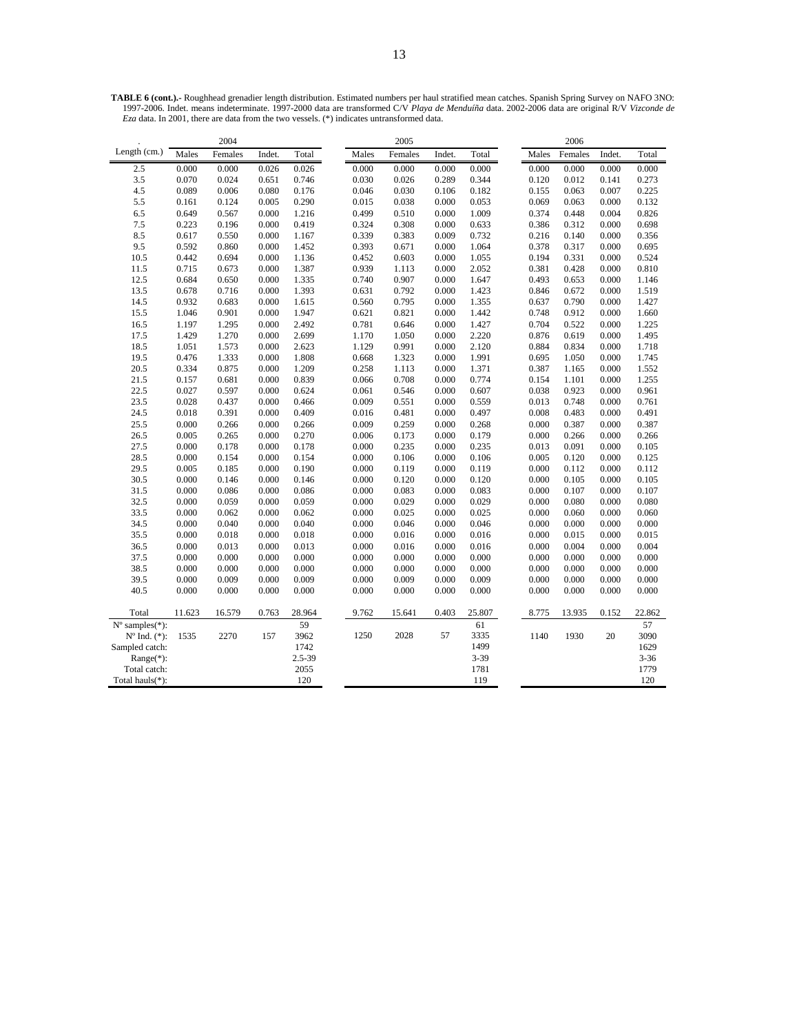**TABLE 6 (cont.).-** Roughhead grenadier length distribution. Estimated numbers per haul stratified mean catches. Spanish Spring Survey on NAFO 3NO: 1997-2006. Indet. means indeterminate. 1997-2000 data are transformed C/V *Playa de Menduíña* data. 2002-2006 data are original R/V *Vizconde de Eza* data. In 2001, there are data from the two vessels. (*) indicates untransformed data.

| . | 2004 | | | | 2005 | | | | 2006 | | | |
|---|---|---|---|---|---|---|---|---|---|---|---|---|
| Length (cm.) | Males | Females | Indet. | Total | Males | Females | Indet. | Total | Males | Females | Indet. | Total |
| 2.5 | 0.000 | 0.000 | 0.026 | 0.026 | 0.000 | 0.000 | 0.000 | 0.000 | 0.000 | 0.000 | 0.000 | 0.000 |
| 3.5 | 0.070 | 0.024 | 0.651 | 0.746 | 0.030 | 0.026 | 0.289 | 0.344 | 0.120 | 0.012 | 0.141 | 0.273 |
| 4.5 | 0.089 | 0.006 | 0.080 | 0.176 | 0.046 | 0.030 | 0.106 | 0.182 | 0.155 | 0.063 | 0.007 | 0.225 |
| 5.5 | 0.161 | 0.124 | 0.005 | 0.290 | 0.015 | 0.038 | 0.000 | 0.053 | 0.069 | 0.063 | 0.000 | 0.132 |
| 6.5 | 0.649 | 0.567 | 0.000 | 1.216 | 0.499 | 0.510 | 0.000 | 1.009 | 0.374 | 0.448 | 0.004 | 0.826 |
| 7.5 | 0.223 | 0.196 | 0.000 | 0.419 | 0.324 | 0.308 | 0.000 | 0.633 | 0.386 | 0.312 | 0.000 | 0.698 |
| 8.5 | 0.617 | 0.550 | 0.000 | 1.167 | 0.339 | 0.383 | 0.009 | 0.732 | 0.216 | 0.140 | 0.000 | 0.356 |
| 9.5 | 0.592 | 0.860 | 0.000 | 1.452 | 0.393 | 0.671 | 0.000 | 1.064 | 0.378 | 0.317 | 0.000 | 0.695 |
| 10.5 | 0.442 | 0.694 | 0.000 | 1.136 | 0.452 | 0.603 | 0.000 | 1.055 | 0.194 | 0.331 | 0.000 | 0.524 |
| 11.5 | 0.715 | 0.673 | 0.000 | 1.387 | 0.939 | 1.113 | 0.000 | 2.052 | 0.381 | 0.428 | 0.000 | 0.810 |
| 12.5 | 0.684 | 0.650 | 0.000 | 1.335 | 0.740 | 0.907 | 0.000 | 1.647 | 0.493 | 0.653 | 0.000 | 1.146 |
| 13.5 | 0.678 | 0.716 | 0.000 | 1.393 | 0.631 | 0.792 | 0.000 | 1.423 | 0.846 | 0.672 | 0.000 | 1.519 |
| 14.5 | 0.932 | 0.683 | 0.000 | 1.615 | 0.560 | 0.795 | 0.000 | 1.355 | 0.637 | 0.790 | 0.000 | 1.427 |
| 15.5 | 1.046 | 0.901 | 0.000 | 1.947 | 0.621 | 0.821 | 0.000 | 1.442 | 0.748 | 0.912 | 0.000 | 1.660 |
| 16.5 | 1.197 | 1.295 | 0.000 | 2.492 | 0.781 | 0.646 | 0.000 | 1.427 | 0.704 | 0.522 | 0.000 | 1.225 |
| 17.5 | 1.429 | 1.270 | 0.000 | 2.699 | 1.170 | 1.050 | 0.000 | 2.220 | 0.876 | 0.619 | 0.000 | 1.495 |
| 18.5 | 1.051 | 1.573 | 0.000 | 2.623 | 1.129 | 0.991 | 0.000 | 2.120 | 0.884 | 0.834 | 0.000 | 1.718 |
| 19.5 | 0.476 | 1.333 | 0.000 | 1.808 | 0.668 | 1.323 | 0.000 | 1.991 | 0.695 | 1.050 | 0.000 | 1.745 |
| 20.5 | 0.334 | 0.875 | 0.000 | 1.209 | 0.258 | 1.113 | 0.000 | 1.371 | 0.387 | 1.165 | 0.000 | 1.552 |
| 21.5 | 0.157 | 0.681 | 0.000 | 0.839 | 0.066 | 0.708 | 0.000 | 0.774 | 0.154 | 1.101 | 0.000 | 1.255 |
| 22.5 | 0.027 | 0.597 | 0.000 | 0.624 | 0.061 | 0.546 | 0.000 | 0.607 | 0.038 | 0.923 | 0.000 | 0.961 |
| 23.5 | 0.028 | 0.437 | 0.000 | 0.466 | 0.009 | 0.551 | 0.000 | 0.559 | 0.013 | 0.748 | 0.000 | 0.761 |
| 24.5 | 0.018 | 0.391 | 0.000 | 0.409 | 0.016 | 0.481 | 0.000 | 0.497 | 0.008 | 0.483 | 0.000 | 0.491 |
| 25.5 | 0.000 | 0.266 | 0.000 | 0.266 | 0.009 | 0.259 | 0.000 | 0.268 | 0.000 | 0.387 | 0.000 | 0.387 |
| 26.5 | 0.005 | 0.265 | 0.000 | 0.270 | 0.006 | 0.173 | 0.000 | 0.179 | 0.000 | 0.266 | 0.000 | 0.266 |
| 27.5 | 0.000 | 0.178 | 0.000 | 0.178 | 0.000 | 0.235 | 0.000 | 0.235 | 0.013 | 0.091 | 0.000 | 0.105 |
| 28.5 | 0.000 | 0.154 | 0.000 | 0.154 | 0.000 | 0.106 | 0.000 | 0.106 | 0.005 | 0.120 | 0.000 | 0.125 |
| 29.5 | 0.005 | 0.185 | 0.000 | 0.190 | 0.000 | 0.119 | 0.000 | 0.119 | 0.000 | 0.112 | 0.000 | 0.112 |
| 30.5 | 0.000 | 0.146 | 0.000 | 0.146 | 0.000 | 0.120 | 0.000 | 0.120 | 0.000 | 0.105 | 0.000 | 0.105 |
| 31.5 | 0.000 | 0.086 | 0.000 | 0.086 | 0.000 | 0.083 | 0.000 | 0.083 | 0.000 | 0.107 | 0.000 | 0.107 |
| 32.5 | 0.000 | 0.059 | 0.000 | 0.059 | 0.000 | 0.029 | 0.000 | 0.029 | 0.000 | 0.080 | 0.000 | 0.080 |
| 33.5 | 0.000 | 0.062 | 0.000 | 0.062 | 0.000 | 0.025 | 0.000 | 0.025 | 0.000 | 0.060 | 0.000 | 0.060 |
| 34.5 | 0.000 | 0.040 | 0.000 | 0.040 | 0.000 | 0.046 | 0.000 | 0.046 | 0.000 | 0.000 | 0.000 | 0.000 |
| 35.5 | 0.000 | 0.018 | 0.000 | 0.018 | 0.000 | 0.016 | 0.000 | 0.016 | 0.000 | 0.015 | 0.000 | 0.015 |
| 36.5 | 0.000 | 0.013 | 0.000 | 0.013 | 0.000 | 0.016 | 0.000 | 0.016 | 0.000 | 0.004 | 0.000 | 0.004 |
| 37.5 | 0.000 | 0.000 | 0.000 | 0.000 | 0.000 | 0.000 | 0.000 | 0.000 | 0.000 | 0.000 | 0.000 | 0.000 |
| 38.5 | 0.000 | 0.000 | 0.000 | 0.000 | 0.000 | 0.000 | 0.000 | 0.000 | 0.000 | 0.000 | 0.000 | 0.000 |
| 39.5 | 0.000 | 0.009 | 0.000 | 0.009 | 0.000 | 0.009 | 0.000 | 0.009 | 0.000 | 0.000 | 0.000 | 0.000 |
| 40.5 | 0.000 | 0.000 | 0.000 | 0.000 | 0.000 | 0.000 | 0.000 | 0.000 | 0.000 | 0.000 | 0.000 | 0.000 |
| Total | 11.623 | 16.579 | 0.763 | 28.964 | 9.762 | 15.641 | 0.403 | 25.807 | 8.775 | 13.935 | 0.152 | 22.862 |
| Nº samples(*): | | | | 59 | | | | 61 | | | | 57 |
| Nº Ind. (*): | 1535 | 2270 | 157 | 3962 | 1250 | 2028 | 57 | 3335 | 1140 | 1930 | 20 | 3090 |
| Sampled catch: | | | | 1742 | | | | 1499 | | | | 1629 |
| Range(*): | | | | 2.5-39 | | | | 3-39 | | | | 3-36 |
| Total catch: | | | | 2055 | | | | 1781 | | | | 1779 |
| Total hauls(*): | | | | 120 | | | | 119 | | | | 120 |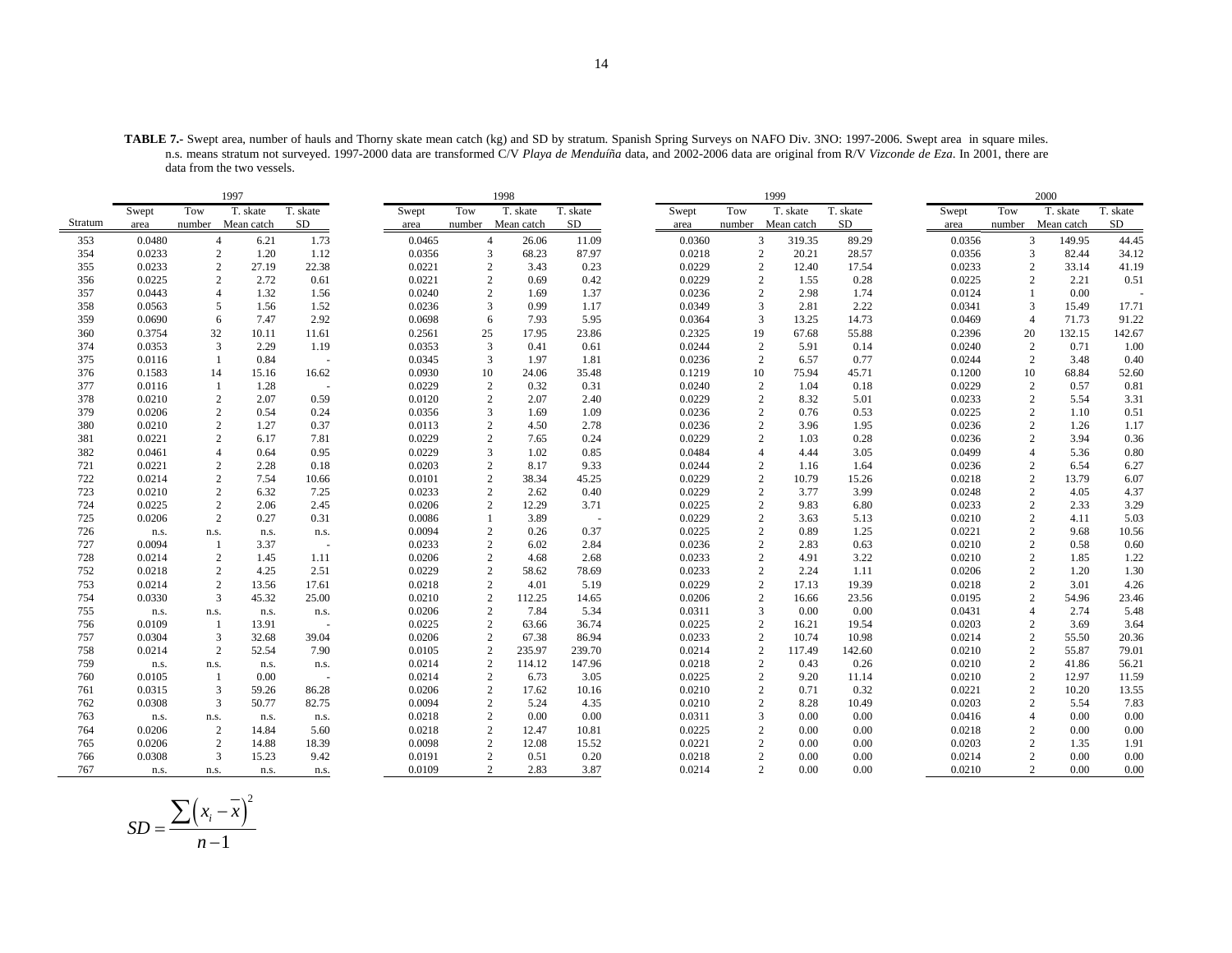**TABLE 7.-** Swept area, number of hauls and Thorny skate mean catch (kg) and SD by stratum. Spanish Spring Surveys on NAFO Div. 3NO: 1997-2006. Swept area in square miles. n.s. means stratum not surveyed. 1997-2000 data are transformed C/V *Playa de Menduíña* data, and 2002-2006 data are original from R/V *Vizconde de Eza*. In 2001, there are data from the two vessels.

| | 1997 | | | | 1998 | | | | 1999 | | | | 2000 | | | |
|---|---|---|---|---|---|---|---|---|---|---|---|---|---|---|---|---|
| Stratum | Swept area | Tow number | T. skate Mean catch | T. skate SD | Swept area | Tow number | T. skate Mean catch | T. skate SD | Swept area | Tow number | T. skate Mean catch | T. skate SD | Swept area | Tow number | T. skate Mean catch | T. skate SD |
| 353 | 0.0480 | 4 | 6.21 | 1.73 | 0.0465 | 4 | 26.06 | 11.09 | 0.0360 | 3 | 319.35 | 89.29 | 0.0356 | 3 | 149.95 | 44.45 |
| 354 | 0.0233 | 2 | 1.20 | 1.12 | 0.0356 | 3 | 68.23 | 87.97 | 0.0218 | 2 | 20.21 | 28.57 | 0.0356 | 3 | 82.44 | 34.12 |
| 355 | 0.0233 | 2 | 27.19 | 22.38 | 0.0221 | 2 | 3.43 | 0.23 | 0.0229 | 2 | 12.40 | 17.54 | 0.0233 | 2 | 33.14 | 41.19 |
| 356 | 0.0225 | 2 | 2.72 | 0.61 | 0.0221 | 2 | 0.69 | 0.42 | 0.0229 | 2 | 1.55 | 0.28 | 0.0225 | 2 | 2.21 | 0.51 |
| 357 | 0.0443 | 4 | 1.32 | 1.56 | 0.0240 | 2 | 1.69 | 1.37 | 0.0236 | 2 | 2.98 | 1.74 | 0.0124 | 1 | 0.00 | - |
| 358 | 0.0563 | 5 | 1.56 | 1.52 | 0.0236 | 3 | 0.99 | 1.17 | 0.0349 | 3 | 2.81 | 2.22 | 0.0341 | 3 | 15.49 | 17.71 |
| 359 | 0.0690 | 6 | 7.47 | 2.92 | 0.0698 | 6 | 7.93 | 5.95 | 0.0364 | 3 | 13.25 | 14.73 | 0.0469 | 4 | 71.73 | 91.22 |
| 360 | 0.3754 | 32 | 10.11 | 11.61 | 0.2561 | 25 | 17.95 | 23.86 | 0.2325 | 19 | 67.68 | 55.88 | 0.2396 | 20 | 132.15 | 142.67 |
| 374 | 0.0353 | 3 | 2.29 | 1.19 | 0.0353 | 3 | 0.41 | 0.61 | 0.0244 | 2 | 5.91 | 0.14 | 0.0240 | 2 | 0.71 | 1.00 |
| 375 | 0.0116 | 1 | 0.84 | - | 0.0345 | 3 | 1.97 | 1.81 | 0.0236 | 2 | 6.57 | 0.77 | 0.0244 | 2 | 3.48 | 0.40 |
| 376 | 0.1583 | 14 | 15.16 | 16.62 | 0.0930 | 10 | 24.06 | 35.48 | 0.1219 | 10 | 75.94 | 45.71 | 0.1200 | 10 | 68.84 | 52.60 |
| 377 | 0.0116 | 1 | 1.28 | - | 0.0229 | 2 | 0.32 | 0.31 | 0.0240 | 2 | 1.04 | 0.18 | 0.0229 | 2 | 0.57 | 0.81 |
| 378 | 0.0210 | 2 | 2.07 | 0.59 | 0.0120 | 2 | 2.07 | 2.40 | 0.0229 | 2 | 8.32 | 5.01 | 0.0233 | 2 | 5.54 | 3.31 |
| 379 | 0.0206 | 2 | 0.54 | 0.24 | 0.0356 | 3 | 1.69 | 1.09 | 0.0236 | 2 | 0.76 | 0.53 | 0.0225 | 2 | 1.10 | 0.51 |
| 380 | 0.0210 | 2 | 1.27 | 0.37 | 0.0113 | 2 | 4.50 | 2.78 | 0.0236 | 2 | 3.96 | 1.95 | 0.0236 | 2 | 1.26 | 1.17 |
| 381 | 0.0221 | 2 | 6.17 | 7.81 | 0.0229 | 2 | 7.65 | 0.24 | 0.0229 | 2 | 1.03 | 0.28 | 0.0236 | 2 | 3.94 | 0.36 |
| 382 | 0.0461 | 4 | 0.64 | 0.95 | 0.0229 | 3 | 1.02 | 0.85 | 0.0484 | 4 | 4.44 | 3.05 | 0.0499 | 4 | 5.36 | 0.80 |
| 721 | 0.0221 | 2 | 2.28 | 0.18 | 0.0203 | 2 | 8.17 | 9.33 | 0.0244 | 2 | 1.16 | 1.64 | 0.0236 | 2 | 6.54 | 6.27 |
| 722 | 0.0214 | 2 | 7.54 | 10.66 | 0.0101 | 2 | 38.34 | 45.25 | 0.0229 | 2 | 10.79 | 15.26 | 0.0218 | 2 | 13.79 | 6.07 |
| 723 | 0.0210 | 2 | 6.32 | 7.25 | 0.0233 | 2 | 2.62 | 0.40 | 0.0229 | 2 | 3.77 | 3.99 | 0.0248 | 2 | 4.05 | 4.37 |
| 724 | 0.0225 | 2 | 2.06 | 2.45 | 0.0206 | 2 | 12.29 | 3.71 | 0.0225 | 2 | 9.83 | 6.80 | 0.0233 | 2 | 2.33 | 3.29 |
| 725 | 0.0206 | 2 | 0.27 | 0.31 | 0.0086 | 1 | 3.89 | - | 0.0229 | 2 | 3.63 | 5.13 | 0.0210 | 2 | 4.11 | 5.03 |
| 726 | n.s. | n.s. | n.s. | n.s. | 0.0094 | 2 | 0.26 | 0.37 | 0.0225 | 2 | 0.89 | 1.25 | 0.0221 | 2 | 9.68 | 10.56 |
| 727 | 0.0094 | 1 | 3.37 | - | 0.0233 | 2 | 6.02 | 2.84 | 0.0236 | 2 | 2.83 | 0.63 | 0.0210 | 2 | 0.58 | 0.60 |
| 728 | 0.0214 | 2 | 1.45 | 1.11 | 0.0206 | 2 | 4.68 | 2.68 | 0.0233 | 2 | 4.91 | 3.22 | 0.0210 | 2 | 1.85 | 1.22 |
| 752 | 0.0218 | 2 | 4.25 | 2.51 | 0.0229 | 2 | 58.62 | 78.69 | 0.0233 | 2 | 2.24 | 1.11 | 0.0206 | 2 | 1.20 | 1.30 |
| 753 | 0.0214 | 2 | 13.56 | 17.61 | 0.0218 | 2 | 4.01 | 5.19 | 0.0229 | 2 | 17.13 | 19.39 | 0.0218 | 2 | 3.01 | 4.26 |
| 754 | 0.0330 | 3 | 45.32 | 25.00 | 0.0210 | 2 | 112.25 | 14.65 | 0.0206 | 2 | 16.66 | 23.56 | 0.0195 | 2 | 54.96 | 23.46 |
| 755 | n.s. | n.s. | n.s. | n.s. | 0.0206 | 2 | 7.84 | 5.34 | 0.0311 | 3 | 0.00 | 0.00 | 0.0431 | 4 | 2.74 | 5.48 |
| 756 | 0.0109 | 1 | 13.91 | - | 0.0225 | 2 | 63.66 | 36.74 | 0.0225 | 2 | 16.21 | 19.54 | 0.0203 | 2 | 3.69 | 3.64 |
| 757 | 0.0304 | 3 | 32.68 | 39.04 | 0.0206 | 2 | 67.38 | 86.94 | 0.0233 | 2 | 10.74 | 10.98 | 0.0214 | 2 | 55.50 | 20.36 |
| 758 | 0.0214 | 2 | 52.54 | 7.90 | 0.0105 | 2 | 235.97 | 239.70 | 0.0214 | 2 | 117.49 | 142.60 | 0.0210 | 2 | 55.87 | 79.01 |
| 759 | n.s. | n.s. | n.s. | n.s. | 0.0214 | 2 | 114.12 | 147.96 | 0.0218 | 2 | 0.43 | 0.26 | 0.0210 | 2 | 41.86 | 56.21 |
| 760 | 0.0105 | 1 | 0.00 | - | 0.0214 | 2 | 6.73 | 3.05 | 0.0225 | 2 | 9.20 | 11.14 | 0.0210 | 2 | 12.97 | 11.59 |
| 761 | 0.0315 | 3 | 59.26 | 86.28 | 0.0206 | 2 | 17.62 | 10.16 | 0.0210 | 2 | 0.71 | 0.32 | 0.0221 | 2 | 10.20 | 13.55 |
| 762 | 0.0308 | 3 | 50.77 | 82.75 | 0.0094 | 2 | 5.24 | 4.35 | 0.0210 | 2 | 8.28 | 10.49 | 0.0203 | 2 | 5.54 | 7.83 |
| 763 | n.s. | n.s. | n.s. | n.s. | 0.0218 | 2 | 0.00 | 0.00 | 0.0311 | 3 | 0.00 | 0.00 | 0.0416 | 4 | 0.00 | 0.00 |
| 764 | 0.0206 | 2 | 14.84 | 5.60 | 0.0218 | 2 | 12.47 | 10.81 | 0.0225 | 2 | 0.00 | 0.00 | 0.0218 | 2 | 0.00 | 0.00 |
| 765 | 0.0206 | 2 | 14.88 | 18.39 | 0.0098 | 2 | 12.08 | 15.52 | 0.0221 | 2 | 0.00 | 0.00 | 0.0203 | 2 | 1.35 | 1.91 |
| 766 | 0.0308 | 3 | 15.23 | 9.42 | 0.0191 | 2 | 0.51 | 0.20 | 0.0218 | 2 | 0.00 | 0.00 | 0.0214 | 2 | 0.00 | 0.00 |
| 767 | n.s. | n.s. | n.s. | n.s. | 0.0109 | 2 | 2.83 | 3.87 | 0.0214 | 2 | 0.00 | 0.00 | 0.0210 | 2 | 0.00 | 0.00 |

$$SD = \frac{\sum\left(x_i - \overline{x}\right)^2}{n-1}$$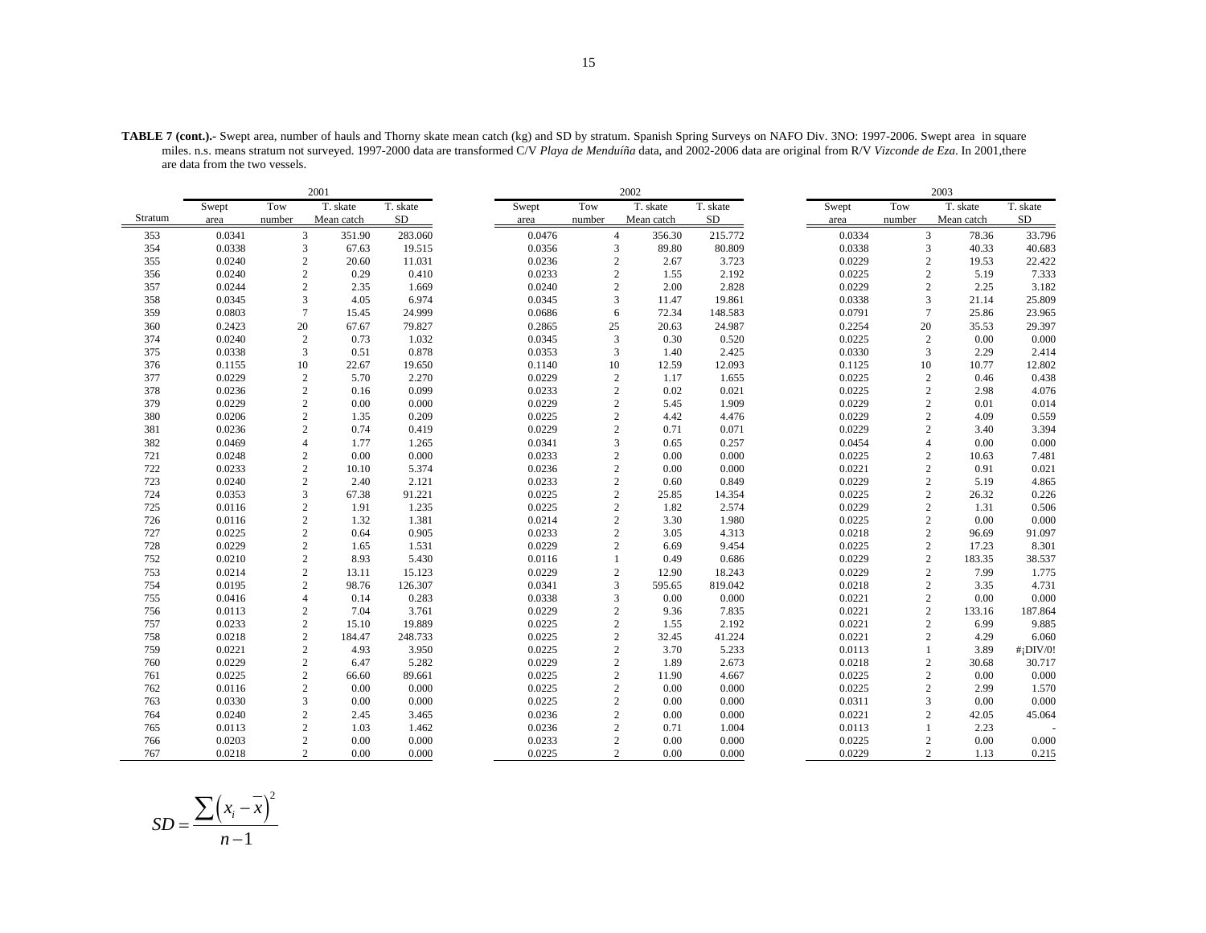**TABLE 7 (cont.).-** Swept area, number of hauls and Thorny skate mean catch (kg) and SD by stratum. Spanish Spring Surveys on NAFO Div. 3NO: 1997-2006. Swept area in square miles. n.s. means stratum not surveyed. 1997-2000 data are transformed C/V *Playa de Menduíña* data, and 2002-2006 data are original from R/V *Vizconde de Eza*. In 2001,there are data from the two vessels.

| | 2001 | | | | 2002 | | | | 2003 | | | |
|---|---|---|---|---|---|---|---|---|---|---|---|---|
| Stratum | Swept area | Tow number | T. skate Mean catch | T. skate SD | Swept area | Tow number | T. skate Mean catch | T. skate SD | Swept area | Tow number | T. skate Mean catch | T. skate SD |
| 353 | 0.0341 | 3 | 351.90 | 283.060 | 0.0476 | 4 | 356.30 | 215.772 | 0.0334 | 3 | 78.36 | 33.796 |
| 354 | 0.0338 | 3 | 67.63 | 19.515 | 0.0356 | 3 | 89.80 | 80.809 | 0.0338 | 3 | 40.33 | 40.683 |
| 355 | 0.0240 | 2 | 20.60 | 11.031 | 0.0236 | 2 | 2.67 | 3.723 | 0.0229 | 2 | 19.53 | 22.422 |
| 356 | 0.0240 | 2 | 0.29 | 0.410 | 0.0233 | 2 | 1.55 | 2.192 | 0.0225 | 2 | 5.19 | 7.333 |
| 357 | 0.0244 | 2 | 2.35 | 1.669 | 0.0240 | 2 | 2.00 | 2.828 | 0.0229 | 2 | 2.25 | 3.182 |
| 358 | 0.0345 | 3 | 4.05 | 6.974 | 0.0345 | 3 | 11.47 | 19.861 | 0.0338 | 3 | 21.14 | 25.809 |
| 359 | 0.0803 | 7 | 15.45 | 24.999 | 0.0686 | 6 | 72.34 | 148.583 | 0.0791 | 7 | 25.86 | 23.965 |
| 360 | 0.2423 | 20 | 67.67 | 79.827 | 0.2865 | 25 | 20.63 | 24.987 | 0.2254 | 20 | 35.53 | 29.397 |
| 374 | 0.0240 | 2 | 0.73 | 1.032 | 0.0345 | 3 | 0.30 | 0.520 | 0.0225 | 2 | 0.00 | 0.000 |
| 375 | 0.0338 | 3 | 0.51 | 0.878 | 0.0353 | 3 | 1.40 | 2.425 | 0.0330 | 3 | 2.29 | 2.414 |
| 376 | 0.1155 | 10 | 22.67 | 19.650 | 0.1140 | 10 | 12.59 | 12.093 | 0.1125 | 10 | 10.77 | 12.802 |
| 377 | 0.0229 | 2 | 5.70 | 2.270 | 0.0229 | 2 | 1.17 | 1.655 | 0.0225 | 2 | 0.46 | 0.438 |
| 378 | 0.0236 | 2 | 0.16 | 0.099 | 0.0233 | 2 | 0.02 | 0.021 | 0.0225 | 2 | 2.98 | 4.076 |
| 379 | 0.0229 | 2 | 0.00 | 0.000 | 0.0229 | 2 | 5.45 | 1.909 | 0.0229 | 2 | 0.01 | 0.014 |
| 380 | 0.0206 | 2 | 1.35 | 0.209 | 0.0225 | 2 | 4.42 | 4.476 | 0.0229 | 2 | 4.09 | 0.559 |
| 381 | 0.0236 | 2 | 0.74 | 0.419 | 0.0229 | 2 | 0.71 | 0.071 | 0.0229 | 2 | 3.40 | 3.394 |
| 382 | 0.0469 | 4 | 1.77 | 1.265 | 0.0341 | 3 | 0.65 | 0.257 | 0.0454 | 4 | 0.00 | 0.000 |
| 721 | 0.0248 | 2 | 0.00 | 0.000 | 0.0233 | 2 | 0.00 | 0.000 | 0.0225 | 2 | 10.63 | 7.481 |
| 722 | 0.0233 | 2 | 10.10 | 5.374 | 0.0236 | 2 | 0.00 | 0.000 | 0.0221 | 2 | 0.91 | 0.021 |
| 723 | 0.0240 | 2 | 2.40 | 2.121 | 0.0233 | 2 | 0.60 | 0.849 | 0.0229 | 2 | 5.19 | 4.865 |
| 724 | 0.0353 | 3 | 67.38 | 91.221 | 0.0225 | 2 | 25.85 | 14.354 | 0.0225 | 2 | 26.32 | 0.226 |
| 725 | 0.0116 | 2 | 1.91 | 1.235 | 0.0225 | 2 | 1.82 | 2.574 | 0.0229 | 2 | 1.31 | 0.506 |
| 726 | 0.0116 | 2 | 1.32 | 1.381 | 0.0214 | 2 | 3.30 | 1.980 | 0.0225 | 2 | 0.00 | 0.000 |
| 727 | 0.0225 | 2 | 0.64 | 0.905 | 0.0233 | 2 | 3.05 | 4.313 | 0.0218 | 2 | 96.69 | 91.097 |
| 728 | 0.0229 | 2 | 1.65 | 1.531 | 0.0229 | 2 | 6.69 | 9.454 | 0.0225 | 2 | 17.23 | 8.301 |
| 752 | 0.0210 | 2 | 8.93 | 5.430 | 0.0116 | 1 | 0.49 | 0.686 | 0.0229 | 2 | 183.35 | 38.537 |
| 753 | 0.0214 | 2 | 13.11 | 15.123 | 0.0229 | 2 | 12.90 | 18.243 | 0.0229 | 2 | 7.99 | 1.775 |
| 754 | 0.0195 | 2 | 98.76 | 126.307 | 0.0341 | 3 | 595.65 | 819.042 | 0.0218 | 2 | 3.35 | 4.731 |
| 755 | 0.0416 | 4 | 0.14 | 0.283 | 0.0338 | 3 | 0.00 | 0.000 | 0.0221 | 2 | 0.00 | 0.000 |
| 756 | 0.0113 | 2 | 7.04 | 3.761 | 0.0229 | 2 | 9.36 | 7.835 | 0.0221 | 2 | 133.16 | 187.864 |
| 757 | 0.0233 | 2 | 15.10 | 19.889 | 0.0225 | 2 | 1.55 | 2.192 | 0.0221 | 2 | 6.99 | 9.885 |
| 758 | 0.0218 | 2 | 184.47 | 248.733 | 0.0225 | 2 | 32.45 | 41.224 | 0.0221 | 2 | 4.29 | 6.060 |
| 759 | 0.0221 | 2 | 4.93 | 3.950 | 0.0225 | 2 | 3.70 | 5.233 | 0.0113 | 1 | 3.89 | #¡DIV/0! |
| 760 | 0.0229 | 2 | 6.47 | 5.282 | 0.0229 | 2 | 1.89 | 2.673 | 0.0218 | 2 | 30.68 | 30.717 |
| 761 | 0.0225 | 2 | 66.60 | 89.661 | 0.0225 | 2 | 11.90 | 4.667 | 0.0225 | 2 | 0.00 | 0.000 |
| 762 | 0.0116 | 2 | 0.00 | 0.000 | 0.0225 | 2 | 0.00 | 0.000 | 0.0225 | 2 | 2.99 | 1.570 |
| 763 | 0.0330 | 3 | 0.00 | 0.000 | 0.0225 | 2 | 0.00 | 0.000 | 0.0311 | 3 | 0.00 | 0.000 |
| 764 | 0.0240 | 2 | 2.45 | 3.465 | 0.0236 | 2 | 0.00 | 0.000 | 0.0221 | 2 | 42.05 | 45.064 |
| 765 | 0.0113 | 2 | 1.03 | 1.462 | 0.0236 | 2 | 0.71 | 1.004 | 0.0113 | 1 | 2.23 | - |
| 766 | 0.0203 | 2 | 0.00 | 0.000 | 0.0233 | 2 | 0.00 | 0.000 | 0.0225 | 2 | 0.00 | 0.000 |
| 767 | 0.0218 | 2 | 0.00 | 0.000 | 0.0225 | 2 | 0.00 | 0.000 | 0.0229 | 2 | 1.13 | 0.215 |

$$SD = \frac{\sum \left(x_i - \overline{x}\right)^2}{n-1}$$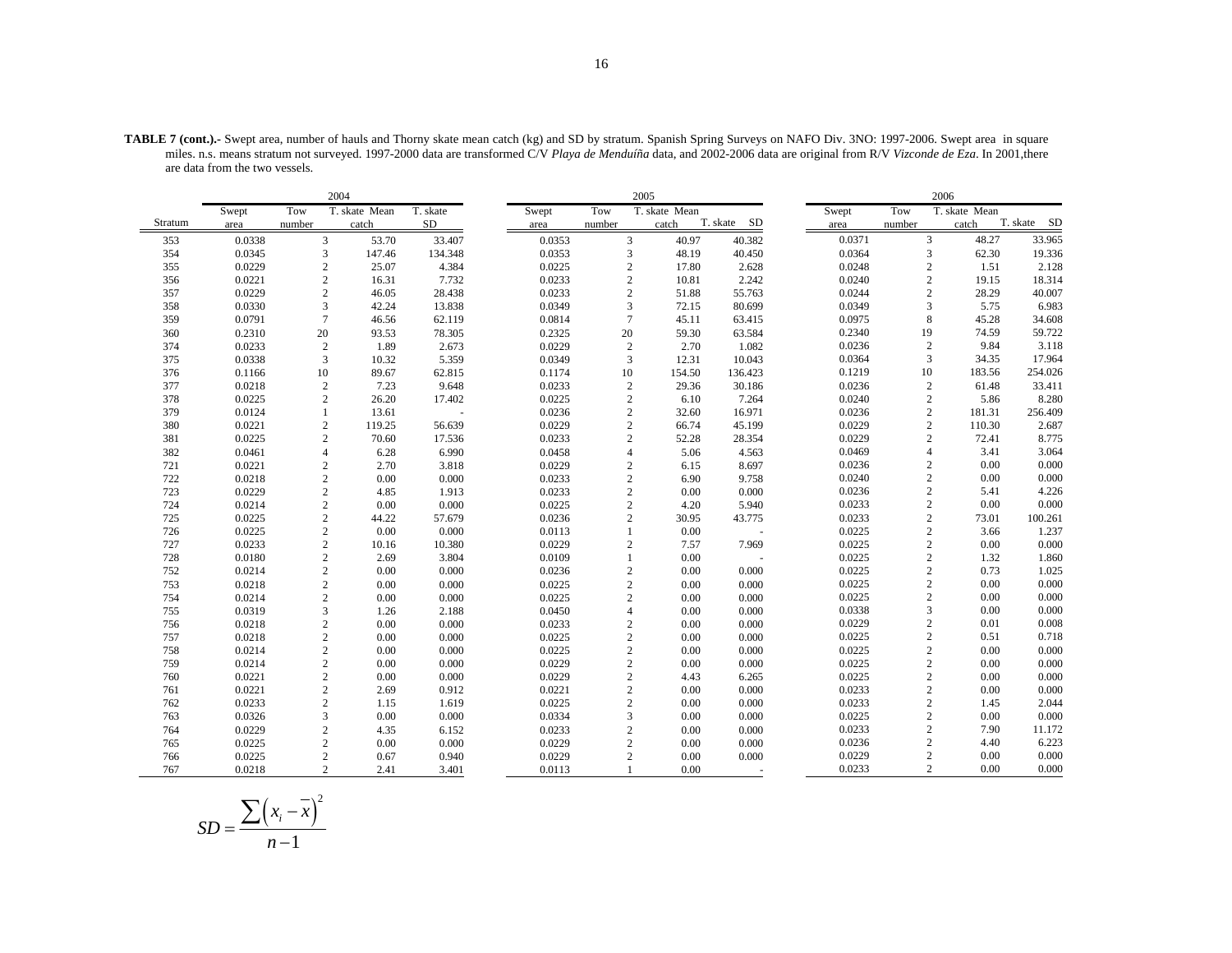**TABLE 7 (cont.).-** Swept area, number of hauls and Thorny skate mean catch (kg) and SD by stratum. Spanish Spring Surveys on NAFO Div. 3NO: 1997-2006. Swept area in square miles. n.s. means stratum not surveyed. 1997-2000 data are transformed C/V *Playa de Menduíña* data, and 2002-2006 data are original from R/V *Vizconde de Eza*. In 2001,there are data from the two vessels.

| | 2004 | | | | 2005 | | | | 2006 | | | |
|---|---|---|---|---|---|---|---|---|---|---|---|---|
| Stratum | Swept area | Tow number | T. skate Mean catch | T. skate SD | Swept area | Tow number | T. skate Mean catch | T. skate SD | Swept area | Tow number | T. skate Mean catch | T. skate SD |
| 353 | 0.0338 | 3 | 53.70 | 33.407 | 0.0353 | 3 | 40.97 | 40.382 | 0.0371 | 3 | 48.27 | 33.965 |
| 354 | 0.0345 | 3 | 147.46 | 134.348 | 0.0353 | 3 | 48.19 | 40.450 | 0.0364 | 3 | 62.30 | 19.336 |
| 355 | 0.0229 | 2 | 25.07 | 4.384 | 0.0225 | 2 | 17.80 | 2.628 | 0.0248 | 2 | 1.51 | 2.128 |
| 356 | 0.0221 | 2 | 16.31 | 7.732 | 0.0233 | 2 | 10.81 | 2.242 | 0.0240 | 2 | 19.15 | 18.314 |
| 357 | 0.0229 | 2 | 46.05 | 28.438 | 0.0233 | 2 | 51.88 | 55.763 | 0.0244 | 2 | 28.29 | 40.007 |
| 358 | 0.0330 | 3 | 42.24 | 13.838 | 0.0349 | 3 | 72.15 | 80.699 | 0.0349 | 3 | 5.75 | 6.983 |
| 359 | 0.0791 | 7 | 46.56 | 62.119 | 0.0814 | 7 | 45.11 | 63.415 | 0.0975 | 8 | 45.28 | 34.608 |
| 360 | 0.2310 | 20 | 93.53 | 78.305 | 0.2325 | 20 | 59.30 | 63.584 | 0.2340 | 19 | 74.59 | 59.722 |
| 374 | 0.0233 | 2 | 1.89 | 2.673 | 0.0229 | 2 | 2.70 | 1.082 | 0.0236 | 2 | 9.84 | 3.118 |
| 375 | 0.0338 | 3 | 10.32 | 5.359 | 0.0349 | 3 | 12.31 | 10.043 | 0.0364 | 3 | 34.35 | 17.964 |
| 376 | 0.1166 | 10 | 89.67 | 62.815 | 0.1174 | 10 | 154.50 | 136.423 | 0.1219 | 10 | 183.56 | 254.026 |
| 377 | 0.0218 | 2 | 7.23 | 9.648 | 0.0233 | 2 | 29.36 | 30.186 | 0.0236 | 2 | 61.48 | 33.411 |
| 378 | 0.0225 | 2 | 26.20 | 17.402 | 0.0225 | 2 | 6.10 | 7.264 | 0.0240 | 2 | 5.86 | 8.280 |
| 379 | 0.0124 | 1 | 13.61 | - | 0.0236 | 2 | 32.60 | 16.971 | 0.0236 | 2 | 181.31 | 256.409 |
| 380 | 0.0221 | 2 | 119.25 | 56.639 | 0.0229 | 2 | 66.74 | 45.199 | 0.0229 | 2 | 110.30 | 2.687 |
| 381 | 0.0225 | 2 | 70.60 | 17.536 | 0.0233 | 2 | 52.28 | 28.354 | 0.0229 | 2 | 72.41 | 8.775 |
| 382 | 0.0461 | 4 | 6.28 | 6.990 | 0.0458 | 4 | 5.06 | 4.563 | 0.0469 | 4 | 3.41 | 3.064 |
| 721 | 0.0221 | 2 | 2.70 | 3.818 | 0.0229 | 2 | 6.15 | 8.697 | 0.0236 | 2 | 0.00 | 0.000 |
| 722 | 0.0218 | 2 | 0.00 | 0.000 | 0.0233 | 2 | 6.90 | 9.758 | 0.0240 | 2 | 0.00 | 0.000 |
| 723 | 0.0229 | 2 | 4.85 | 1.913 | 0.0233 | 2 | 0.00 | 0.000 | 0.0236 | 2 | 5.41 | 4.226 |
| 724 | 0.0214 | 2 | 0.00 | 0.000 | 0.0225 | 2 | 4.20 | 5.940 | 0.0233 | 2 | 0.00 | 0.000 |
| 725 | 0.0225 | 2 | 44.22 | 57.679 | 0.0236 | 2 | 30.95 | 43.775 | 0.0233 | 2 | 73.01 | 100.261 |
| 726 | 0.0225 | 2 | 0.00 | 0.000 | 0.0113 | 1 | 0.00 | - | 0.0225 | 2 | 3.66 | 1.237 |
| 727 | 0.0233 | 2 | 10.16 | 10.380 | 0.0229 | 2 | 7.57 | 7.969 | 0.0225 | 2 | 0.00 | 0.000 |
| 728 | 0.0180 | 2 | 2.69 | 3.804 | 0.0109 | 1 | 0.00 | - | 0.0225 | 2 | 1.32 | 1.860 |
| 752 | 0.0214 | 2 | 0.00 | 0.000 | 0.0236 | 2 | 0.00 | 0.000 | 0.0225 | 2 | 0.73 | 1.025 |
| 753 | 0.0218 | 2 | 0.00 | 0.000 | 0.0225 | 2 | 0.00 | 0.000 | 0.0225 | 2 | 0.00 | 0.000 |
| 754 | 0.0214 | 2 | 0.00 | 0.000 | 0.0225 | 2 | 0.00 | 0.000 | 0.0225 | 2 | 0.00 | 0.000 |
| 755 | 0.0319 | 3 | 1.26 | 2.188 | 0.0450 | 4 | 0.00 | 0.000 | 0.0338 | 3 | 0.00 | 0.000 |
| 756 | 0.0218 | 2 | 0.00 | 0.000 | 0.0233 | 2 | 0.00 | 0.000 | 0.0229 | 2 | 0.01 | 0.008 |
| 757 | 0.0218 | 2 | 0.00 | 0.000 | 0.0225 | 2 | 0.00 | 0.000 | 0.0225 | 2 | 0.51 | 0.718 |
| 758 | 0.0214 | 2 | 0.00 | 0.000 | 0.0225 | 2 | 0.00 | 0.000 | 0.0225 | 2 | 0.00 | 0.000 |
| 759 | 0.0214 | 2 | 0.00 | 0.000 | 0.0229 | 2 | 0.00 | 0.000 | 0.0225 | 2 | 0.00 | 0.000 |
| 760 | 0.0221 | 2 | 0.00 | 0.000 | 0.0229 | 2 | 4.43 | 6.265 | 0.0225 | 2 | 0.00 | 0.000 |
| 761 | 0.0221 | 2 | 2.69 | 0.912 | 0.0221 | 2 | 0.00 | 0.000 | 0.0233 | 2 | 0.00 | 0.000 |
| 762 | 0.0233 | 2 | 1.15 | 1.619 | 0.0225 | 2 | 0.00 | 0.000 | 0.0233 | 2 | 1.45 | 2.044 |
| 763 | 0.0326 | 3 | 0.00 | 0.000 | 0.0334 | 3 | 0.00 | 0.000 | 0.0225 | 2 | 0.00 | 0.000 |
| 764 | 0.0229 | 2 | 4.35 | 6.152 | 0.0233 | 2 | 0.00 | 0.000 | 0.0233 | 2 | 7.90 | 11.172 |
| 765 | 0.0225 | 2 | 0.00 | 0.000 | 0.0229 | 2 | 0.00 | 0.000 | 0.0236 | 2 | 4.40 | 6.223 |
| 766 | 0.0225 | 2 | 0.67 | 0.940 | 0.0229 | 2 | 0.00 | 0.000 | 0.0229 | 2 | 0.00 | 0.000 |
| 767 | 0.0218 | 2 | 2.41 | 3.401 | 0.0113 | 1 | 0.00 | - | 0.0233 | 2 | 0.00 | 0.000 |

$$SD = \frac{\sum \left(x_i - \bar{x}\right)^2}{n-1}$$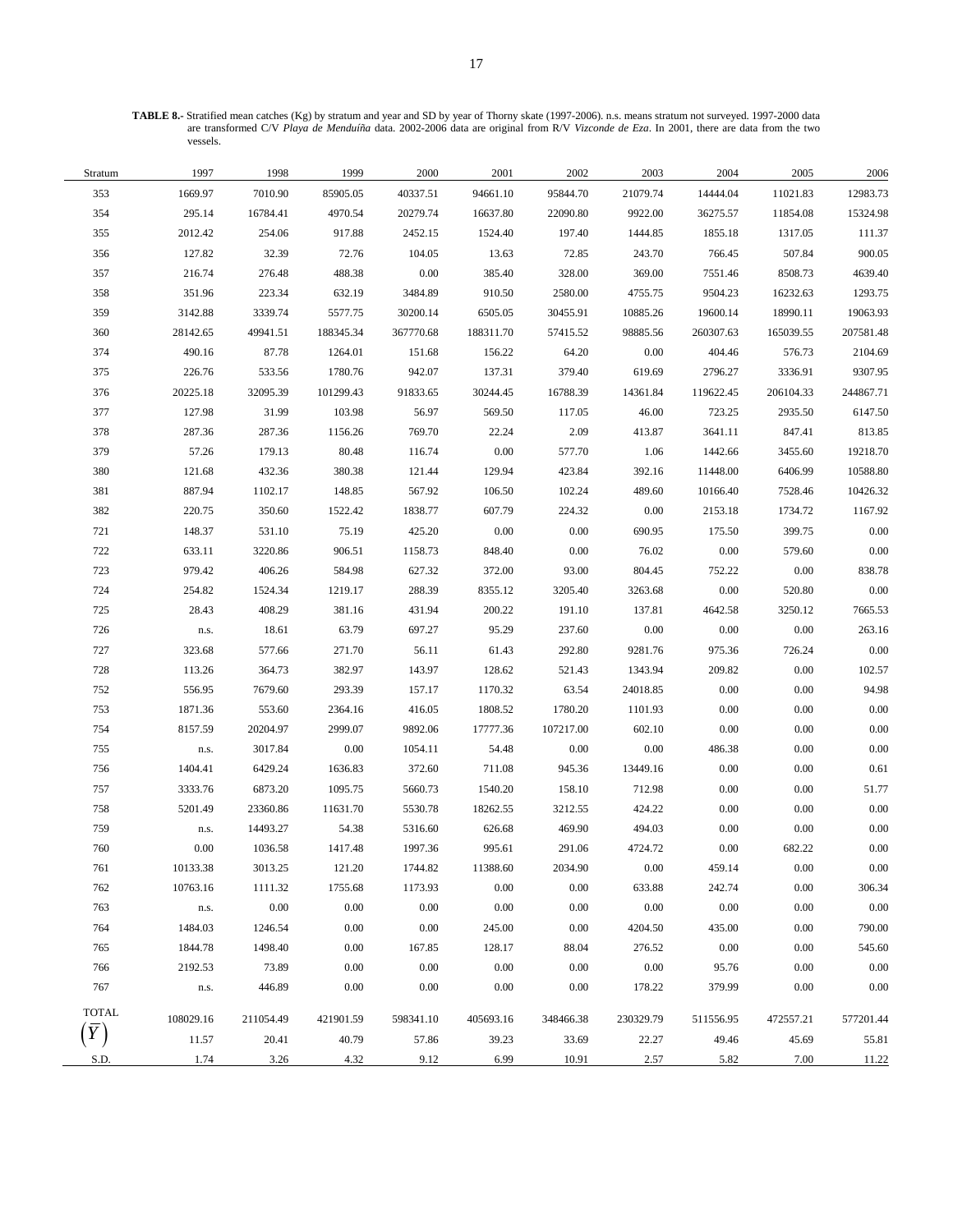**TABLE 8.-** Stratified mean catches (Kg) by stratum and year and SD by year of Thorny skate (1997-2006). n.s. means stratum not surveyed. 1997-2000 data are transformed C/V *Playa de Menduíña* data. 2002-2006 data are original from R/V *Vizconde de Eza*. In 2001, there are data from the two vessels.

| Stratum | 1997 | 1998 | 1999 | 2000 | 2001 | 2002 | 2003 | 2004 | 2005 | 2006 |
|---|---|---|---|---|---|---|---|---|---|---|
| 353 | 1669.97 | 7010.90 | 85905.05 | 40337.51 | 94661.10 | 95844.70 | 21079.74 | 14444.04 | 11021.83 | 12983.73 |
| 354 | 295.14 | 16784.41 | 4970.54 | 20279.74 | 16637.80 | 22090.80 | 9922.00 | 36275.57 | 11854.08 | 15324.98 |
| 355 | 2012.42 | 254.06 | 917.88 | 2452.15 | 1524.40 | 197.40 | 1444.85 | 1855.18 | 1317.05 | 111.37 |
| 356 | 127.82 | 32.39 | 72.76 | 104.05 | 13.63 | 72.85 | 243.70 | 766.45 | 507.84 | 900.05 |
| 357 | 216.74 | 276.48 | 488.38 | 0.00 | 385.40 | 328.00 | 369.00 | 7551.46 | 8508.73 | 4639.40 |
| 358 | 351.96 | 223.34 | 632.19 | 3484.89 | 910.50 | 2580.00 | 4755.75 | 9504.23 | 16232.63 | 1293.75 |
| 359 | 3142.88 | 3339.74 | 5577.75 | 30200.14 | 6505.05 | 30455.91 | 10885.26 | 19600.14 | 18990.11 | 19063.93 |
| 360 | 28142.65 | 49941.51 | 188345.34 | 367770.68 | 188311.70 | 57415.52 | 98885.56 | 260307.63 | 165039.55 | 207581.48 |
| 374 | 490.16 | 87.78 | 1264.01 | 151.68 | 156.22 | 64.20 | 0.00 | 404.46 | 576.73 | 2104.69 |
| 375 | 226.76 | 533.56 | 1780.76 | 942.07 | 137.31 | 379.40 | 619.69 | 2796.27 | 3336.91 | 9307.95 |
| 376 | 20225.18 | 32095.39 | 101299.43 | 91833.65 | 30244.45 | 16788.39 | 14361.84 | 119622.45 | 206104.33 | 244867.71 |
| 377 | 127.98 | 31.99 | 103.98 | 56.97 | 569.50 | 117.05 | 46.00 | 723.25 | 2935.50 | 6147.50 |
| 378 | 287.36 | 287.36 | 1156.26 | 769.70 | 22.24 | 2.09 | 413.87 | 3641.11 | 847.41 | 813.85 |
| 379 | 57.26 | 179.13 | 80.48 | 116.74 | 0.00 | 577.70 | 1.06 | 1442.66 | 3455.60 | 19218.70 |
| 380 | 121.68 | 432.36 | 380.38 | 121.44 | 129.94 | 423.84 | 392.16 | 11448.00 | 6406.99 | 10588.80 |
| 381 | 887.94 | 1102.17 | 148.85 | 567.92 | 106.50 | 102.24 | 489.60 | 10166.40 | 7528.46 | 10426.32 |
| 382 | 220.75 | 350.60 | 1522.42 | 1838.77 | 607.79 | 224.32 | 0.00 | 2153.18 | 1734.72 | 1167.92 |
| 721 | 148.37 | 531.10 | 75.19 | 425.20 | 0.00 | 0.00 | 690.95 | 175.50 | 399.75 | 0.00 |
| 722 | 633.11 | 3220.86 | 906.51 | 1158.73 | 848.40 | 0.00 | 76.02 | 0.00 | 579.60 | 0.00 |
| 723 | 979.42 | 406.26 | 584.98 | 627.32 | 372.00 | 93.00 | 804.45 | 752.22 | 0.00 | 838.78 |
| 724 | 254.82 | 1524.34 | 1219.17 | 288.39 | 8355.12 | 3205.40 | 3263.68 | 0.00 | 520.80 | 0.00 |
| 725 | 28.43 | 408.29 | 381.16 | 431.94 | 200.22 | 191.10 | 137.81 | 4642.58 | 3250.12 | 7665.53 |
| 726 | n.s. | 18.61 | 63.79 | 697.27 | 95.29 | 237.60 | 0.00 | 0.00 | 0.00 | 263.16 |
| 727 | 323.68 | 577.66 | 271.70 | 56.11 | 61.43 | 292.80 | 9281.76 | 975.36 | 726.24 | 0.00 |
| 728 | 113.26 | 364.73 | 382.97 | 143.97 | 128.62 | 521.43 | 1343.94 | 209.82 | 0.00 | 102.57 |
| 752 | 556.95 | 7679.60 | 293.39 | 157.17 | 1170.32 | 63.54 | 24018.85 | 0.00 | 0.00 | 94.98 |
| 753 | 1871.36 | 553.60 | 2364.16 | 416.05 | 1808.52 | 1780.20 | 1101.93 | 0.00 | 0.00 | 0.00 |
| 754 | 8157.59 | 20204.97 | 2999.07 | 9892.06 | 17777.36 | 107217.00 | 602.10 | 0.00 | 0.00 | 0.00 |
| 755 | n.s. | 3017.84 | 0.00 | 1054.11 | 54.48 | 0.00 | 0.00 | 486.38 | 0.00 | 0.00 |
| 756 | 1404.41 | 6429.24 | 1636.83 | 372.60 | 711.08 | 945.36 | 13449.16 | 0.00 | 0.00 | 0.61 |
| 757 | 3333.76 | 6873.20 | 1095.75 | 5660.73 | 1540.20 | 158.10 | 712.98 | 0.00 | 0.00 | 51.77 |
| 758 | 5201.49 | 23360.86 | 11631.70 | 5530.78 | 18262.55 | 3212.55 | 424.22 | 0.00 | 0.00 | 0.00 |
| 759 | n.s. | 14493.27 | 54.38 | 5316.60 | 626.68 | 469.90 | 494.03 | 0.00 | 0.00 | 0.00 |
| 760 | 0.00 | 1036.58 | 1417.48 | 1997.36 | 995.61 | 291.06 | 4724.72 | 0.00 | 682.22 | 0.00 |
| 761 | 10133.38 | 3013.25 | 121.20 | 1744.82 | 11388.60 | 2034.90 | 0.00 | 459.14 | 0.00 | 0.00 |
| 762 | 10763.16 | 1111.32 | 1755.68 | 1173.93 | 0.00 | 0.00 | 633.88 | 242.74 | 0.00 | 306.34 |
| 763 | n.s. | 0.00 | 0.00 | 0.00 | 0.00 | 0.00 | 0.00 | 0.00 | 0.00 | 0.00 |
| 764 | 1484.03 | 1246.54 | 0.00 | 0.00 | 245.00 | 0.00 | 4204.50 | 435.00 | 0.00 | 790.00 |
| 765 | 1844.78 | 1498.40 | 0.00 | 167.85 | 128.17 | 88.04 | 276.52 | 0.00 | 0.00 | 545.60 |
| 766 | 2192.53 | 73.89 | 0.00 | 0.00 | 0.00 | 0.00 | 0.00 | 95.76 | 0.00 | 0.00 |
| 767 | n.s. | 446.89 | 0.00 | 0.00 | 0.00 | 0.00 | 178.22 | 379.99 | 0.00 | 0.00 |
| TOTAL | 108029.16 | 211054.49 | 421901.59 | 598341.10 | 405693.16 | 348466.38 | 230329.79 | 511556.95 | 472557.21 | 577201.44 |
| $\left(\bar{Y}\right)$ | 11.57 | 20.41 | 40.79 | 57.86 | 39.23 | 33.69 | 22.27 | 49.46 | 45.69 | 55.81 |
| S.D. | 1.74 | 3.26 | 4.32 | 9.12 | 6.99 | 10.91 | 2.57 | 5.82 | 7.00 | 11.22 |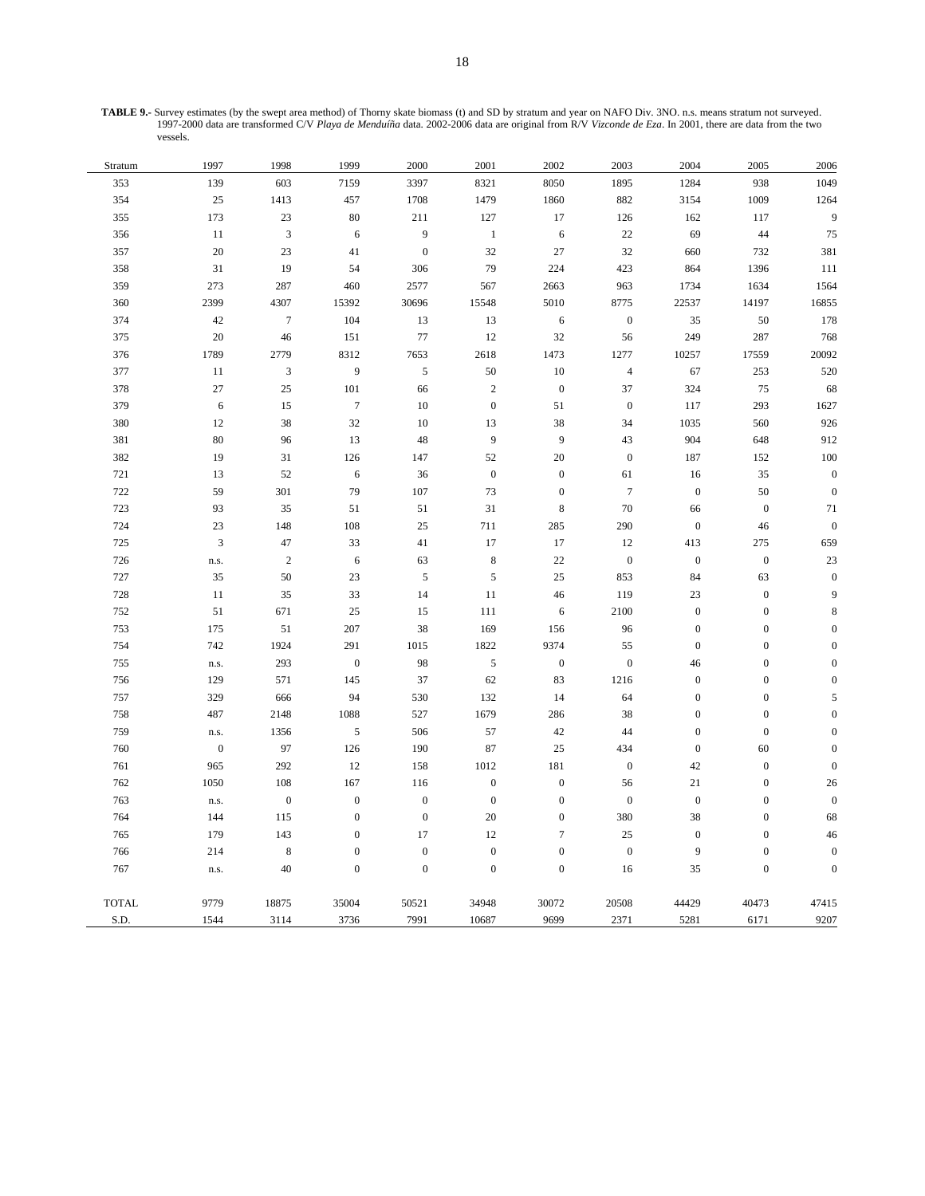**TABLE 9.-** Survey estimates (by the swept area method) of Thorny skate biomass (t) and SD by stratum and year on NAFO Div. 3NO. n.s. means stratum not surveyed. 1997-2000 data are transformed C/V *Playa de Menduíña* data. 2002-2006 data are original from R/V *Vizconde de Eza*. In 2001, there are data from the two vessels.

| Stratum | 1997 | 1998 | 1999 | 2000 | 2001 | 2002 | 2003 | 2004 | 2005 | 2006 |
|---|---|---|---|---|---|---|---|---|---|---|
| 353 | 139 | 603 | 7159 | 3397 | 8321 | 8050 | 1895 | 1284 | 938 | 1049 |
| 354 | 25 | 1413 | 457 | 1708 | 1479 | 1860 | 882 | 3154 | 1009 | 1264 |
| 355 | 173 | 23 | 80 | 211 | 127 | 17 | 126 | 162 | 117 | 9 |
| 356 | 11 | 3 | 6 | 9 | 1 | 6 | 22 | 69 | 44 | 75 |
| 357 | 20 | 23 | 41 | 0 | 32 | 27 | 32 | 660 | 732 | 381 |
| 358 | 31 | 19 | 54 | 306 | 79 | 224 | 423 | 864 | 1396 | 111 |
| 359 | 273 | 287 | 460 | 2577 | 567 | 2663 | 963 | 1734 | 1634 | 1564 |
| 360 | 2399 | 4307 | 15392 | 30696 | 15548 | 5010 | 8775 | 22537 | 14197 | 16855 |
| 374 | 42 | 7 | 104 | 13 | 13 | 6 | 0 | 35 | 50 | 178 |
| 375 | 20 | 46 | 151 | 77 | 12 | 32 | 56 | 249 | 287 | 768 |
| 376 | 1789 | 2779 | 8312 | 7653 | 2618 | 1473 | 1277 | 10257 | 17559 | 20092 |
| 377 | 11 | 3 | 9 | 5 | 50 | 10 | 4 | 67 | 253 | 520 |
| 378 | 27 | 25 | 101 | 66 | 2 | 0 | 37 | 324 | 75 | 68 |
| 379 | 6 | 15 | 7 | 10 | 0 | 51 | 0 | 117 | 293 | 1627 |
| 380 | 12 | 38 | 32 | 10 | 13 | 38 | 34 | 1035 | 560 | 926 |
| 381 | 80 | 96 | 13 | 48 | 9 | 9 | 43 | 904 | 648 | 912 |
| 382 | 19 | 31 | 126 | 147 | 52 | 20 | 0 | 187 | 152 | 100 |
| 721 | 13 | 52 | 6 | 36 | 0 | 0 | 61 | 16 | 35 | 0 |
| 722 | 59 | 301 | 79 | 107 | 73 | 0 | 7 | 0 | 50 | 0 |
| 723 | 93 | 35 | 51 | 51 | 31 | 8 | 70 | 66 | 0 | 71 |
| 724 | 23 | 148 | 108 | 25 | 711 | 285 | 290 | 0 | 46 | 0 |
| 725 | 3 | 47 | 33 | 41 | 17 | 17 | 12 | 413 | 275 | 659 |
| 726 | n.s. | 2 | 6 | 63 | 8 | 22 | 0 | 0 | 0 | 23 |
| 727 | 35 | 50 | 23 | 5 | 5 | 25 | 853 | 84 | 63 | 0 |
| 728 | 11 | 35 | 33 | 14 | 11 | 46 | 119 | 23 | 0 | 9 |
| 752 | 51 | 671 | 25 | 15 | 111 | 6 | 2100 | 0 | 0 | 8 |
| 753 | 175 | 51 | 207 | 38 | 169 | 156 | 96 | 0 | 0 | 0 |
| 754 | 742 | 1924 | 291 | 1015 | 1822 | 9374 | 55 | 0 | 0 | 0 |
| 755 | n.s. | 293 | 0 | 98 | 5 | 0 | 0 | 46 | 0 | 0 |
| 756 | 129 | 571 | 145 | 37 | 62 | 83 | 1216 | 0 | 0 | 0 |
| 757 | 329 | 666 | 94 | 530 | 132 | 14 | 64 | 0 | 0 | 5 |
| 758 | 487 | 2148 | 1088 | 527 | 1679 | 286 | 38 | 0 | 0 | 0 |
| 759 | n.s. | 1356 | 5 | 506 | 57 | 42 | 44 | 0 | 0 | 0 |
| 760 | 0 | 97 | 126 | 190 | 87 | 25 | 434 | 0 | 60 | 0 |
| 761 | 965 | 292 | 12 | 158 | 1012 | 181 | 0 | 42 | 0 | 0 |
| 762 | 1050 | 108 | 167 | 116 | 0 | 0 | 56 | 21 | 0 | 26 |
| 763 | n.s. | 0 | 0 | 0 | 0 | 0 | 0 | 0 | 0 | 0 |
| 764 | 144 | 115 | 0 | 0 | 20 | 0 | 380 | 38 | 0 | 68 |
| 765 | 179 | 143 | 0 | 17 | 12 | 7 | 25 | 0 | 0 | 46 |
| 766 | 214 | 8 | 0 | 0 | 0 | 0 | 0 | 9 | 0 | 0 |
| 767 | n.s. | 40 | 0 | 0 | 0 | 0 | 16 | 35 | 0 | 0 |
| TOTAL | 9779 | 18875 | 35004 | 50521 | 34948 | 30072 | 20508 | 44429 | 40473 | 47415 |
| S.D. | 1544 | 3114 | 3736 | 7991 | 10687 | 9699 | 2371 | 5281 | 6171 | 9207 |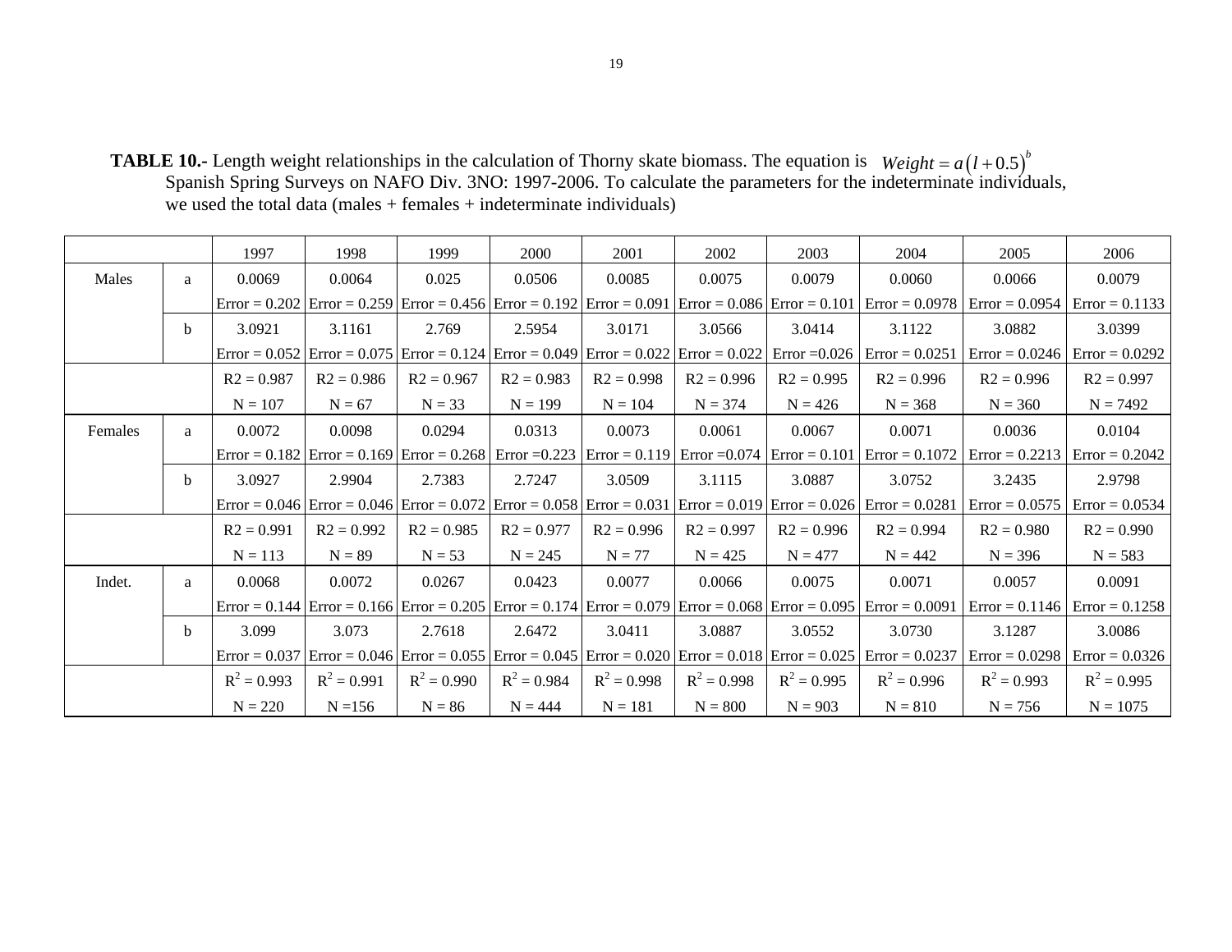**TABLE 10.-** Length weight relationships in the calculation of Thorny skate biomass. The equation is $Weight = a\left(l + 0.5\right)^{b}$ Spanish Spring Surveys on NAFO Div. 3NO: 1997-2006. To calculate the parameters for the indeterminate individuals, we used the total data (males + females + indeterminate individuals)

| | | 1997 | 1998 | 1999 | 2000 | 2001 | 2002 | 2003 | 2004 | 2005 | 2006 |
|---|---|---|---|---|---|---|---|---|---|---|---|
| Males | a | 0.0069 | 0.0064 | 0.025 | 0.0506 | 0.0085 | 0.0075 | 0.0079 | 0.0060 | 0.0066 | 0.0079 |
| | | Error = 0.202 | Error = 0.259 | Error = 0.456 | Error = 0.192 | Error = 0.091 | Error = 0.086 | Error = 0.101 | Error = 0.0978 | Error = 0.0954 | Error = 0.1133 |
| | b | 3.0921 | 3.1161 | 2.769 | 2.5954 | 3.0171 | 3.0566 | 3.0414 | 3.1122 | 3.0882 | 3.0399 |
| | | Error = 0.052 | Error = 0.075 | Error = 0.124 | Error = 0.049 | Error = 0.022 | Error = 0.022 | Error =0.026 | Error = 0.0251 | Error = 0.0246 | Error = 0.0292 |
| | | R2 = 0.987 | R2 = 0.986 | R2 = 0.967 | R2 = 0.983 | R2 = 0.998 | R2 = 0.996 | R2 = 0.995 | R2 = 0.996 | R2 = 0.996 | R2 = 0.997 |
| | | N = 107 | N = 67 | N = 33 | N = 199 | N = 104 | N = 374 | N = 426 | N = 368 | N = 360 | N = 7492 |
| Females | a | 0.0072 | 0.0098 | 0.0294 | 0.0313 | 0.0073 | 0.0061 | 0.0067 | 0.0071 | 0.0036 | 0.0104 |
| | | Error = 0.182 | Error = 0.169 | Error = 0.268 | Error =0.223 | Error = 0.119 | Error =0.074 | Error = 0.101 | Error = 0.1072 | Error = 0.2213 | Error = 0.2042 |
| | b | 3.0927 | 2.9904 | 2.7383 | 2.7247 | 3.0509 | 3.1115 | 3.0887 | 3.0752 | 3.2435 | 2.9798 |
| | | Error = 0.046 | Error = 0.046 | Error = 0.072 | Error = 0.058 | Error = 0.031 | Error = 0.019 | Error = 0.026 | Error = 0.0281 | Error = 0.0575 | Error = 0.0534 |
| | | R2 = 0.991 | R2 = 0.992 | R2 = 0.985 | R2 = 0.977 | R2 = 0.996 | R2 = 0.997 | R2 = 0.996 | R2 = 0.994 | R2 = 0.980 | R2 = 0.990 |
| | | N = 113 | N = 89 | N = 53 | N = 245 | N = 77 | N = 425 | N = 477 | N = 442 | N = 396 | N = 583 |
| Indet. | a | 0.0068 | 0.0072 | 0.0267 | 0.0423 | 0.0077 | 0.0066 | 0.0075 | 0.0071 | 0.0057 | 0.0091 |
| | | Error = 0.144 | Error = 0.166 | Error = 0.205 | Error = 0.174 | Error = 0.079 | Error = 0.068 | Error = 0.095 | Error = 0.0091 | Error = 0.1146 | Error = 0.1258 |
| | b | 3.099 | 3.073 | 2.7618 | 2.6472 | 3.0411 | 3.0887 | 3.0552 | 3.0730 | 3.1287 | 3.0086 |
| | | Error = 0.037 | Error = 0.046 | Error = 0.055 | Error = 0.045 | Error = 0.020 | Error = 0.018 | Error = 0.025 | Error = 0.0237 | Error = 0.0298 | Error = 0.0326 |
| | | $R^2$ = 0.993 | $R^2$ = 0.991 | $R^2$ = 0.990 | $R^2$ = 0.984 | $R^2$ = 0.998 | $R^2$ = 0.998 | $R^2$ = 0.995 | $R^2$ = 0.996 | $R^2$ = 0.993 | $R^2$ = 0.995 |
| | | N = 220 | N =156 | N = 86 | N = 444 | N = 181 | N = 800 | N = 903 | N = 810 | N = 756 | N = 1075 |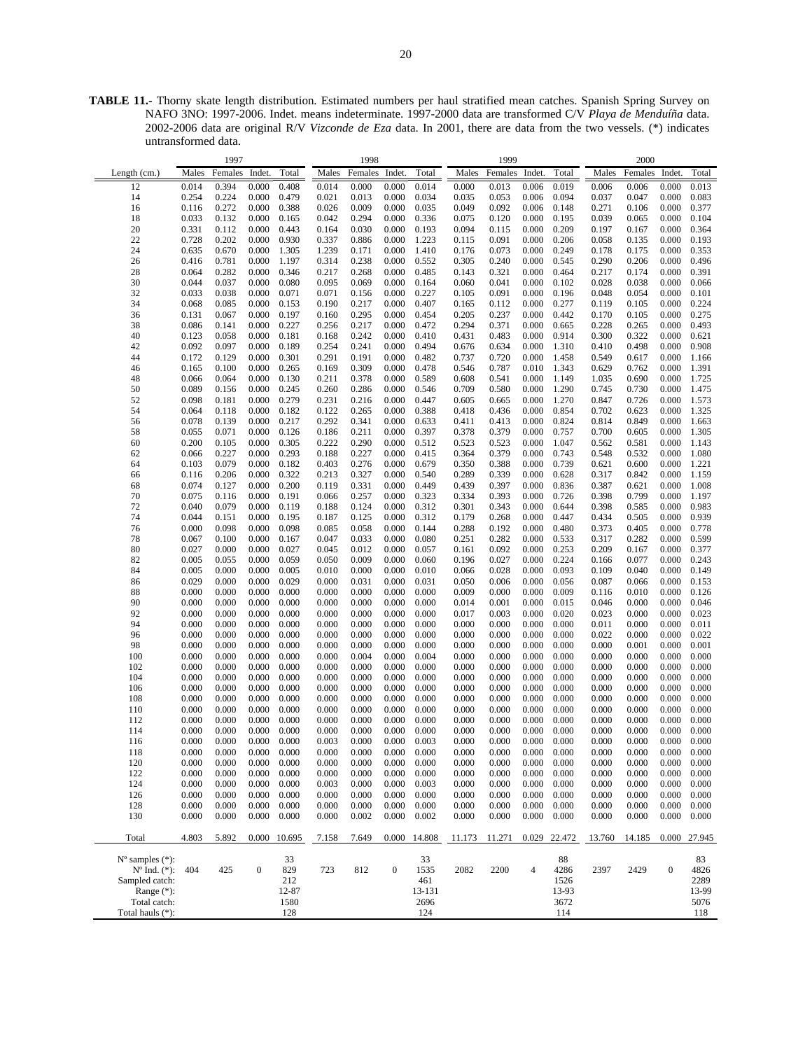**TABLE 11.-** Thorny skate length distribution. Estimated numbers per haul stratified mean catches. Spanish Spring Survey on NAFO 3NO: 1997-2006. Indet. means indeterminate. 1997-2000 data are transformed C/V *Playa de Menduíña* data. 2002-2006 data are original R/V *Vizconde de Eza* data. In 2001, there are data from the two vessels. (*) indicates untransformed data.

| | 1997 | | | | 1998 | | | | 1999 | | | | 2000 | | | |
|---|---|---|---|---|---|---|---|---|---|---|---|---|---|---|---|---|
| Length (cm.) | Males | Females | Indet. | Total | Males | Females | Indet. | Total | Males | Females | Indet. | Total | Males | Females | Indet. | Total |
| 12 | 0.014 | 0.394 | 0.000 | 0.408 | 0.014 | 0.000 | 0.000 | 0.014 | 0.000 | 0.013 | 0.006 | 0.019 | 0.006 | 0.006 | 0.000 | 0.013 |
| 14 | 0.254 | 0.224 | 0.000 | 0.479 | 0.021 | 0.013 | 0.000 | 0.034 | 0.035 | 0.053 | 0.006 | 0.094 | 0.037 | 0.047 | 0.000 | 0.083 |
| 16 | 0.116 | 0.272 | 0.000 | 0.388 | 0.026 | 0.009 | 0.000 | 0.035 | 0.049 | 0.092 | 0.006 | 0.148 | 0.271 | 0.106 | 0.000 | 0.377 |
| 18 | 0.033 | 0.132 | 0.000 | 0.165 | 0.042 | 0.294 | 0.000 | 0.336 | 0.075 | 0.120 | 0.000 | 0.195 | 0.039 | 0.065 | 0.000 | 0.104 |
| 20 | 0.331 | 0.112 | 0.000 | 0.443 | 0.164 | 0.030 | 0.000 | 0.193 | 0.094 | 0.115 | 0.000 | 0.209 | 0.197 | 0.167 | 0.000 | 0.364 |
| 22 | 0.728 | 0.202 | 0.000 | 0.930 | 0.337 | 0.886 | 0.000 | 1.223 | 0.115 | 0.091 | 0.000 | 0.206 | 0.058 | 0.135 | 0.000 | 0.193 |
| 24 | 0.635 | 0.670 | 0.000 | 1.305 | 1.239 | 0.171 | 0.000 | 1.410 | 0.176 | 0.073 | 0.000 | 0.249 | 0.178 | 0.175 | 0.000 | 0.353 |
| 26 | 0.416 | 0.781 | 0.000 | 1.197 | 0.314 | 0.238 | 0.000 | 0.552 | 0.305 | 0.240 | 0.000 | 0.545 | 0.290 | 0.206 | 0.000 | 0.496 |
| 28 | 0.064 | 0.282 | 0.000 | 0.346 | 0.217 | 0.268 | 0.000 | 0.485 | 0.143 | 0.321 | 0.000 | 0.464 | 0.217 | 0.174 | 0.000 | 0.391 |
| 30 | 0.044 | 0.037 | 0.000 | 0.080 | 0.095 | 0.069 | 0.000 | 0.164 | 0.060 | 0.041 | 0.000 | 0.102 | 0.028 | 0.038 | 0.000 | 0.066 |
| 32 | 0.033 | 0.038 | 0.000 | 0.071 | 0.071 | 0.156 | 0.000 | 0.227 | 0.105 | 0.091 | 0.000 | 0.196 | 0.048 | 0.054 | 0.000 | 0.101 |
| 34 | 0.068 | 0.085 | 0.000 | 0.153 | 0.190 | 0.217 | 0.000 | 0.407 | 0.165 | 0.112 | 0.000 | 0.277 | 0.119 | 0.105 | 0.000 | 0.224 |
| 36 | 0.131 | 0.067 | 0.000 | 0.197 | 0.160 | 0.295 | 0.000 | 0.454 | 0.205 | 0.237 | 0.000 | 0.442 | 0.170 | 0.105 | 0.000 | 0.275 |
| 38 | 0.086 | 0.141 | 0.000 | 0.227 | 0.256 | 0.217 | 0.000 | 0.472 | 0.294 | 0.371 | 0.000 | 0.665 | 0.228 | 0.265 | 0.000 | 0.493 |
| 40 | 0.123 | 0.058 | 0.000 | 0.181 | 0.168 | 0.242 | 0.000 | 0.410 | 0.431 | 0.483 | 0.000 | 0.914 | 0.300 | 0.322 | 0.000 | 0.621 |
| 42 | 0.092 | 0.097 | 0.000 | 0.189 | 0.254 | 0.241 | 0.000 | 0.494 | 0.676 | 0.634 | 0.000 | 1.310 | 0.410 | 0.498 | 0.000 | 0.908 |
| 44 | 0.172 | 0.129 | 0.000 | 0.301 | 0.291 | 0.191 | 0.000 | 0.482 | 0.737 | 0.720 | 0.000 | 1.458 | 0.549 | 0.617 | 0.000 | 1.166 |
| 46 | 0.165 | 0.100 | 0.000 | 0.265 | 0.169 | 0.309 | 0.000 | 0.478 | 0.546 | 0.787 | 0.010 | 1.343 | 0.629 | 0.762 | 0.000 | 1.391 |
| 48 | 0.066 | 0.064 | 0.000 | 0.130 | 0.211 | 0.378 | 0.000 | 0.589 | 0.608 | 0.541 | 0.000 | 1.149 | 1.035 | 0.690 | 0.000 | 1.725 |
| 50 | 0.089 | 0.156 | 0.000 | 0.245 | 0.260 | 0.286 | 0.000 | 0.546 | 0.709 | 0.580 | 0.000 | 1.290 | 0.745 | 0.730 | 0.000 | 1.475 |
| 52 | 0.098 | 0.181 | 0.000 | 0.279 | 0.231 | 0.216 | 0.000 | 0.447 | 0.605 | 0.665 | 0.000 | 1.270 | 0.847 | 0.726 | 0.000 | 1.573 |
| 54 | 0.064 | 0.118 | 0.000 | 0.182 | 0.122 | 0.265 | 0.000 | 0.388 | 0.418 | 0.436 | 0.000 | 0.854 | 0.702 | 0.623 | 0.000 | 1.325 |
| 56 | 0.078 | 0.139 | 0.000 | 0.217 | 0.292 | 0.341 | 0.000 | 0.633 | 0.411 | 0.413 | 0.000 | 0.824 | 0.814 | 0.849 | 0.000 | 1.663 |
| 58 | 0.055 | 0.071 | 0.000 | 0.126 | 0.186 | 0.211 | 0.000 | 0.397 | 0.378 | 0.379 | 0.000 | 0.757 | 0.700 | 0.605 | 0.000 | 1.305 |
| 60 | 0.200 | 0.105 | 0.000 | 0.305 | 0.222 | 0.290 | 0.000 | 0.512 | 0.523 | 0.523 | 0.000 | 1.047 | 0.562 | 0.581 | 0.000 | 1.143 |
| 62 | 0.066 | 0.227 | 0.000 | 0.293 | 0.188 | 0.227 | 0.000 | 0.415 | 0.364 | 0.379 | 0.000 | 0.743 | 0.548 | 0.532 | 0.000 | 1.080 |
| 64 | 0.103 | 0.079 | 0.000 | 0.182 | 0.403 | 0.276 | 0.000 | 0.679 | 0.350 | 0.388 | 0.000 | 0.739 | 0.621 | 0.600 | 0.000 | 1.221 |
| 66 | 0.116 | 0.206 | 0.000 | 0.322 | 0.213 | 0.327 | 0.000 | 0.540 | 0.289 | 0.339 | 0.000 | 0.628 | 0.317 | 0.842 | 0.000 | 1.159 |
| 68 | 0.074 | 0.127 | 0.000 | 0.200 | 0.119 | 0.331 | 0.000 | 0.449 | 0.439 | 0.397 | 0.000 | 0.836 | 0.387 | 0.621 | 0.000 | 1.008 |
| 70 | 0.075 | 0.116 | 0.000 | 0.191 | 0.066 | 0.257 | 0.000 | 0.323 | 0.334 | 0.393 | 0.000 | 0.726 | 0.398 | 0.799 | 0.000 | 1.197 |
| 72 | 0.040 | 0.079 | 0.000 | 0.119 | 0.188 | 0.124 | 0.000 | 0.312 | 0.301 | 0.343 | 0.000 | 0.644 | 0.398 | 0.585 | 0.000 | 0.983 |
| 74 | 0.044 | 0.151 | 0.000 | 0.195 | 0.187 | 0.125 | 0.000 | 0.312 | 0.179 | 0.268 | 0.000 | 0.447 | 0.434 | 0.505 | 0.000 | 0.939 |
| 76 | 0.000 | 0.098 | 0.000 | 0.098 | 0.085 | 0.058 | 0.000 | 0.144 | 0.288 | 0.192 | 0.000 | 0.480 | 0.373 | 0.405 | 0.000 | 0.778 |
| 78 | 0.067 | 0.100 | 0.000 | 0.167 | 0.047 | 0.033 | 0.000 | 0.080 | 0.251 | 0.282 | 0.000 | 0.533 | 0.317 | 0.282 | 0.000 | 0.599 |
| 80 | 0.027 | 0.000 | 0.000 | 0.027 | 0.045 | 0.012 | 0.000 | 0.057 | 0.161 | 0.092 | 0.000 | 0.253 | 0.209 | 0.167 | 0.000 | 0.377 |
| 82 | 0.005 | 0.055 | 0.000 | 0.059 | 0.050 | 0.009 | 0.000 | 0.060 | 0.196 | 0.027 | 0.000 | 0.224 | 0.166 | 0.077 | 0.000 | 0.243 |
| 84 | 0.005 | 0.000 | 0.000 | 0.005 | 0.010 | 0.000 | 0.000 | 0.010 | 0.066 | 0.028 | 0.000 | 0.093 | 0.109 | 0.040 | 0.000 | 0.149 |
| 86 | 0.029 | 0.000 | 0.000 | 0.029 | 0.000 | 0.031 | 0.000 | 0.031 | 0.050 | 0.006 | 0.000 | 0.056 | 0.087 | 0.066 | 0.000 | 0.153 |
| 88 | 0.000 | 0.000 | 0.000 | 0.000 | 0.000 | 0.000 | 0.000 | 0.000 | 0.009 | 0.000 | 0.000 | 0.009 | 0.116 | 0.010 | 0.000 | 0.126 |
| 90 | 0.000 | 0.000 | 0.000 | 0.000 | 0.000 | 0.000 | 0.000 | 0.000 | 0.014 | 0.001 | 0.000 | 0.015 | 0.046 | 0.000 | 0.000 | 0.046 |
| 92 | 0.000 | 0.000 | 0.000 | 0.000 | 0.000 | 0.000 | 0.000 | 0.000 | 0.017 | 0.003 | 0.000 | 0.020 | 0.023 | 0.000 | 0.000 | 0.023 |
| 94 | 0.000 | 0.000 | 0.000 | 0.000 | 0.000 | 0.000 | 0.000 | 0.000 | 0.000 | 0.000 | 0.000 | 0.000 | 0.011 | 0.000 | 0.000 | 0.011 |
| 96 | 0.000 | 0.000 | 0.000 | 0.000 | 0.000 | 0.000 | 0.000 | 0.000 | 0.000 | 0.000 | 0.000 | 0.000 | 0.022 | 0.000 | 0.000 | 0.022 |
| 98 | 0.000 | 0.000 | 0.000 | 0.000 | 0.000 | 0.000 | 0.000 | 0.000 | 0.000 | 0.000 | 0.000 | 0.000 | 0.000 | 0.001 | 0.000 | 0.001 |
| 100 | 0.000 | 0.000 | 0.000 | 0.000 | 0.000 | 0.004 | 0.000 | 0.004 | 0.000 | 0.000 | 0.000 | 0.000 | 0.000 | 0.000 | 0.000 | 0.000 |
| 102 | 0.000 | 0.000 | 0.000 | 0.000 | 0.000 | 0.000 | 0.000 | 0.000 | 0.000 | 0.000 | 0.000 | 0.000 | 0.000 | 0.000 | 0.000 | 0.000 |
| 104 | 0.000 | 0.000 | 0.000 | 0.000 | 0.000 | 0.000 | 0.000 | 0.000 | 0.000 | 0.000 | 0.000 | 0.000 | 0.000 | 0.000 | 0.000 | 0.000 |
| 106 | 0.000 | 0.000 | 0.000 | 0.000 | 0.000 | 0.000 | 0.000 | 0.000 | 0.000 | 0.000 | 0.000 | 0.000 | 0.000 | 0.000 | 0.000 | 0.000 |
| 108 | 0.000 | 0.000 | 0.000 | 0.000 | 0.000 | 0.000 | 0.000 | 0.000 | 0.000 | 0.000 | 0.000 | 0.000 | 0.000 | 0.000 | 0.000 | 0.000 |
| 110 | 0.000 | 0.000 | 0.000 | 0.000 | 0.000 | 0.000 | 0.000 | 0.000 | 0.000 | 0.000 | 0.000 | 0.000 | 0.000 | 0.000 | 0.000 | 0.000 |
| 112 | 0.000 | 0.000 | 0.000 | 0.000 | 0.000 | 0.000 | 0.000 | 0.000 | 0.000 | 0.000 | 0.000 | 0.000 | 0.000 | 0.000 | 0.000 | 0.000 |
| 114 | 0.000 | 0.000 | 0.000 | 0.000 | 0.000 | 0.000 | 0.000 | 0.000 | 0.000 | 0.000 | 0.000 | 0.000 | 0.000 | 0.000 | 0.000 | 0.000 |
| 116 | 0.000 | 0.000 | 0.000 | 0.000 | 0.003 | 0.000 | 0.000 | 0.003 | 0.000 | 0.000 | 0.000 | 0.000 | 0.000 | 0.000 | 0.000 | 0.000 |
| 118 | 0.000 | 0.000 | 0.000 | 0.000 | 0.000 | 0.000 | 0.000 | 0.000 | 0.000 | 0.000 | 0.000 | 0.000 | 0.000 | 0.000 | 0.000 | 0.000 |
| 120 | 0.000 | 0.000 | 0.000 | 0.000 | 0.000 | 0.000 | 0.000 | 0.000 | 0.000 | 0.000 | 0.000 | 0.000 | 0.000 | 0.000 | 0.000 | 0.000 |
| 122 | 0.000 | 0.000 | 0.000 | 0.000 | 0.000 | 0.000 | 0.000 | 0.000 | 0.000 | 0.000 | 0.000 | 0.000 | 0.000 | 0.000 | 0.000 | 0.000 |
| 124 | 0.000 | 0.000 | 0.000 | 0.000 | 0.003 | 0.000 | 0.000 | 0.003 | 0.000 | 0.000 | 0.000 | 0.000 | 0.000 | 0.000 | 0.000 | 0.000 |
| 126 | 0.000 | 0.000 | 0.000 | 0.000 | 0.000 | 0.000 | 0.000 | 0.000 | 0.000 | 0.000 | 0.000 | 0.000 | 0.000 | 0.000 | 0.000 | 0.000 |
| 128 | 0.000 | 0.000 | 0.000 | 0.000 | 0.000 | 0.000 | 0.000 | 0.000 | 0.000 | 0.000 | 0.000 | 0.000 | 0.000 | 0.000 | 0.000 | 0.000 |
| 130 | 0.000 | 0.000 | 0.000 | 0.000 | 0.000 | 0.002 | 0.000 | 0.002 | 0.000 | 0.000 | 0.000 | 0.000 | 0.000 | 0.000 | 0.000 | 0.000 |
| Total | 4.803 | 5.892 | 0.000 | 10.695 | 7.158 | 7.649 | 0.000 | 14.808 | 11.173 | 11.271 | 0.029 | 22.472 | 13.760 | 14.185 | 0.000 | 27.945 |
| Nº samples (*): | | | | 33 | | | | 33 | | | | 88 | | | | 83 |
| Nº Ind. (*): | 404 | 425 | 0 | 829 | 723 | 812 | 0 | 1535 | 2082 | 2200 | 4 | 4286 | 2397 | 2429 | 0 | 4826 |
| Sampled catch: | | | | 212 | | | | 461 | | | | 1526 | | | | 2289 |
| Range (*): | | | | 12-87 | | | | 13-131 | | | | 13-93 | | | | 13-99 |
| Total catch: | | | | 1580 | | | | 2696 | | | | 3672 | | | | 5076 |
| Total hauls (*): | | | | 128 | | | | 124 | | | | 114 | | | | 118 |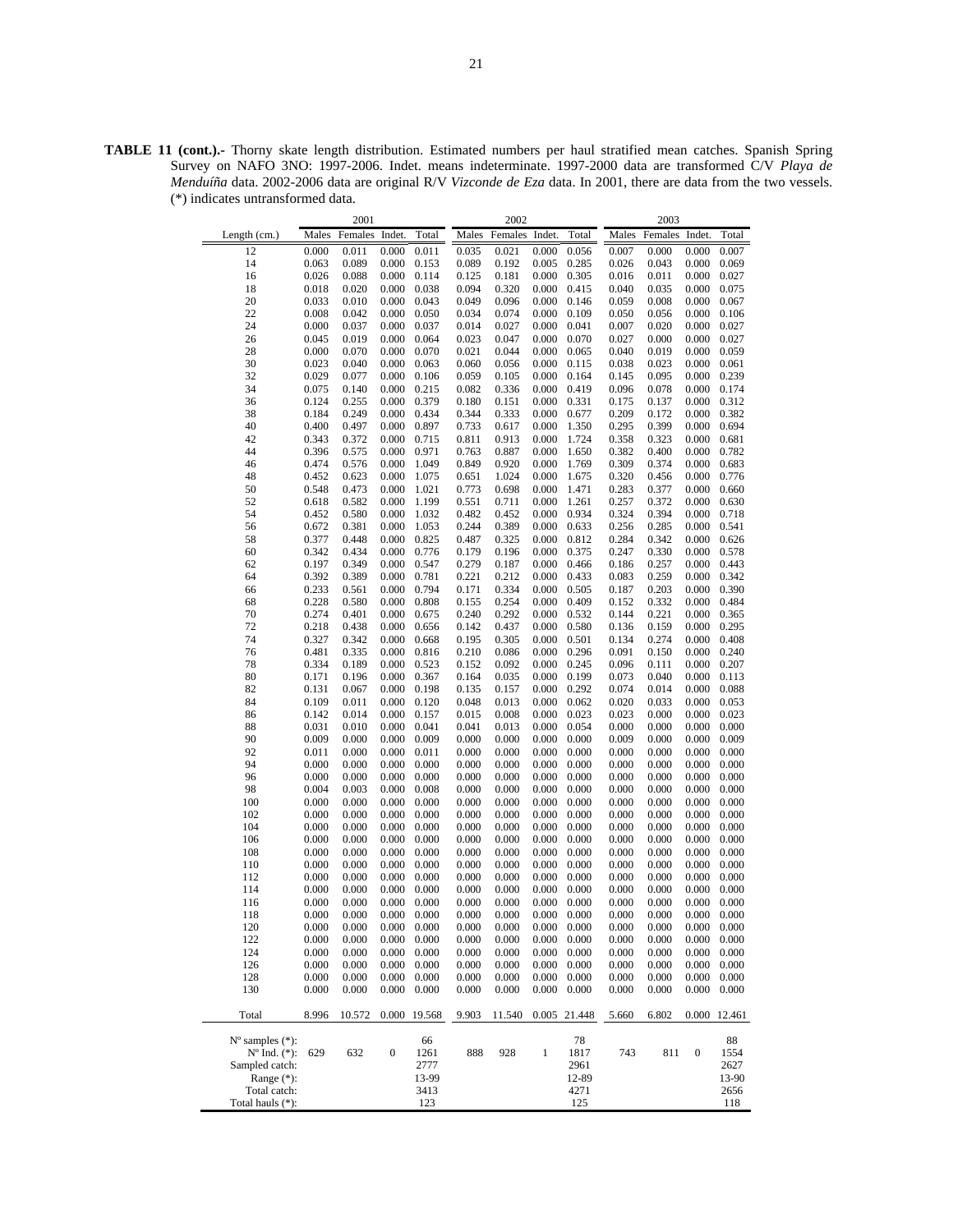**TABLE 11 (cont.).-** Thorny skate length distribution. Estimated numbers per haul stratified mean catches. Spanish Spring Survey on NAFO 3NO: 1997-2006. Indet. means indeterminate. 1997-2000 data are transformed C/V *Playa de Menduíña* data. 2002-2006 data are original R/V *Vizconde de Eza* data. In 2001, there are data from the two vessels. (*) indicates untransformed data.

| | 2001 | | | | 2002 | | | | 2003 | | | |
|---|---|---|---|---|---|---|---|---|---|---|---|---|
| Length (cm.) | Males | Females | Indet. | Total | Males | Females | Indet. | Total | Males | Females | Indet. | Total |
| 12 | 0.000 | 0.011 | 0.000 | 0.011 | 0.035 | 0.021 | 0.000 | 0.056 | 0.007 | 0.000 | 0.000 | 0.007 |
| 14 | 0.063 | 0.089 | 0.000 | 0.153 | 0.089 | 0.192 | 0.005 | 0.285 | 0.026 | 0.043 | 0.000 | 0.069 |
| 16 | 0.026 | 0.088 | 0.000 | 0.114 | 0.125 | 0.181 | 0.000 | 0.305 | 0.016 | 0.011 | 0.000 | 0.027 |
| 18 | 0.018 | 0.020 | 0.000 | 0.038 | 0.094 | 0.320 | 0.000 | 0.415 | 0.040 | 0.035 | 0.000 | 0.075 |
| 20 | 0.033 | 0.010 | 0.000 | 0.043 | 0.049 | 0.096 | 0.000 | 0.146 | 0.059 | 0.008 | 0.000 | 0.067 |
| 22 | 0.008 | 0.042 | 0.000 | 0.050 | 0.034 | 0.074 | 0.000 | 0.109 | 0.050 | 0.056 | 0.000 | 0.106 |
| 24 | 0.000 | 0.037 | 0.000 | 0.037 | 0.014 | 0.027 | 0.000 | 0.041 | 0.007 | 0.020 | 0.000 | 0.027 |
| 26 | 0.045 | 0.019 | 0.000 | 0.064 | 0.023 | 0.047 | 0.000 | 0.070 | 0.027 | 0.000 | 0.000 | 0.027 |
| 28 | 0.000 | 0.070 | 0.000 | 0.070 | 0.021 | 0.044 | 0.000 | 0.065 | 0.040 | 0.019 | 0.000 | 0.059 |
| 30 | 0.023 | 0.040 | 0.000 | 0.063 | 0.060 | 0.056 | 0.000 | 0.115 | 0.038 | 0.023 | 0.000 | 0.061 |
| 32 | 0.029 | 0.077 | 0.000 | 0.106 | 0.059 | 0.105 | 0.000 | 0.164 | 0.145 | 0.095 | 0.000 | 0.239 |
| 34 | 0.075 | 0.140 | 0.000 | 0.215 | 0.082 | 0.336 | 0.000 | 0.419 | 0.096 | 0.078 | 0.000 | 0.174 |
| 36 | 0.124 | 0.255 | 0.000 | 0.379 | 0.180 | 0.151 | 0.000 | 0.331 | 0.175 | 0.137 | 0.000 | 0.312 |
| 38 | 0.184 | 0.249 | 0.000 | 0.434 | 0.344 | 0.333 | 0.000 | 0.677 | 0.209 | 0.172 | 0.000 | 0.382 |
| 40 | 0.400 | 0.497 | 0.000 | 0.897 | 0.733 | 0.617 | 0.000 | 1.350 | 0.295 | 0.399 | 0.000 | 0.694 |
| 42 | 0.343 | 0.372 | 0.000 | 0.715 | 0.811 | 0.913 | 0.000 | 1.724 | 0.358 | 0.323 | 0.000 | 0.681 |
| 44 | 0.396 | 0.575 | 0.000 | 0.971 | 0.763 | 0.887 | 0.000 | 1.650 | 0.382 | 0.400 | 0.000 | 0.782 |
| 46 | 0.474 | 0.576 | 0.000 | 1.049 | 0.849 | 0.920 | 0.000 | 1.769 | 0.309 | 0.374 | 0.000 | 0.683 |
| 48 | 0.452 | 0.623 | 0.000 | 1.075 | 0.651 | 1.024 | 0.000 | 1.675 | 0.320 | 0.456 | 0.000 | 0.776 |
| 50 | 0.548 | 0.473 | 0.000 | 1.021 | 0.773 | 0.698 | 0.000 | 1.471 | 0.283 | 0.377 | 0.000 | 0.660 |
| 52 | 0.618 | 0.582 | 0.000 | 1.199 | 0.551 | 0.711 | 0.000 | 1.261 | 0.257 | 0.372 | 0.000 | 0.630 |
| 54 | 0.452 | 0.580 | 0.000 | 1.032 | 0.482 | 0.452 | 0.000 | 0.934 | 0.324 | 0.394 | 0.000 | 0.718 |
| 56 | 0.672 | 0.381 | 0.000 | 1.053 | 0.244 | 0.389 | 0.000 | 0.633 | 0.256 | 0.285 | 0.000 | 0.541 |
| 58 | 0.377 | 0.448 | 0.000 | 0.825 | 0.487 | 0.325 | 0.000 | 0.812 | 0.284 | 0.342 | 0.000 | 0.626 |
| 60 | 0.342 | 0.434 | 0.000 | 0.776 | 0.179 | 0.196 | 0.000 | 0.375 | 0.247 | 0.330 | 0.000 | 0.578 |
| 62 | 0.197 | 0.349 | 0.000 | 0.547 | 0.279 | 0.187 | 0.000 | 0.466 | 0.186 | 0.257 | 0.000 | 0.443 |
| 64 | 0.392 | 0.389 | 0.000 | 0.781 | 0.221 | 0.212 | 0.000 | 0.433 | 0.083 | 0.259 | 0.000 | 0.342 |
| 66 | 0.233 | 0.561 | 0.000 | 0.794 | 0.171 | 0.334 | 0.000 | 0.505 | 0.187 | 0.203 | 0.000 | 0.390 |
| 68 | 0.228 | 0.580 | 0.000 | 0.808 | 0.155 | 0.254 | 0.000 | 0.409 | 0.152 | 0.332 | 0.000 | 0.484 |
| 70 | 0.274 | 0.401 | 0.000 | 0.675 | 0.240 | 0.292 | 0.000 | 0.532 | 0.144 | 0.221 | 0.000 | 0.365 |
| 72 | 0.218 | 0.438 | 0.000 | 0.656 | 0.142 | 0.437 | 0.000 | 0.580 | 0.136 | 0.159 | 0.000 | 0.295 |
| 74 | 0.327 | 0.342 | 0.000 | 0.668 | 0.195 | 0.305 | 0.000 | 0.501 | 0.134 | 0.274 | 0.000 | 0.408 |
| 76 | 0.481 | 0.335 | 0.000 | 0.816 | 0.210 | 0.086 | 0.000 | 0.296 | 0.091 | 0.150 | 0.000 | 0.240 |
| 78 | 0.334 | 0.189 | 0.000 | 0.523 | 0.152 | 0.092 | 0.000 | 0.245 | 0.096 | 0.111 | 0.000 | 0.207 |
| 80 | 0.171 | 0.196 | 0.000 | 0.367 | 0.164 | 0.035 | 0.000 | 0.199 | 0.073 | 0.040 | 0.000 | 0.113 |
| 82 | 0.131 | 0.067 | 0.000 | 0.198 | 0.135 | 0.157 | 0.000 | 0.292 | 0.074 | 0.014 | 0.000 | 0.088 |
| 84 | 0.109 | 0.011 | 0.000 | 0.120 | 0.048 | 0.013 | 0.000 | 0.062 | 0.020 | 0.033 | 0.000 | 0.053 |
| 86 | 0.142 | 0.014 | 0.000 | 0.157 | 0.015 | 0.008 | 0.000 | 0.023 | 0.023 | 0.000 | 0.000 | 0.023 |
| 88 | 0.031 | 0.010 | 0.000 | 0.041 | 0.041 | 0.013 | 0.000 | 0.054 | 0.000 | 0.000 | 0.000 | 0.000 |
| 90 | 0.009 | 0.000 | 0.000 | 0.009 | 0.000 | 0.000 | 0.000 | 0.000 | 0.009 | 0.000 | 0.000 | 0.009 |
| 92 | 0.011 | 0.000 | 0.000 | 0.011 | 0.000 | 0.000 | 0.000 | 0.000 | 0.000 | 0.000 | 0.000 | 0.000 |
| 94 | 0.000 | 0.000 | 0.000 | 0.000 | 0.000 | 0.000 | 0.000 | 0.000 | 0.000 | 0.000 | 0.000 | 0.000 |
| 96 | 0.000 | 0.000 | 0.000 | 0.000 | 0.000 | 0.000 | 0.000 | 0.000 | 0.000 | 0.000 | 0.000 | 0.000 |
| 98 | 0.004 | 0.003 | 0.000 | 0.008 | 0.000 | 0.000 | 0.000 | 0.000 | 0.000 | 0.000 | 0.000 | 0.000 |
| 100 | 0.000 | 0.000 | 0.000 | 0.000 | 0.000 | 0.000 | 0.000 | 0.000 | 0.000 | 0.000 | 0.000 | 0.000 |
| 102 | 0.000 | 0.000 | 0.000 | 0.000 | 0.000 | 0.000 | 0.000 | 0.000 | 0.000 | 0.000 | 0.000 | 0.000 |
| 104 | 0.000 | 0.000 | 0.000 | 0.000 | 0.000 | 0.000 | 0.000 | 0.000 | 0.000 | 0.000 | 0.000 | 0.000 |
| 106 | 0.000 | 0.000 | 0.000 | 0.000 | 0.000 | 0.000 | 0.000 | 0.000 | 0.000 | 0.000 | 0.000 | 0.000 |
| 108 | 0.000 | 0.000 | 0.000 | 0.000 | 0.000 | 0.000 | 0.000 | 0.000 | 0.000 | 0.000 | 0.000 | 0.000 |
| 110 | 0.000 | 0.000 | 0.000 | 0.000 | 0.000 | 0.000 | 0.000 | 0.000 | 0.000 | 0.000 | 0.000 | 0.000 |
| 112 | 0.000 | 0.000 | 0.000 | 0.000 | 0.000 | 0.000 | 0.000 | 0.000 | 0.000 | 0.000 | 0.000 | 0.000 |
| 114 | 0.000 | 0.000 | 0.000 | 0.000 | 0.000 | 0.000 | 0.000 | 0.000 | 0.000 | 0.000 | 0.000 | 0.000 |
| 116 | 0.000 | 0.000 | 0.000 | 0.000 | 0.000 | 0.000 | 0.000 | 0.000 | 0.000 | 0.000 | 0.000 | 0.000 |
| 118 | 0.000 | 0.000 | 0.000 | 0.000 | 0.000 | 0.000 | 0.000 | 0.000 | 0.000 | 0.000 | 0.000 | 0.000 |
| 120 | 0.000 | 0.000 | 0.000 | 0.000 | 0.000 | 0.000 | 0.000 | 0.000 | 0.000 | 0.000 | 0.000 | 0.000 |
| 122 | 0.000 | 0.000 | 0.000 | 0.000 | 0.000 | 0.000 | 0.000 | 0.000 | 0.000 | 0.000 | 0.000 | 0.000 |
| 124 | 0.000 | 0.000 | 0.000 | 0.000 | 0.000 | 0.000 | 0.000 | 0.000 | 0.000 | 0.000 | 0.000 | 0.000 |
| 126 | 0.000 | 0.000 | 0.000 | 0.000 | 0.000 | 0.000 | 0.000 | 0.000 | 0.000 | 0.000 | 0.000 | 0.000 |
| 128 | 0.000 | 0.000 | 0.000 | 0.000 | 0.000 | 0.000 | 0.000 | 0.000 | 0.000 | 0.000 | 0.000 | 0.000 |
| 130 | 0.000 | 0.000 | 0.000 | 0.000 | 0.000 | 0.000 | 0.000 | 0.000 | 0.000 | 0.000 | 0.000 | 0.000 |
| Total | 8.996 | 10.572 | 0.000 | 19.568 | 9.903 | 11.540 | 0.005 | 21.448 | 5.660 | 6.802 | 0.000 | 12.461 |
| Nº samples (*): | | | | 66 | | | | 78 | | | | 88 |
| Nº Ind. (*): | 629 | 632 | 0 | 1261 | 888 | 928 | 1 | 1817 | 743 | 811 | 0 | 1554 |
| Sampled catch: | | | | 2777 | | | | 2961 | | | | 2627 |
| Range (*): | | | | 13-99 | | | | 12-89 | | | | 13-90 |
| Total catch: | | | | 3413 | | | | 4271 | | | | 2656 |
| Total hauls (*): | | | | 123 | | | | 125 | | | | 118 |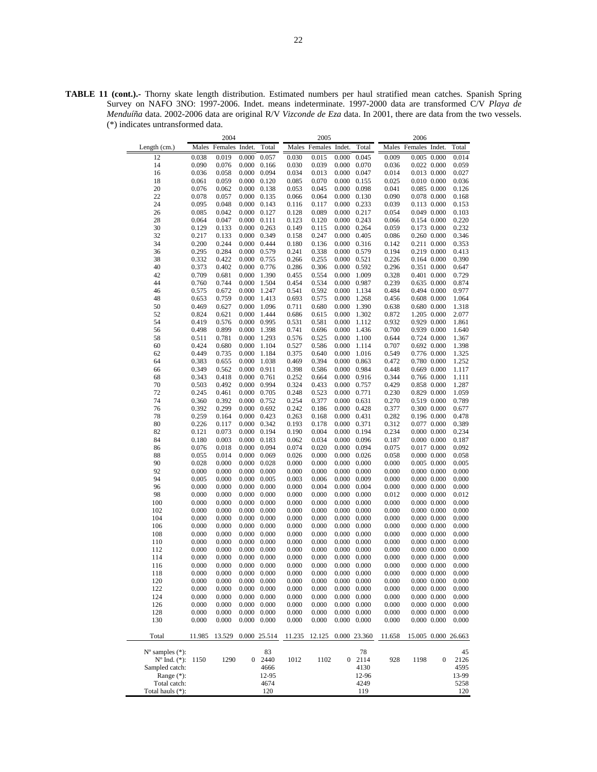**TABLE 11 (cont.).-** Thorny skate length distribution. Estimated numbers per haul stratified mean catches. Spanish Spring Survey on NAFO 3NO: 1997-2006. Indet. means indeterminate. 1997-2000 data are transformed C/V *Playa de Menduíña* data. 2002-2006 data are original R/V *Vizconde de Eza* data. In 2001, there are data from the two vessels. (*) indicates untransformed data.

| | 2004 | | | | 2005 | | | | 2006 | | | |
|---|---|---|---|---|---|---|---|---|---|---|---|---|
| Length (cm.) | Males | Females | Indet. | Total | Males | Females | Indet. | Total | Males | Females | Indet. | Total |
| 12 | 0.038 | 0.019 | 0.000 | 0.057 | 0.030 | 0.015 | 0.000 | 0.045 | 0.009 | 0.005 | 0.000 | 0.014 |
| 14 | 0.090 | 0.076 | 0.000 | 0.166 | 0.030 | 0.039 | 0.000 | 0.070 | 0.036 | 0.022 | 0.000 | 0.059 |
| 16 | 0.036 | 0.058 | 0.000 | 0.094 | 0.034 | 0.013 | 0.000 | 0.047 | 0.014 | 0.013 | 0.000 | 0.027 |
| 18 | 0.061 | 0.059 | 0.000 | 0.120 | 0.085 | 0.070 | 0.000 | 0.155 | 0.025 | 0.010 | 0.000 | 0.036 |
| 20 | 0.076 | 0.062 | 0.000 | 0.138 | 0.053 | 0.045 | 0.000 | 0.098 | 0.041 | 0.085 | 0.000 | 0.126 |
| 22 | 0.078 | 0.057 | 0.000 | 0.135 | 0.066 | 0.064 | 0.000 | 0.130 | 0.090 | 0.078 | 0.000 | 0.168 |
| 24 | 0.095 | 0.048 | 0.000 | 0.143 | 0.116 | 0.117 | 0.000 | 0.233 | 0.039 | 0.113 | 0.000 | 0.153 |
| 26 | 0.085 | 0.042 | 0.000 | 0.127 | 0.128 | 0.089 | 0.000 | 0.217 | 0.054 | 0.049 | 0.000 | 0.103 |
| 28 | 0.064 | 0.047 | 0.000 | 0.111 | 0.123 | 0.120 | 0.000 | 0.243 | 0.066 | 0.154 | 0.000 | 0.220 |
| 30 | 0.129 | 0.133 | 0.000 | 0.263 | 0.149 | 0.115 | 0.000 | 0.264 | 0.059 | 0.173 | 0.000 | 0.232 |
| 32 | 0.217 | 0.133 | 0.000 | 0.349 | 0.158 | 0.247 | 0.000 | 0.405 | 0.086 | 0.260 | 0.000 | 0.346 |
| 34 | 0.200 | 0.244 | 0.000 | 0.444 | 0.180 | 0.136 | 0.000 | 0.316 | 0.142 | 0.211 | 0.000 | 0.353 |
| 36 | 0.295 | 0.284 | 0.000 | 0.579 | 0.241 | 0.338 | 0.000 | 0.579 | 0.194 | 0.219 | 0.000 | 0.413 |
| 38 | 0.332 | 0.422 | 0.000 | 0.755 | 0.266 | 0.255 | 0.000 | 0.521 | 0.226 | 0.164 | 0.000 | 0.390 |
| 40 | 0.373 | 0.402 | 0.000 | 0.776 | 0.286 | 0.306 | 0.000 | 0.592 | 0.296 | 0.351 | 0.000 | 0.647 |
| 42 | 0.709 | 0.681 | 0.000 | 1.390 | 0.455 | 0.554 | 0.000 | 1.009 | 0.328 | 0.401 | 0.000 | 0.729 |
| 44 | 0.760 | 0.744 | 0.000 | 1.504 | 0.454 | 0.534 | 0.000 | 0.987 | 0.239 | 0.635 | 0.000 | 0.874 |
| 46 | 0.575 | 0.672 | 0.000 | 1.247 | 0.541 | 0.592 | 0.000 | 1.134 | 0.484 | 0.494 | 0.000 | 0.977 |
| 48 | 0.653 | 0.759 | 0.000 | 1.413 | 0.693 | 0.575 | 0.000 | 1.268 | 0.456 | 0.608 | 0.000 | 1.064 |
| 50 | 0.469 | 0.627 | 0.000 | 1.096 | 0.711 | 0.680 | 0.000 | 1.390 | 0.638 | 0.680 | 0.000 | 1.318 |
| 52 | 0.824 | 0.621 | 0.000 | 1.444 | 0.686 | 0.615 | 0.000 | 1.302 | 0.872 | 1.205 | 0.000 | 2.077 |
| 54 | 0.419 | 0.576 | 0.000 | 0.995 | 0.531 | 0.581 | 0.000 | 1.112 | 0.932 | 0.929 | 0.000 | 1.861 |
| 56 | 0.498 | 0.899 | 0.000 | 1.398 | 0.741 | 0.696 | 0.000 | 1.436 | 0.700 | 0.939 | 0.000 | 1.640 |
| 58 | 0.511 | 0.781 | 0.000 | 1.293 | 0.576 | 0.525 | 0.000 | 1.100 | 0.644 | 0.724 | 0.000 | 1.367 |
| 60 | 0.424 | 0.680 | 0.000 | 1.104 | 0.527 | 0.586 | 0.000 | 1.114 | 0.707 | 0.692 | 0.000 | 1.398 |
| 62 | 0.449 | 0.735 | 0.000 | 1.184 | 0.375 | 0.640 | 0.000 | 1.016 | 0.549 | 0.776 | 0.000 | 1.325 |
| 64 | 0.383 | 0.655 | 0.000 | 1.038 | 0.469 | 0.394 | 0.000 | 0.863 | 0.472 | 0.780 | 0.000 | 1.252 |
| 66 | 0.349 | 0.562 | 0.000 | 0.911 | 0.398 | 0.586 | 0.000 | 0.984 | 0.448 | 0.669 | 0.000 | 1.117 |
| 68 | 0.343 | 0.418 | 0.000 | 0.761 | 0.252 | 0.664 | 0.000 | 0.916 | 0.344 | 0.766 | 0.000 | 1.111 |
| 70 | 0.503 | 0.492 | 0.000 | 0.994 | 0.324 | 0.433 | 0.000 | 0.757 | 0.429 | 0.858 | 0.000 | 1.287 |
| 72 | 0.245 | 0.461 | 0.000 | 0.705 | 0.248 | 0.523 | 0.000 | 0.771 | 0.230 | 0.829 | 0.000 | 1.059 |
| 74 | 0.360 | 0.392 | 0.000 | 0.752 | 0.254 | 0.377 | 0.000 | 0.631 | 0.270 | 0.519 | 0.000 | 0.789 |
| 76 | 0.392 | 0.299 | 0.000 | 0.692 | 0.242 | 0.186 | 0.000 | 0.428 | 0.377 | 0.300 | 0.000 | 0.677 |
| 78 | 0.259 | 0.164 | 0.000 | 0.423 | 0.263 | 0.168 | 0.000 | 0.431 | 0.282 | 0.196 | 0.000 | 0.478 |
| 80 | 0.226 | 0.117 | 0.000 | 0.342 | 0.193 | 0.178 | 0.000 | 0.371 | 0.312 | 0.077 | 0.000 | 0.389 |
| 82 | 0.121 | 0.073 | 0.000 | 0.194 | 0.190 | 0.004 | 0.000 | 0.194 | 0.234 | 0.000 | 0.000 | 0.234 |
| 84 | 0.180 | 0.003 | 0.000 | 0.183 | 0.062 | 0.034 | 0.000 | 0.096 | 0.187 | 0.000 | 0.000 | 0.187 |
| 86 | 0.076 | 0.018 | 0.000 | 0.094 | 0.074 | 0.020 | 0.000 | 0.094 | 0.075 | 0.017 | 0.000 | 0.092 |
| 88 | 0.055 | 0.014 | 0.000 | 0.069 | 0.026 | 0.000 | 0.000 | 0.026 | 0.058 | 0.000 | 0.000 | 0.058 |
| 90 | 0.028 | 0.000 | 0.000 | 0.028 | 0.000 | 0.000 | 0.000 | 0.000 | 0.000 | 0.005 | 0.000 | 0.005 |
| 92 | 0.000 | 0.000 | 0.000 | 0.000 | 0.000 | 0.000 | 0.000 | 0.000 | 0.000 | 0.000 | 0.000 | 0.000 |
| 94 | 0.005 | 0.000 | 0.000 | 0.005 | 0.003 | 0.006 | 0.000 | 0.009 | 0.000 | 0.000 | 0.000 | 0.000 |
| 96 | 0.000 | 0.000 | 0.000 | 0.000 | 0.000 | 0.004 | 0.000 | 0.004 | 0.000 | 0.000 | 0.000 | 0.000 |
| 98 | 0.000 | 0.000 | 0.000 | 0.000 | 0.000 | 0.000 | 0.000 | 0.000 | 0.012 | 0.000 | 0.000 | 0.012 |
| 100 | 0.000 | 0.000 | 0.000 | 0.000 | 0.000 | 0.000 | 0.000 | 0.000 | 0.000 | 0.000 | 0.000 | 0.000 |
| 102 | 0.000 | 0.000 | 0.000 | 0.000 | 0.000 | 0.000 | 0.000 | 0.000 | 0.000 | 0.000 | 0.000 | 0.000 |
| 104 | 0.000 | 0.000 | 0.000 | 0.000 | 0.000 | 0.000 | 0.000 | 0.000 | 0.000 | 0.000 | 0.000 | 0.000 |
| 106 | 0.000 | 0.000 | 0.000 | 0.000 | 0.000 | 0.000 | 0.000 | 0.000 | 0.000 | 0.000 | 0.000 | 0.000 |
| 108 | 0.000 | 0.000 | 0.000 | 0.000 | 0.000 | 0.000 | 0.000 | 0.000 | 0.000 | 0.000 | 0.000 | 0.000 |
| 110 | 0.000 | 0.000 | 0.000 | 0.000 | 0.000 | 0.000 | 0.000 | 0.000 | 0.000 | 0.000 | 0.000 | 0.000 |
| 112 | 0.000 | 0.000 | 0.000 | 0.000 | 0.000 | 0.000 | 0.000 | 0.000 | 0.000 | 0.000 | 0.000 | 0.000 |
| 114 | 0.000 | 0.000 | 0.000 | 0.000 | 0.000 | 0.000 | 0.000 | 0.000 | 0.000 | 0.000 | 0.000 | 0.000 |
| 116 | 0.000 | 0.000 | 0.000 | 0.000 | 0.000 | 0.000 | 0.000 | 0.000 | 0.000 | 0.000 | 0.000 | 0.000 |
| 118 | 0.000 | 0.000 | 0.000 | 0.000 | 0.000 | 0.000 | 0.000 | 0.000 | 0.000 | 0.000 | 0.000 | 0.000 |
| 120 | 0.000 | 0.000 | 0.000 | 0.000 | 0.000 | 0.000 | 0.000 | 0.000 | 0.000 | 0.000 | 0.000 | 0.000 |
| 122 | 0.000 | 0.000 | 0.000 | 0.000 | 0.000 | 0.000 | 0.000 | 0.000 | 0.000 | 0.000 | 0.000 | 0.000 |
| 124 | 0.000 | 0.000 | 0.000 | 0.000 | 0.000 | 0.000 | 0.000 | 0.000 | 0.000 | 0.000 | 0.000 | 0.000 |
| 126 | 0.000 | 0.000 | 0.000 | 0.000 | 0.000 | 0.000 | 0.000 | 0.000 | 0.000 | 0.000 | 0.000 | 0.000 |
| 128 | 0.000 | 0.000 | 0.000 | 0.000 | 0.000 | 0.000 | 0.000 | 0.000 | 0.000 | 0.000 | 0.000 | 0.000 |
| 130 | 0.000 | 0.000 | 0.000 | 0.000 | 0.000 | 0.000 | 0.000 | 0.000 | 0.000 | 0.000 | 0.000 | 0.000 |
| Total | 11.985 | 13.529 | 0.000 | 25.514 | 11.235 | 12.125 | 0.000 | 23.360 | 11.658 | 15.005 | 0.000 | 26.663 |
| Nº samples (*): | | | | 83 | | | | 78 | | | | 45 |
| Nº Ind. (*): | 1150 | 1290 | 0 | 2440 | 1012 | 1102 | 0 | 2114 | 928 | 1198 | 0 | 2126 |
| Sampled catch: | | | | 4666 | | | | 4130 | | | | 4595 |
| Range (*): | | | | 12-95 | | | | 12-96 | | | | 13-99 |
| Total catch: | | | | 4674 | | | | 4249 | | | | 5258 |
| Total hauls (*): | | | | 120 | | | | 119 | | | | 120 |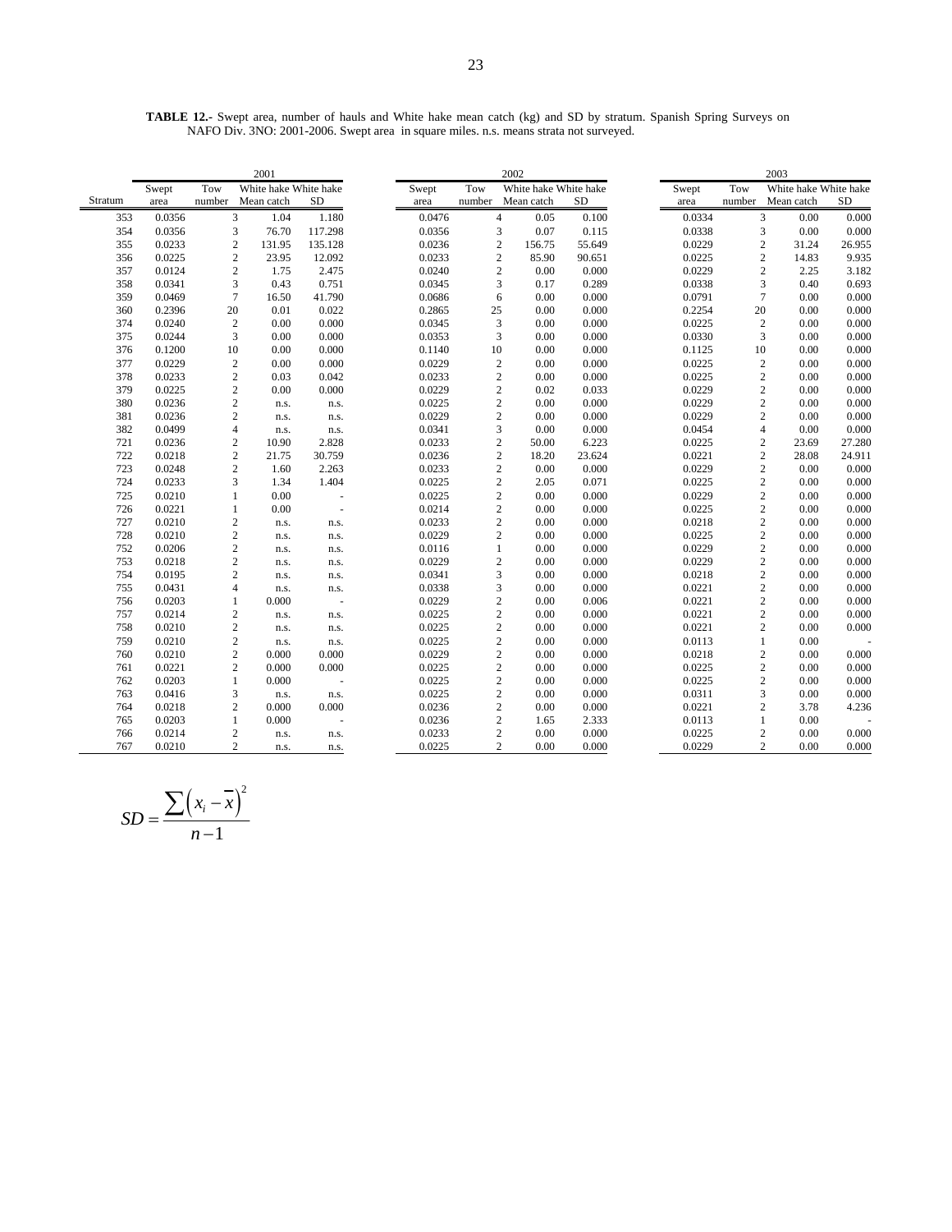**TABLE 12.-** Swept area, number of hauls and White hake mean catch (kg) and SD by stratum. Spanish Spring Surveys on NAFO Div. 3NO: 2001-2006. Swept area in square miles. n.s. means strata not surveyed.

| | 2001 | | | | 2002 | | | | 2003 | | | |
|---|---|---|---|---|---|---|---|---|---|---|---|---|
| Stratum | Swept area | Tow number | White hake Mean catch | White hake SD | Swept area | Tow number | White hake Mean catch | White hake SD | Swept area | Tow number | White hake Mean catch | White hake SD |
| 353 | 0.0356 | 3 | 1.04 | 1.180 | 0.0476 | 4 | 0.05 | 0.100 | 0.0334 | 3 | 0.00 | 0.000 |
| 354 | 0.0356 | 3 | 76.70 | 117.298 | 0.0356 | 3 | 0.07 | 0.115 | 0.0338 | 3 | 0.00 | 0.000 |
| 355 | 0.0233 | 2 | 131.95 | 135.128 | 0.0236 | 2 | 156.75 | 55.649 | 0.0229 | 2 | 31.24 | 26.955 |
| 356 | 0.0225 | 2 | 23.95 | 12.092 | 0.0233 | 2 | 85.90 | 90.651 | 0.0225 | 2 | 14.83 | 9.935 |
| 357 | 0.0124 | 2 | 1.75 | 2.475 | 0.0240 | 2 | 0.00 | 0.000 | 0.0229 | 2 | 2.25 | 3.182 |
| 358 | 0.0341 | 3 | 0.43 | 0.751 | 0.0345 | 3 | 0.17 | 0.289 | 0.0338 | 3 | 0.40 | 0.693 |
| 359 | 0.0469 | 7 | 16.50 | 41.790 | 0.0686 | 6 | 0.00 | 0.000 | 0.0791 | 7 | 0.00 | 0.000 |
| 360 | 0.2396 | 20 | 0.01 | 0.022 | 0.2865 | 25 | 0.00 | 0.000 | 0.2254 | 20 | 0.00 | 0.000 |
| 374 | 0.0240 | 2 | 0.00 | 0.000 | 0.0345 | 3 | 0.00 | 0.000 | 0.0225 | 2 | 0.00 | 0.000 |
| 375 | 0.0244 | 3 | 0.00 | 0.000 | 0.0353 | 3 | 0.00 | 0.000 | 0.0330 | 3 | 0.00 | 0.000 |
| 376 | 0.1200 | 10 | 0.00 | 0.000 | 0.1140 | 10 | 0.00 | 0.000 | 0.1125 | 10 | 0.00 | 0.000 |
| 377 | 0.0229 | 2 | 0.00 | 0.000 | 0.0229 | 2 | 0.00 | 0.000 | 0.0225 | 2 | 0.00 | 0.000 |
| 378 | 0.0233 | 2 | 0.03 | 0.042 | 0.0233 | 2 | 0.00 | 0.000 | 0.0225 | 2 | 0.00 | 0.000 |
| 379 | 0.0225 | 2 | 0.00 | 0.000 | 0.0229 | 2 | 0.02 | 0.033 | 0.0229 | 2 | 0.00 | 0.000 |
| 380 | 0.0236 | 2 | n.s. | n.s. | 0.0225 | 2 | 0.00 | 0.000 | 0.0229 | 2 | 0.00 | 0.000 |
| 381 | 0.0236 | 2 | n.s. | n.s. | 0.0229 | 2 | 0.00 | 0.000 | 0.0229 | 2 | 0.00 | 0.000 |
| 382 | 0.0499 | 4 | n.s. | n.s. | 0.0341 | 3 | 0.00 | 0.000 | 0.0454 | 4 | 0.00 | 0.000 |
| 721 | 0.0236 | 2 | 10.90 | 2.828 | 0.0233 | 2 | 50.00 | 6.223 | 0.0225 | 2 | 23.69 | 27.280 |
| 722 | 0.0218 | 2 | 21.75 | 30.759 | 0.0236 | 2 | 18.20 | 23.624 | 0.0221 | 2 | 28.08 | 24.911 |
| 723 | 0.0248 | 2 | 1.60 | 2.263 | 0.0233 | 2 | 0.00 | 0.000 | 0.0229 | 2 | 0.00 | 0.000 |
| 724 | 0.0233 | 3 | 1.34 | 1.404 | 0.0225 | 2 | 2.05 | 0.071 | 0.0225 | 2 | 0.00 | 0.000 |
| 725 | 0.0210 | 1 | 0.00 | - | 0.0225 | 2 | 0.00 | 0.000 | 0.0229 | 2 | 0.00 | 0.000 |
| 726 | 0.0221 | 1 | 0.00 | - | 0.0214 | 2 | 0.00 | 0.000 | 0.0225 | 2 | 0.00 | 0.000 |
| 727 | 0.0210 | 2 | n.s. | n.s. | 0.0233 | 2 | 0.00 | 0.000 | 0.0218 | 2 | 0.00 | 0.000 |
| 728 | 0.0210 | 2 | n.s. | n.s. | 0.0229 | 2 | 0.00 | 0.000 | 0.0225 | 2 | 0.00 | 0.000 |
| 752 | 0.0206 | 2 | n.s. | n.s. | 0.0116 | 1 | 0.00 | 0.000 | 0.0229 | 2 | 0.00 | 0.000 |
| 753 | 0.0218 | 2 | n.s. | n.s. | 0.0229 | 2 | 0.00 | 0.000 | 0.0229 | 2 | 0.00 | 0.000 |
| 754 | 0.0195 | 2 | n.s. | n.s. | 0.0341 | 3 | 0.00 | 0.000 | 0.0218 | 2 | 0.00 | 0.000 |
| 755 | 0.0431 | 4 | n.s. | n.s. | 0.0338 | 3 | 0.00 | 0.000 | 0.0221 | 2 | 0.00 | 0.000 |
| 756 | 0.0203 | 1 | 0.000 | - | 0.0229 | 2 | 0.00 | 0.006 | 0.0221 | 2 | 0.00 | 0.000 |
| 757 | 0.0214 | 2 | n.s. | n.s. | 0.0225 | 2 | 0.00 | 0.000 | 0.0221 | 2 | 0.00 | 0.000 |
| 758 | 0.0210 | 2 | n.s. | n.s. | 0.0225 | 2 | 0.00 | 0.000 | 0.0221 | 2 | 0.00 | 0.000 |
| 759 | 0.0210 | 2 | n.s. | n.s. | 0.0225 | 2 | 0.00 | 0.000 | 0.0113 | 1 | 0.00 | - |
| 760 | 0.0210 | 2 | 0.000 | 0.000 | 0.0229 | 2 | 0.00 | 0.000 | 0.0218 | 2 | 0.00 | 0.000 |
| 761 | 0.0221 | 2 | 0.000 | 0.000 | 0.0225 | 2 | 0.00 | 0.000 | 0.0225 | 2 | 0.00 | 0.000 |
| 762 | 0.0203 | 1 | 0.000 | - | 0.0225 | 2 | 0.00 | 0.000 | 0.0225 | 2 | 0.00 | 0.000 |
| 763 | 0.0416 | 3 | n.s. | n.s. | 0.0225 | 2 | 0.00 | 0.000 | 0.0311 | 3 | 0.00 | 0.000 |
| 764 | 0.0218 | 2 | 0.000 | 0.000 | 0.0236 | 2 | 0.00 | 0.000 | 0.0221 | 2 | 3.78 | 4.236 |
| 765 | 0.0203 | 1 | 0.000 | - | 0.0236 | 2 | 1.65 | 2.333 | 0.0113 | 1 | 0.00 | - |
| 766 | 0.0214 | 2 | n.s. | n.s. | 0.0233 | 2 | 0.00 | 0.000 | 0.0225 | 2 | 0.00 | 0.000 |
| 767 | 0.0210 | 2 | n.s. | n.s. | 0.0225 | 2 | 0.00 | 0.000 | 0.0229 | 2 | 0.00 | 0.000 |

$$SD = \frac{\sum \left( x_i - \overline{x} \right)^2}{n-1}$$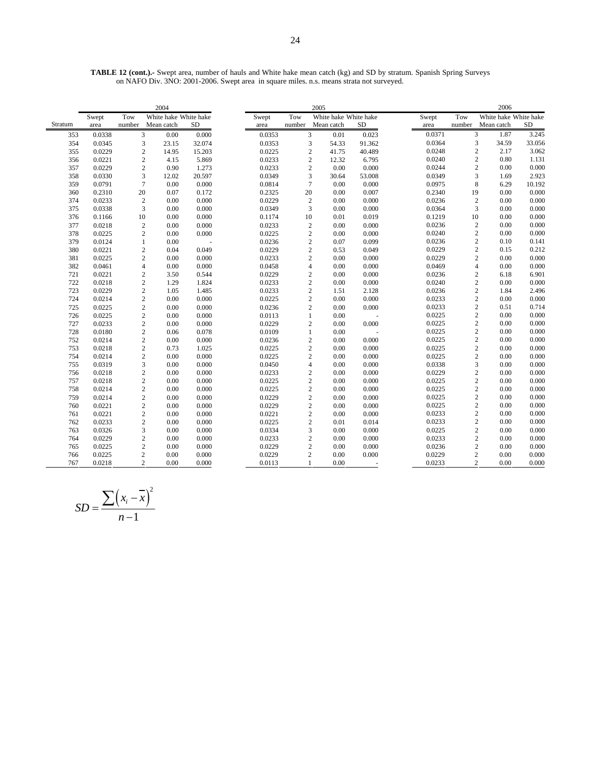**TABLE 12 (cont.).-** Swept area, number of hauls and White hake mean catch (kg) and SD by stratum. Spanish Spring Surveys on NAFO Div. 3NO: 2001-2006. Swept area in square miles. n.s. means strata not surveyed.

| | 2004 | | | | 2005 | | | | 2006 | | | |
|---|---|---|---|---|---|---|---|---|---|---|---|---|
| Stratum | Swept area | Tow number | White hake Mean catch | White hake SD | Swept area | Tow number | White hake Mean catch | White hake SD | Swept area | Tow number | White hake Mean catch | White hake SD |
| 353 | 0.0338 | 3 | 0.00 | 0.000 | 0.0353 | 3 | 0.01 | 0.023 | 0.0371 | 3 | 1.87 | 3.245 |
| 354 | 0.0345 | 3 | 23.15 | 32.074 | 0.0353 | 3 | 54.33 | 91.362 | 0.0364 | 3 | 34.59 | 33.056 |
| 355 | 0.0229 | 2 | 14.95 | 15.203 | 0.0225 | 2 | 41.75 | 40.489 | 0.0248 | 2 | 2.17 | 3.062 |
| 356 | 0.0221 | 2 | 4.15 | 5.869 | 0.0233 | 2 | 12.32 | 6.795 | 0.0240 | 2 | 0.80 | 1.131 |
| 357 | 0.0229 | 2 | 0.90 | 1.273 | 0.0233 | 2 | 0.00 | 0.000 | 0.0244 | 2 | 0.00 | 0.000 |
| 358 | 0.0330 | 3 | 12.02 | 20.597 | 0.0349 | 3 | 30.64 | 53.008 | 0.0349 | 3 | 1.69 | 2.923 |
| 359 | 0.0791 | 7 | 0.00 | 0.000 | 0.0814 | 7 | 0.00 | 0.000 | 0.0975 | 8 | 6.29 | 10.192 |
| 360 | 0.2310 | 20 | 0.07 | 0.172 | 0.2325 | 20 | 0.00 | 0.007 | 0.2340 | 19 | 0.00 | 0.000 |
| 374 | 0.0233 | 2 | 0.00 | 0.000 | 0.0229 | 2 | 0.00 | 0.000 | 0.0236 | 2 | 0.00 | 0.000 |
| 375 | 0.0338 | 3 | 0.00 | 0.000 | 0.0349 | 3 | 0.00 | 0.000 | 0.0364 | 3 | 0.00 | 0.000 |
| 376 | 0.1166 | 10 | 0.00 | 0.000 | 0.1174 | 10 | 0.01 | 0.019 | 0.1219 | 10 | 0.00 | 0.000 |
| 377 | 0.0218 | 2 | 0.00 | 0.000 | 0.0233 | 2 | 0.00 | 0.000 | 0.0236 | 2 | 0.00 | 0.000 |
| 378 | 0.0225 | 2 | 0.00 | 0.000 | 0.0225 | 2 | 0.00 | 0.000 | 0.0240 | 2 | 0.00 | 0.000 |
| 379 | 0.0124 | 1 | 0.00 | - | 0.0236 | 2 | 0.07 | 0.099 | 0.0236 | 2 | 0.10 | 0.141 |
| 380 | 0.0221 | 2 | 0.04 | 0.049 | 0.0229 | 2 | 0.53 | 0.049 | 0.0229 | 2 | 0.15 | 0.212 |
| 381 | 0.0225 | 2 | 0.00 | 0.000 | 0.0233 | 2 | 0.00 | 0.000 | 0.0229 | 2 | 0.00 | 0.000 |
| 382 | 0.0461 | 4 | 0.00 | 0.000 | 0.0458 | 4 | 0.00 | 0.000 | 0.0469 | 4 | 0.00 | 0.000 |
| 721 | 0.0221 | 2 | 3.50 | 0.544 | 0.0229 | 2 | 0.00 | 0.000 | 0.0236 | 2 | 6.18 | 6.901 |
| 722 | 0.0218 | 2 | 1.29 | 1.824 | 0.0233 | 2 | 0.00 | 0.000 | 0.0240 | 2 | 0.00 | 0.000 |
| 723 | 0.0229 | 2 | 1.05 | 1.485 | 0.0233 | 2 | 1.51 | 2.128 | 0.0236 | 2 | 1.84 | 2.496 |
| 724 | 0.0214 | 2 | 0.00 | 0.000 | 0.0225 | 2 | 0.00 | 0.000 | 0.0233 | 2 | 0.00 | 0.000 |
| 725 | 0.0225 | 2 | 0.00 | 0.000 | 0.0236 | 2 | 0.00 | 0.000 | 0.0233 | 2 | 0.51 | 0.714 |
| 726 | 0.0225 | 2 | 0.00 | 0.000 | 0.0113 | 1 | 0.00 | - | 0.0225 | 2 | 0.00 | 0.000 |
| 727 | 0.0233 | 2 | 0.00 | 0.000 | 0.0229 | 2 | 0.00 | 0.000 | 0.0225 | 2 | 0.00 | 0.000 |
| 728 | 0.0180 | 2 | 0.06 | 0.078 | 0.0109 | 1 | 0.00 | - | 0.0225 | 2 | 0.00 | 0.000 |
| 752 | 0.0214 | 2 | 0.00 | 0.000 | 0.0236 | 2 | 0.00 | 0.000 | 0.0225 | 2 | 0.00 | 0.000 |
| 753 | 0.0218 | 2 | 0.73 | 1.025 | 0.0225 | 2 | 0.00 | 0.000 | 0.0225 | 2 | 0.00 | 0.000 |
| 754 | 0.0214 | 2 | 0.00 | 0.000 | 0.0225 | 2 | 0.00 | 0.000 | 0.0225 | 2 | 0.00 | 0.000 |
| 755 | 0.0319 | 3 | 0.00 | 0.000 | 0.0450 | 4 | 0.00 | 0.000 | 0.0338 | 3 | 0.00 | 0.000 |
| 756 | 0.0218 | 2 | 0.00 | 0.000 | 0.0233 | 2 | 0.00 | 0.000 | 0.0229 | 2 | 0.00 | 0.000 |
| 757 | 0.0218 | 2 | 0.00 | 0.000 | 0.0225 | 2 | 0.00 | 0.000 | 0.0225 | 2 | 0.00 | 0.000 |
| 758 | 0.0214 | 2 | 0.00 | 0.000 | 0.0225 | 2 | 0.00 | 0.000 | 0.0225 | 2 | 0.00 | 0.000 |
| 759 | 0.0214 | 2 | 0.00 | 0.000 | 0.0229 | 2 | 0.00 | 0.000 | 0.0225 | 2 | 0.00 | 0.000 |
| 760 | 0.0221 | 2 | 0.00 | 0.000 | 0.0229 | 2 | 0.00 | 0.000 | 0.0225 | 2 | 0.00 | 0.000 |
| 761 | 0.0221 | 2 | 0.00 | 0.000 | 0.0221 | 2 | 0.00 | 0.000 | 0.0233 | 2 | 0.00 | 0.000 |
| 762 | 0.0233 | 2 | 0.00 | 0.000 | 0.0225 | 2 | 0.01 | 0.014 | 0.0233 | 2 | 0.00 | 0.000 |
| 763 | 0.0326 | 3 | 0.00 | 0.000 | 0.0334 | 3 | 0.00 | 0.000 | 0.0225 | 2 | 0.00 | 0.000 |
| 764 | 0.0229 | 2 | 0.00 | 0.000 | 0.0233 | 2 | 0.00 | 0.000 | 0.0233 | 2 | 0.00 | 0.000 |
| 765 | 0.0225 | 2 | 0.00 | 0.000 | 0.0229 | 2 | 0.00 | 0.000 | 0.0236 | 2 | 0.00 | 0.000 |
| 766 | 0.0225 | 2 | 0.00 | 0.000 | 0.0229 | 2 | 0.00 | 0.000 | 0.0229 | 2 | 0.00 | 0.000 |
| 767 | 0.0218 | 2 | 0.00 | 0.000 | 0.0113 | 1 | 0.00 | - | 0.0233 | 2 | 0.00 | 0.000 |

$$SD = \frac{\sum\left(x_i - \overline{x}\right)^2}{n-1}$$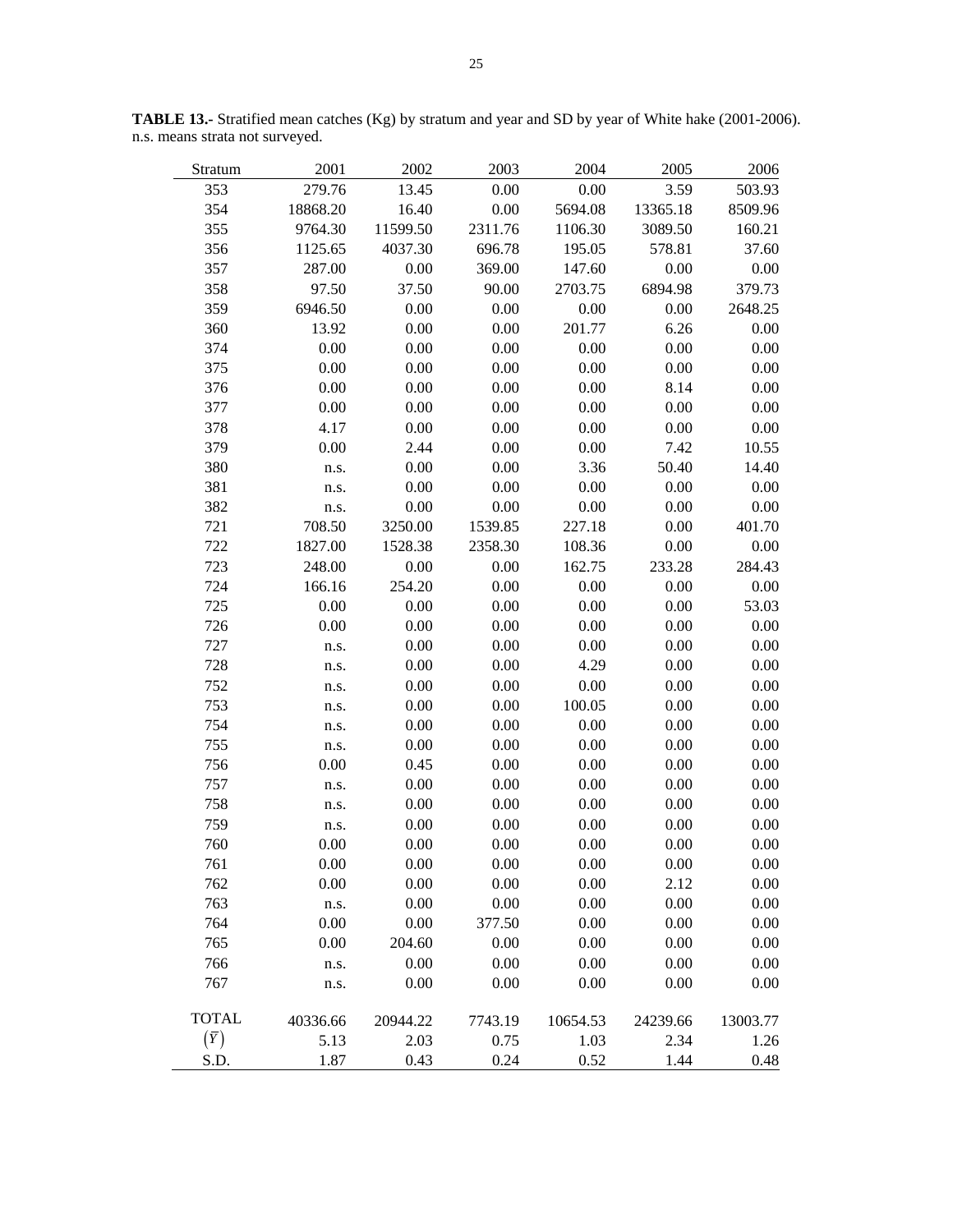**TABLE 13.-** Stratified mean catches (Kg) by stratum and year and SD by year of White hake (2001-2006). n.s. means strata not surveyed.

| Stratum | 2001 | 2002 | 2003 | 2004 | 2005 | 2006 |
|---|---|---|---|---|---|---|
| 353 | 279.76 | 13.45 | 0.00 | 0.00 | 3.59 | 503.93 |
| 354 | 18868.20 | 16.40 | 0.00 | 5694.08 | 13365.18 | 8509.96 |
| 355 | 9764.30 | 11599.50 | 2311.76 | 1106.30 | 3089.50 | 160.21 |
| 356 | 1125.65 | 4037.30 | 696.78 | 195.05 | 578.81 | 37.60 |
| 357 | 287.00 | 0.00 | 369.00 | 147.60 | 0.00 | 0.00 |
| 358 | 97.50 | 37.50 | 90.00 | 2703.75 | 6894.98 | 379.73 |
| 359 | 6946.50 | 0.00 | 0.00 | 0.00 | 0.00 | 2648.25 |
| 360 | 13.92 | 0.00 | 0.00 | 201.77 | 6.26 | 0.00 |
| 374 | 0.00 | 0.00 | 0.00 | 0.00 | 0.00 | 0.00 |
| 375 | 0.00 | 0.00 | 0.00 | 0.00 | 0.00 | 0.00 |
| 376 | 0.00 | 0.00 | 0.00 | 0.00 | 8.14 | 0.00 |
| 377 | 0.00 | 0.00 | 0.00 | 0.00 | 0.00 | 0.00 |
| 378 | 4.17 | 0.00 | 0.00 | 0.00 | 0.00 | 0.00 |
| 379 | 0.00 | 2.44 | 0.00 | 0.00 | 7.42 | 10.55 |
| 380 | n.s. | 0.00 | 0.00 | 3.36 | 50.40 | 14.40 |
| 381 | n.s. | 0.00 | 0.00 | 0.00 | 0.00 | 0.00 |
| 382 | n.s. | 0.00 | 0.00 | 0.00 | 0.00 | 0.00 |
| 721 | 708.50 | 3250.00 | 1539.85 | 227.18 | 0.00 | 401.70 |
| 722 | 1827.00 | 1528.38 | 2358.30 | 108.36 | 0.00 | 0.00 |
| 723 | 248.00 | 0.00 | 0.00 | 162.75 | 233.28 | 284.43 |
| 724 | 166.16 | 254.20 | 0.00 | 0.00 | 0.00 | 0.00 |
| 725 | 0.00 | 0.00 | 0.00 | 0.00 | 0.00 | 53.03 |
| 726 | 0.00 | 0.00 | 0.00 | 0.00 | 0.00 | 0.00 |
| 727 | n.s. | 0.00 | 0.00 | 0.00 | 0.00 | 0.00 |
| 728 | n.s. | 0.00 | 0.00 | 4.29 | 0.00 | 0.00 |
| 752 | n.s. | 0.00 | 0.00 | 0.00 | 0.00 | 0.00 |
| 753 | n.s. | 0.00 | 0.00 | 100.05 | 0.00 | 0.00 |
| 754 | n.s. | 0.00 | 0.00 | 0.00 | 0.00 | 0.00 |
| 755 | n.s. | 0.00 | 0.00 | 0.00 | 0.00 | 0.00 |
| 756 | 0.00 | 0.45 | 0.00 | 0.00 | 0.00 | 0.00 |
| 757 | n.s. | 0.00 | 0.00 | 0.00 | 0.00 | 0.00 |
| 758 | n.s. | 0.00 | 0.00 | 0.00 | 0.00 | 0.00 |
| 759 | n.s. | 0.00 | 0.00 | 0.00 | 0.00 | 0.00 |
| 760 | 0.00 | 0.00 | 0.00 | 0.00 | 0.00 | 0.00 |
| 761 | 0.00 | 0.00 | 0.00 | 0.00 | 0.00 | 0.00 |
| 762 | 0.00 | 0.00 | 0.00 | 0.00 | 2.12 | 0.00 |
| 763 | n.s. | 0.00 | 0.00 | 0.00 | 0.00 | 0.00 |
| 764 | 0.00 | 0.00 | 377.50 | 0.00 | 0.00 | 0.00 |
| 765 | 0.00 | 204.60 | 0.00 | 0.00 | 0.00 | 0.00 |
| 766 | n.s. | 0.00 | 0.00 | 0.00 | 0.00 | 0.00 |
| 767 | n.s. | 0.00 | 0.00 | 0.00 | 0.00 | 0.00 |
| TOTAL | 40336.66 | 20944.22 | 7743.19 | 10654.53 | 24239.66 | 13003.77 |
| $(\bar{Y})$ | 5.13 | 2.03 | 0.75 | 1.03 | 2.34 | 1.26 |
| S.D. | 1.87 | 0.43 | 0.24 | 0.52 | 1.44 | 0.48 |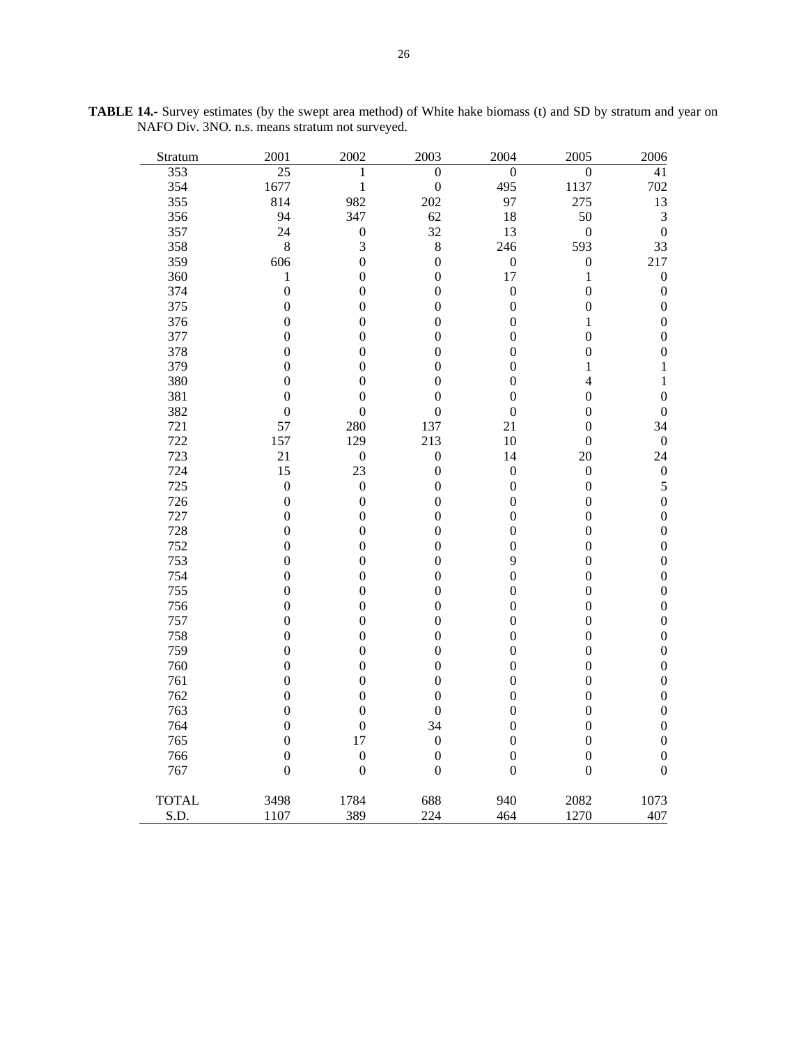**TABLE 14.-** Survey estimates (by the swept area method) of White hake biomass (t) and SD by stratum and year on NAFO Div. 3NO. n.s. means stratum not surveyed.

| Stratum | 2001 | 2002 | 2003 | 2004 | 2005 | 2006 |
|---|---|---|---|---|---|---|
| 353 | 25 | 1 | 0 | 0 | 0 | 41 |
| 354 | 1677 | 1 | 0 | 495 | 1137 | 702 |
| 355 | 814 | 982 | 202 | 97 | 275 | 13 |
| 356 | 94 | 347 | 62 | 18 | 50 | 3 |
| 357 | 24 | 0 | 32 | 13 | 0 | 0 |
| 358 | 8 | 3 | 8 | 246 | 593 | 33 |
| 359 | 606 | 0 | 0 | 0 | 0 | 217 |
| 360 | 1 | 0 | 0 | 17 | 1 | 0 |
| 374 | 0 | 0 | 0 | 0 | 0 | 0 |
| 375 | 0 | 0 | 0 | 0 | 0 | 0 |
| 376 | 0 | 0 | 0 | 0 | 1 | 0 |
| 377 | 0 | 0 | 0 | 0 | 0 | 0 |
| 378 | 0 | 0 | 0 | 0 | 0 | 0 |
| 379 | 0 | 0 | 0 | 0 | 1 | 1 |
| 380 | 0 | 0 | 0 | 0 | 4 | 1 |
| 381 | 0 | 0 | 0 | 0 | 0 | 0 |
| 382 | 0 | 0 | 0 | 0 | 0 | 0 |
| 721 | 57 | 280 | 137 | 21 | 0 | 34 |
| 722 | 157 | 129 | 213 | 10 | 0 | 0 |
| 723 | 21 | 0 | 0 | 14 | 20 | 24 |
| 724 | 15 | 23 | 0 | 0 | 0 | 0 |
| 725 | 0 | 0 | 0 | 0 | 0 | 5 |
| 726 | 0 | 0 | 0 | 0 | 0 | 0 |
| 727 | 0 | 0 | 0 | 0 | 0 | 0 |
| 728 | 0 | 0 | 0 | 0 | 0 | 0 |
| 752 | 0 | 0 | 0 | 0 | 0 | 0 |
| 753 | 0 | 0 | 0 | 9 | 0 | 0 |
| 754 | 0 | 0 | 0 | 0 | 0 | 0 |
| 755 | 0 | 0 | 0 | 0 | 0 | 0 |
| 756 | 0 | 0 | 0 | 0 | 0 | 0 |
| 757 | 0 | 0 | 0 | 0 | 0 | 0 |
| 758 | 0 | 0 | 0 | 0 | 0 | 0 |
| 759 | 0 | 0 | 0 | 0 | 0 | 0 |
| 760 | 0 | 0 | 0 | 0 | 0 | 0 |
| 761 | 0 | 0 | 0 | 0 | 0 | 0 |
| 762 | 0 | 0 | 0 | 0 | 0 | 0 |
| 763 | 0 | 0 | 0 | 0 | 0 | 0 |
| 764 | 0 | 0 | 34 | 0 | 0 | 0 |
| 765 | 0 | 17 | 0 | 0 | 0 | 0 |
| 766 | 0 | 0 | 0 | 0 | 0 | 0 |
| 767 | 0 | 0 | 0 | 0 | 0 | 0 |
| TOTAL | 3498 | 1784 | 688 | 940 | 2082 | 1073 |
| S.D. | 1107 | 389 | 224 | 464 | 1270 | 407 |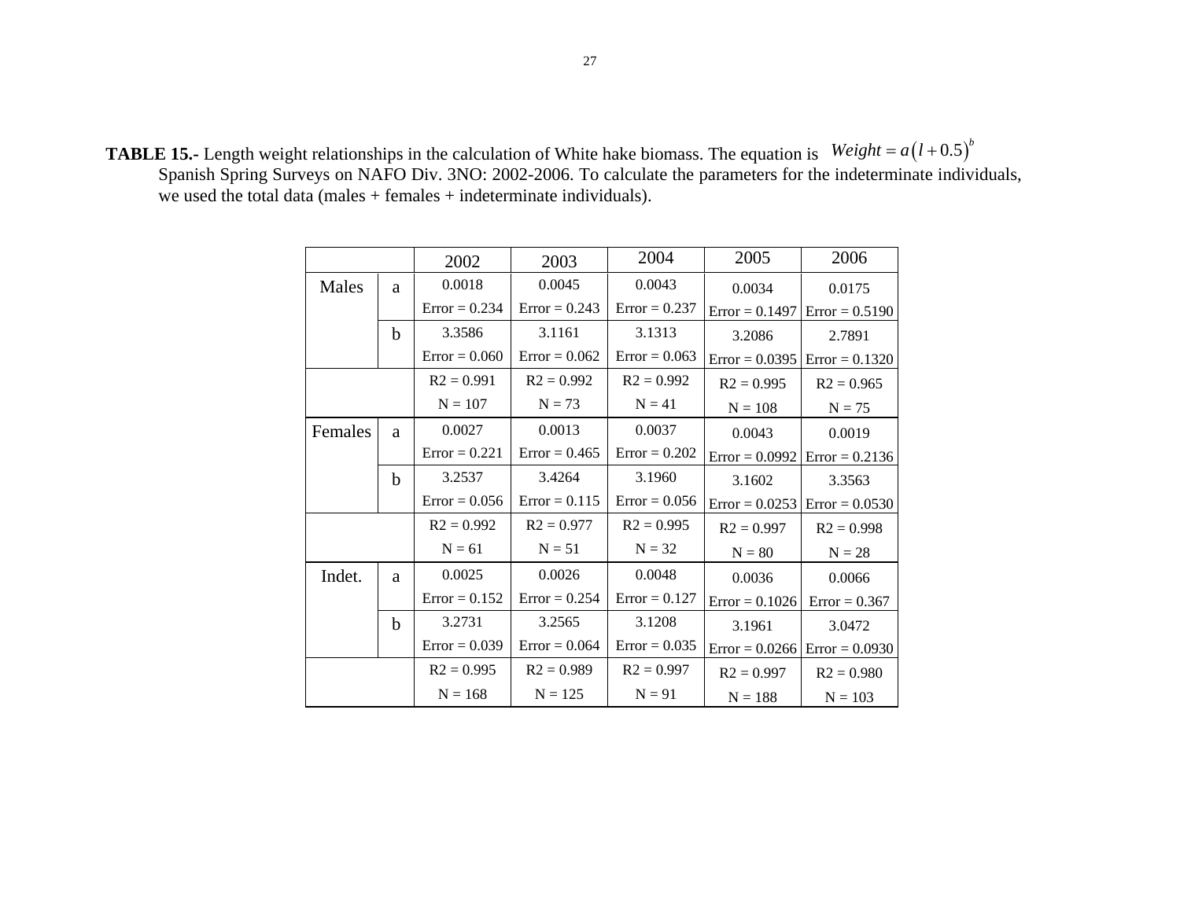**TABLE 15.-** Length weight relationships in the calculation of White hake biomass. The equation is $Weight = a\left(l + 0.5\right)^{b}$ Spanish Spring Surveys on NAFO Div. 3NO: 2002-2006. To calculate the parameters for the indeterminate individuals, we used the total data (males + females + indeterminate individuals).

| | | 2002 | 2003 | 2004 | 2005 | 2006 |
|---|---|---|---|---|---|---|
| Males | a | 0.0018 | 0.0045 | 0.0043 | 0.0034 | 0.0175 |
| | | Error = 0.234 | Error = 0.243 | Error = 0.237 | Error = 0.1497 | Error = 0.5190 |
| | b | 3.3586 | 3.1161 | 3.1313 | 3.2086 | 2.7891 |
| | | Error = 0.060 | Error = 0.062 | Error = 0.063 | Error = 0.0395 | Error = 0.1320 |
| | | R2 = 0.991 | R2 = 0.992 | R2 = 0.992 | R2 = 0.995 | R2 = 0.965 |
| | | N = 107 | N = 73 | N = 41 | N = 108 | N = 75 |
| Females | a | 0.0027 | 0.0013 | 0.0037 | 0.0043 | 0.0019 |
| | | Error = 0.221 | Error = 0.465 | Error = 0.202 | Error = 0.0992 | Error = 0.2136 |
| | b | 3.2537 | 3.4264 | 3.1960 | 3.1602 | 3.3563 |
| | | Error = 0.056 | Error = 0.115 | Error = 0.056 | Error = 0.0253 | Error = 0.0530 |
| | | R2 = 0.992 | R2 = 0.977 | R2 = 0.995 | R2 = 0.997 | R2 = 0.998 |
| | | N = 61 | N = 51 | N = 32 | N = 80 | N = 28 |
| Indet. | a | 0.0025 | 0.0026 | 0.0048 | 0.0036 | 0.0066 |
| | | Error = 0.152 | Error = 0.254 | Error = 0.127 | Error = 0.1026 | Error = 0.367 |
| | b | 3.2731 | 3.2565 | 3.1208 | 3.1961 | 3.0472 |
| | | Error = 0.039 | Error = 0.064 | Error = 0.035 | Error = 0.0266 | Error = 0.0930 |
| | | R2 = 0.995 | R2 = 0.989 | R2 = 0.997 | R2 = 0.997 | R2 = 0.980 |
| | | N = 168 | N = 125 | N = 91 | N = 188 | N = 103 |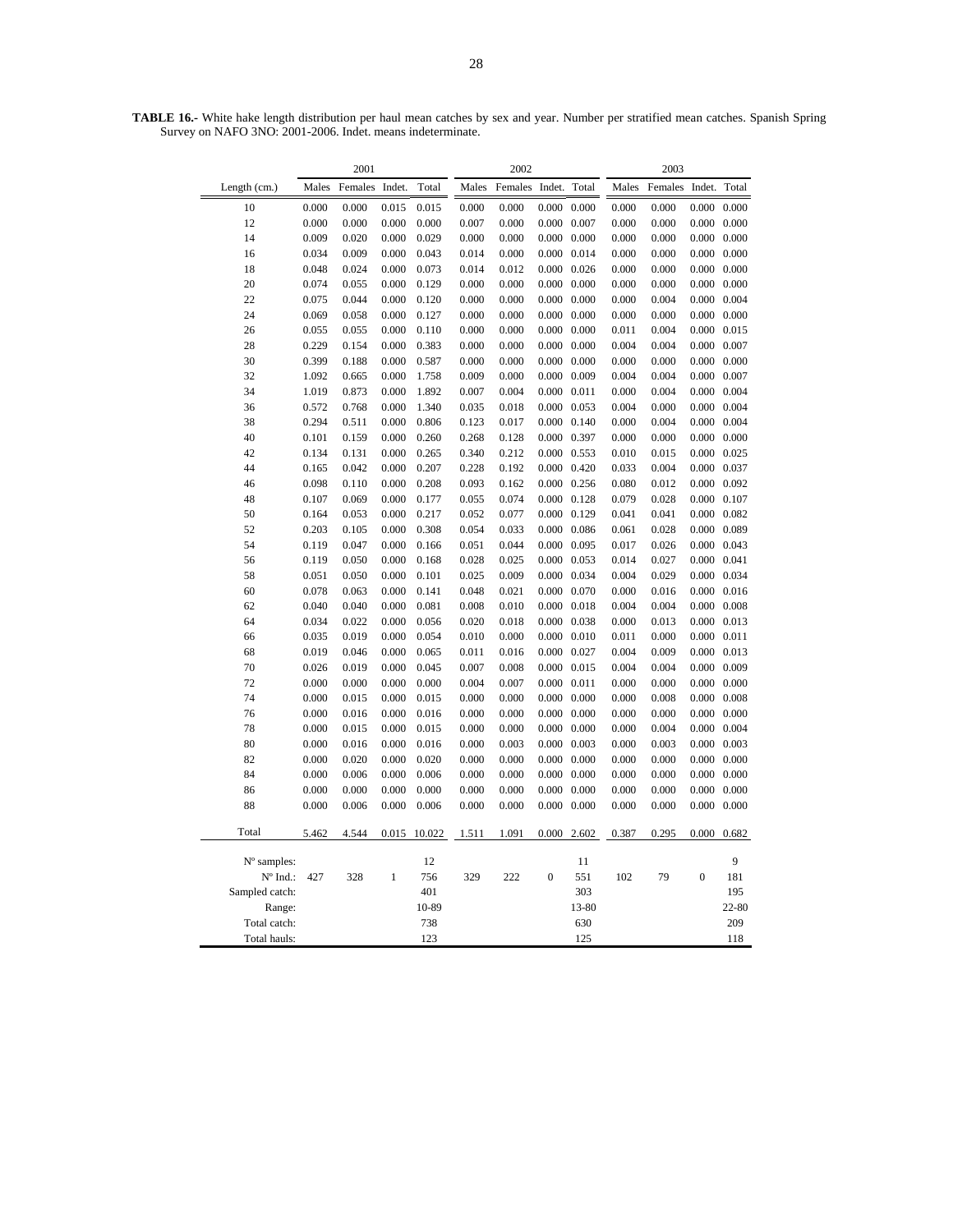**TABLE 16.-** White hake length distribution per haul mean catches by sex and year. Number per stratified mean catches. Spanish Spring Survey on NAFO 3NO: 2001-2006. Indet. means indeterminate.

| | 2001 | | | | 2002 | | | | 2003 | | | |
|---|---|---|---|---|---|---|---|---|---|---|---|---|
| Length (cm.) | Males | Females | Indet. | Total | Males | Females | Indet. | Total | Males | Females | Indet. | Total |
| 10 | 0.000 | 0.000 | 0.015 | 0.015 | 0.000 | 0.000 | 0.000 | 0.000 | 0.000 | 0.000 | 0.000 | 0.000 |
| 12 | 0.000 | 0.000 | 0.000 | 0.000 | 0.007 | 0.000 | 0.000 | 0.007 | 0.000 | 0.000 | 0.000 | 0.000 |
| 14 | 0.009 | 0.020 | 0.000 | 0.029 | 0.000 | 0.000 | 0.000 | 0.000 | 0.000 | 0.000 | 0.000 | 0.000 |
| 16 | 0.034 | 0.009 | 0.000 | 0.043 | 0.014 | 0.000 | 0.000 | 0.014 | 0.000 | 0.000 | 0.000 | 0.000 |
| 18 | 0.048 | 0.024 | 0.000 | 0.073 | 0.014 | 0.012 | 0.000 | 0.026 | 0.000 | 0.000 | 0.000 | 0.000 |
| 20 | 0.074 | 0.055 | 0.000 | 0.129 | 0.000 | 0.000 | 0.000 | 0.000 | 0.000 | 0.000 | 0.000 | 0.000 |
| 22 | 0.075 | 0.044 | 0.000 | 0.120 | 0.000 | 0.000 | 0.000 | 0.000 | 0.000 | 0.004 | 0.000 | 0.004 |
| 24 | 0.069 | 0.058 | 0.000 | 0.127 | 0.000 | 0.000 | 0.000 | 0.000 | 0.000 | 0.000 | 0.000 | 0.000 |
| 26 | 0.055 | 0.055 | 0.000 | 0.110 | 0.000 | 0.000 | 0.000 | 0.000 | 0.011 | 0.004 | 0.000 | 0.015 |
| 28 | 0.229 | 0.154 | 0.000 | 0.383 | 0.000 | 0.000 | 0.000 | 0.000 | 0.004 | 0.004 | 0.000 | 0.007 |
| 30 | 0.399 | 0.188 | 0.000 | 0.587 | 0.000 | 0.000 | 0.000 | 0.000 | 0.000 | 0.000 | 0.000 | 0.000 |
| 32 | 1.092 | 0.665 | 0.000 | 1.758 | 0.009 | 0.000 | 0.000 | 0.009 | 0.004 | 0.004 | 0.000 | 0.007 |
| 34 | 1.019 | 0.873 | 0.000 | 1.892 | 0.007 | 0.004 | 0.000 | 0.011 | 0.000 | 0.004 | 0.000 | 0.004 |
| 36 | 0.572 | 0.768 | 0.000 | 1.340 | 0.035 | 0.018 | 0.000 | 0.053 | 0.004 | 0.000 | 0.000 | 0.004 |
| 38 | 0.294 | 0.511 | 0.000 | 0.806 | 0.123 | 0.017 | 0.000 | 0.140 | 0.000 | 0.004 | 0.000 | 0.004 |
| 40 | 0.101 | 0.159 | 0.000 | 0.260 | 0.268 | 0.128 | 0.000 | 0.397 | 0.000 | 0.000 | 0.000 | 0.000 |
| 42 | 0.134 | 0.131 | 0.000 | 0.265 | 0.340 | 0.212 | 0.000 | 0.553 | 0.010 | 0.015 | 0.000 | 0.025 |
| 44 | 0.165 | 0.042 | 0.000 | 0.207 | 0.228 | 0.192 | 0.000 | 0.420 | 0.033 | 0.004 | 0.000 | 0.037 |
| 46 | 0.098 | 0.110 | 0.000 | 0.208 | 0.093 | 0.162 | 0.000 | 0.256 | 0.080 | 0.012 | 0.000 | 0.092 |
| 48 | 0.107 | 0.069 | 0.000 | 0.177 | 0.055 | 0.074 | 0.000 | 0.128 | 0.079 | 0.028 | 0.000 | 0.107 |
| 50 | 0.164 | 0.053 | 0.000 | 0.217 | 0.052 | 0.077 | 0.000 | 0.129 | 0.041 | 0.041 | 0.000 | 0.082 |
| 52 | 0.203 | 0.105 | 0.000 | 0.308 | 0.054 | 0.033 | 0.000 | 0.086 | 0.061 | 0.028 | 0.000 | 0.089 |
| 54 | 0.119 | 0.047 | 0.000 | 0.166 | 0.051 | 0.044 | 0.000 | 0.095 | 0.017 | 0.026 | 0.000 | 0.043 |
| 56 | 0.119 | 0.050 | 0.000 | 0.168 | 0.028 | 0.025 | 0.000 | 0.053 | 0.014 | 0.027 | 0.000 | 0.041 |
| 58 | 0.051 | 0.050 | 0.000 | 0.101 | 0.025 | 0.009 | 0.000 | 0.034 | 0.004 | 0.029 | 0.000 | 0.034 |
| 60 | 0.078 | 0.063 | 0.000 | 0.141 | 0.048 | 0.021 | 0.000 | 0.070 | 0.000 | 0.016 | 0.000 | 0.016 |
| 62 | 0.040 | 0.040 | 0.000 | 0.081 | 0.008 | 0.010 | 0.000 | 0.018 | 0.004 | 0.004 | 0.000 | 0.008 |
| 64 | 0.034 | 0.022 | 0.000 | 0.056 | 0.020 | 0.018 | 0.000 | 0.038 | 0.000 | 0.013 | 0.000 | 0.013 |
| 66 | 0.035 | 0.019 | 0.000 | 0.054 | 0.010 | 0.000 | 0.000 | 0.010 | 0.011 | 0.000 | 0.000 | 0.011 |
| 68 | 0.019 | 0.046 | 0.000 | 0.065 | 0.011 | 0.016 | 0.000 | 0.027 | 0.004 | 0.009 | 0.000 | 0.013 |
| 70 | 0.026 | 0.019 | 0.000 | 0.045 | 0.007 | 0.008 | 0.000 | 0.015 | 0.004 | 0.004 | 0.000 | 0.009 |
| 72 | 0.000 | 0.000 | 0.000 | 0.000 | 0.004 | 0.007 | 0.000 | 0.011 | 0.000 | 0.000 | 0.000 | 0.000 |
| 74 | 0.000 | 0.015 | 0.000 | 0.015 | 0.000 | 0.000 | 0.000 | 0.000 | 0.000 | 0.008 | 0.000 | 0.008 |
| 76 | 0.000 | 0.016 | 0.000 | 0.016 | 0.000 | 0.000 | 0.000 | 0.000 | 0.000 | 0.000 | 0.000 | 0.000 |
| 78 | 0.000 | 0.015 | 0.000 | 0.015 | 0.000 | 0.000 | 0.000 | 0.000 | 0.000 | 0.004 | 0.000 | 0.004 |
| 80 | 0.000 | 0.016 | 0.000 | 0.016 | 0.000 | 0.003 | 0.000 | 0.003 | 0.000 | 0.003 | 0.000 | 0.003 |
| 82 | 0.000 | 0.020 | 0.000 | 0.020 | 0.000 | 0.000 | 0.000 | 0.000 | 0.000 | 0.000 | 0.000 | 0.000 |
| 84 | 0.000 | 0.006 | 0.000 | 0.006 | 0.000 | 0.000 | 0.000 | 0.000 | 0.000 | 0.000 | 0.000 | 0.000 |
| 86 | 0.000 | 0.000 | 0.000 | 0.000 | 0.000 | 0.000 | 0.000 | 0.000 | 0.000 | 0.000 | 0.000 | 0.000 |
| 88 | 0.000 | 0.006 | 0.000 | 0.006 | 0.000 | 0.000 | 0.000 | 0.000 | 0.000 | 0.000 | 0.000 | 0.000 |
| Total | 5.462 | 4.544 | 0.015 | 10.022 | 1.511 | 1.091 | 0.000 | 2.602 | 0.387 | 0.295 | 0.000 | 0.682 |
| Nº samples: | | | | 12 | | | | 11 | | | | 9 |
| Nº Ind.: | 427 | 328 | 1 | 756 | 329 | 222 | 0 | 551 | 102 | 79 | 0 | 181 |
| Sampled catch: | | | | 401 | | | | 303 | | | | 195 |
| Range: | | | | 10-89 | | | | 13-80 | | | | 22-80 |
| Total catch: | | | | 738 | | | | 630 | | | | 209 |
| Total hauls: | | | | 123 | | | | 125 | | | | 118 |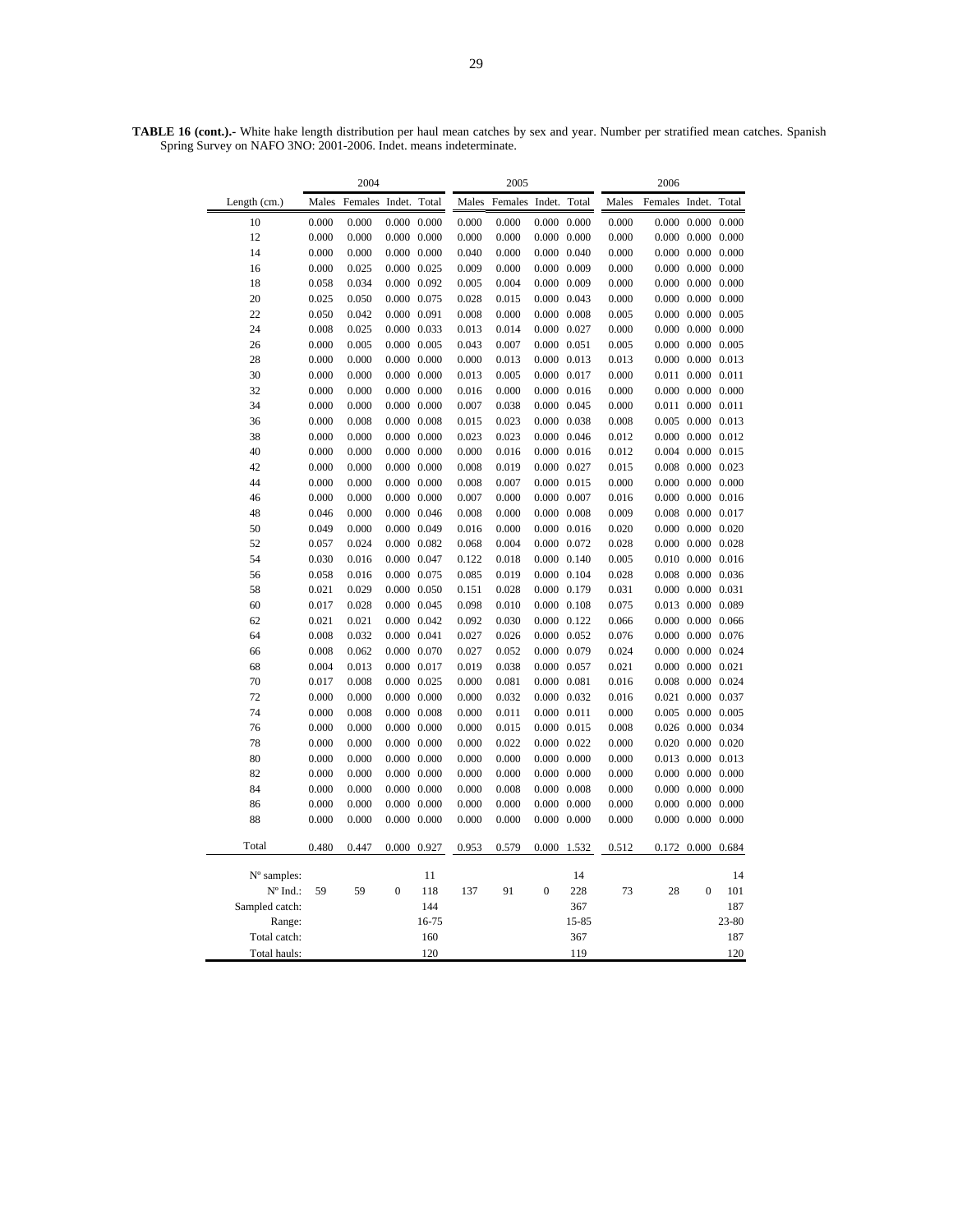**TABLE 16 (cont.).-** White hake length distribution per haul mean catches by sex and year. Number per stratified mean catches. Spanish Spring Survey on NAFO 3NO: 2001-2006. Indet. means indeterminate.

| | 2004 | | | | 2005 | | | | 2006 | | | |
|---|---|---|---|---|---|---|---|---|---|---|---|---|
| Length (cm.) | Males | Females | Indet. | Total | Males | Females | Indet. | Total | Males | Females | Indet. | Total |
| 10 | 0.000 | 0.000 | 0.000 | 0.000 | 0.000 | 0.000 | 0.000 | 0.000 | 0.000 | 0.000 | 0.000 | 0.000 |
| 12 | 0.000 | 0.000 | 0.000 | 0.000 | 0.000 | 0.000 | 0.000 | 0.000 | 0.000 | 0.000 | 0.000 | 0.000 |
| 14 | 0.000 | 0.000 | 0.000 | 0.000 | 0.040 | 0.000 | 0.000 | 0.040 | 0.000 | 0.000 | 0.000 | 0.000 |
| 16 | 0.000 | 0.025 | 0.000 | 0.025 | 0.009 | 0.000 | 0.000 | 0.009 | 0.000 | 0.000 | 0.000 | 0.000 |
| 18 | 0.058 | 0.034 | 0.000 | 0.092 | 0.005 | 0.004 | 0.000 | 0.009 | 0.000 | 0.000 | 0.000 | 0.000 |
| 20 | 0.025 | 0.050 | 0.000 | 0.075 | 0.028 | 0.015 | 0.000 | 0.043 | 0.000 | 0.000 | 0.000 | 0.000 |
| 22 | 0.050 | 0.042 | 0.000 | 0.091 | 0.008 | 0.000 | 0.000 | 0.008 | 0.005 | 0.000 | 0.000 | 0.005 |
| 24 | 0.008 | 0.025 | 0.000 | 0.033 | 0.013 | 0.014 | 0.000 | 0.027 | 0.000 | 0.000 | 0.000 | 0.000 |
| 26 | 0.000 | 0.005 | 0.000 | 0.005 | 0.043 | 0.007 | 0.000 | 0.051 | 0.005 | 0.000 | 0.000 | 0.005 |
| 28 | 0.000 | 0.000 | 0.000 | 0.000 | 0.000 | 0.013 | 0.000 | 0.013 | 0.013 | 0.000 | 0.000 | 0.013 |
| 30 | 0.000 | 0.000 | 0.000 | 0.000 | 0.013 | 0.005 | 0.000 | 0.017 | 0.000 | 0.011 | 0.000 | 0.011 |
| 32 | 0.000 | 0.000 | 0.000 | 0.000 | 0.016 | 0.000 | 0.000 | 0.016 | 0.000 | 0.000 | 0.000 | 0.000 |
| 34 | 0.000 | 0.000 | 0.000 | 0.000 | 0.007 | 0.038 | 0.000 | 0.045 | 0.000 | 0.011 | 0.000 | 0.011 |
| 36 | 0.000 | 0.008 | 0.000 | 0.008 | 0.015 | 0.023 | 0.000 | 0.038 | 0.008 | 0.005 | 0.000 | 0.013 |
| 38 | 0.000 | 0.000 | 0.000 | 0.000 | 0.023 | 0.023 | 0.000 | 0.046 | 0.012 | 0.000 | 0.000 | 0.012 |
| 40 | 0.000 | 0.000 | 0.000 | 0.000 | 0.000 | 0.016 | 0.000 | 0.016 | 0.012 | 0.004 | 0.000 | 0.015 |
| 42 | 0.000 | 0.000 | 0.000 | 0.000 | 0.008 | 0.019 | 0.000 | 0.027 | 0.015 | 0.008 | 0.000 | 0.023 |
| 44 | 0.000 | 0.000 | 0.000 | 0.000 | 0.008 | 0.007 | 0.000 | 0.015 | 0.000 | 0.000 | 0.000 | 0.000 |
| 46 | 0.000 | 0.000 | 0.000 | 0.000 | 0.007 | 0.000 | 0.000 | 0.007 | 0.016 | 0.000 | 0.000 | 0.016 |
| 48 | 0.046 | 0.000 | 0.000 | 0.046 | 0.008 | 0.000 | 0.000 | 0.008 | 0.009 | 0.008 | 0.000 | 0.017 |
| 50 | 0.049 | 0.000 | 0.000 | 0.049 | 0.016 | 0.000 | 0.000 | 0.016 | 0.020 | 0.000 | 0.000 | 0.020 |
| 52 | 0.057 | 0.024 | 0.000 | 0.082 | 0.068 | 0.004 | 0.000 | 0.072 | 0.028 | 0.000 | 0.000 | 0.028 |
| 54 | 0.030 | 0.016 | 0.000 | 0.047 | 0.122 | 0.018 | 0.000 | 0.140 | 0.005 | 0.010 | 0.000 | 0.016 |
| 56 | 0.058 | 0.016 | 0.000 | 0.075 | 0.085 | 0.019 | 0.000 | 0.104 | 0.028 | 0.008 | 0.000 | 0.036 |
| 58 | 0.021 | 0.029 | 0.000 | 0.050 | 0.151 | 0.028 | 0.000 | 0.179 | 0.031 | 0.000 | 0.000 | 0.031 |
| 60 | 0.017 | 0.028 | 0.000 | 0.045 | 0.098 | 0.010 | 0.000 | 0.108 | 0.075 | 0.013 | 0.000 | 0.089 |
| 62 | 0.021 | 0.021 | 0.000 | 0.042 | 0.092 | 0.030 | 0.000 | 0.122 | 0.066 | 0.000 | 0.000 | 0.066 |
| 64 | 0.008 | 0.032 | 0.000 | 0.041 | 0.027 | 0.026 | 0.000 | 0.052 | 0.076 | 0.000 | 0.000 | 0.076 |
| 66 | 0.008 | 0.062 | 0.000 | 0.070 | 0.027 | 0.052 | 0.000 | 0.079 | 0.024 | 0.000 | 0.000 | 0.024 |
| 68 | 0.004 | 0.013 | 0.000 | 0.017 | 0.019 | 0.038 | 0.000 | 0.057 | 0.021 | 0.000 | 0.000 | 0.021 |
| 70 | 0.017 | 0.008 | 0.000 | 0.025 | 0.000 | 0.081 | 0.000 | 0.081 | 0.016 | 0.008 | 0.000 | 0.024 |
| 72 | 0.000 | 0.000 | 0.000 | 0.000 | 0.000 | 0.032 | 0.000 | 0.032 | 0.016 | 0.021 | 0.000 | 0.037 |
| 74 | 0.000 | 0.008 | 0.000 | 0.008 | 0.000 | 0.011 | 0.000 | 0.011 | 0.000 | 0.005 | 0.000 | 0.005 |
| 76 | 0.000 | 0.000 | 0.000 | 0.000 | 0.000 | 0.015 | 0.000 | 0.015 | 0.008 | 0.026 | 0.000 | 0.034 |
| 78 | 0.000 | 0.000 | 0.000 | 0.000 | 0.000 | 0.022 | 0.000 | 0.022 | 0.000 | 0.020 | 0.000 | 0.020 |
| 80 | 0.000 | 0.000 | 0.000 | 0.000 | 0.000 | 0.000 | 0.000 | 0.000 | 0.000 | 0.013 | 0.000 | 0.013 |
| 82 | 0.000 | 0.000 | 0.000 | 0.000 | 0.000 | 0.000 | 0.000 | 0.000 | 0.000 | 0.000 | 0.000 | 0.000 |
| 84 | 0.000 | 0.000 | 0.000 | 0.000 | 0.000 | 0.008 | 0.000 | 0.008 | 0.000 | 0.000 | 0.000 | 0.000 |
| 86 | 0.000 | 0.000 | 0.000 | 0.000 | 0.000 | 0.000 | 0.000 | 0.000 | 0.000 | 0.000 | 0.000 | 0.000 |
| 88 | 0.000 | 0.000 | 0.000 | 0.000 | 0.000 | 0.000 | 0.000 | 0.000 | 0.000 | 0.000 | 0.000 | 0.000 |
| Total | 0.480 | 0.447 | 0.000 | 0.927 | 0.953 | 0.579 | 0.000 | 1.532 | 0.512 | 0.172 | 0.000 | 0.684 |
| Nº samples: | | | | 11 | | | | 14 | | | | 14 |
| Nº Ind.: | 59 | 59 | 0 | 118 | 137 | 91 | 0 | 228 | 73 | 28 | 0 | 101 |
| Sampled catch: | | | | 144 | | | | 367 | | | | 187 |
| Range: | | | | 16-75 | | | | 15-85 | | | | 23-80 |
| Total catch: | | | | 160 | | | | 367 | | | | 187 |
| Total hauls: | | | | 120 | | | | 119 | | | | 120 |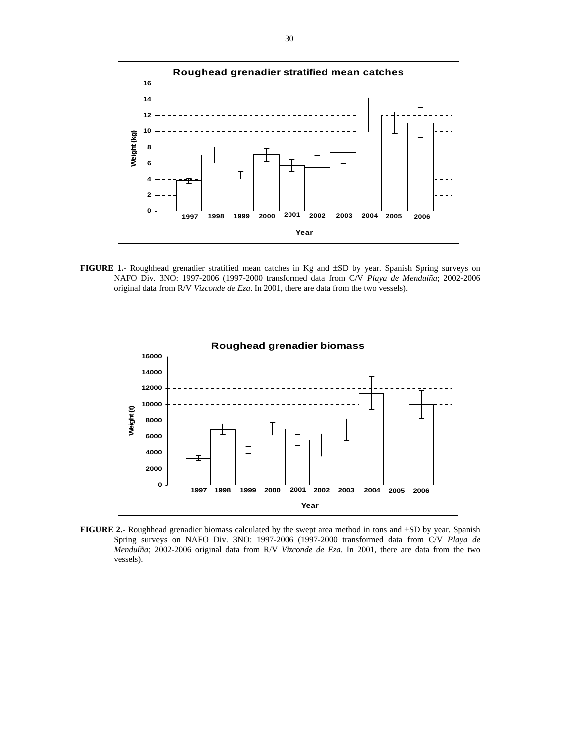**FIGURE 1.-** Roughhead grenadier stratified mean catches in Kg and ±SD by year. Spanish Spring surveys on NAFO Div. 3NO: 1997-2006 (1997-2000 transformed data from C/V *Playa de Menduíña*; 2002-2006 original data from R/V *Vizconde de Eza*. In 2001, there are data from the two vessels).

**FIGURE 2.-** Roughhead grenadier biomass calculated by the swept area method in tons and ±SD by year. Spanish Spring surveys on NAFO Div. 3NO: 1997-2006 (1997-2000 transformed data from C/V *Playa de Menduíña*; 2002-2006 original data from R/V *Vizconde de Eza*. In 2001, there are data from the two vessels).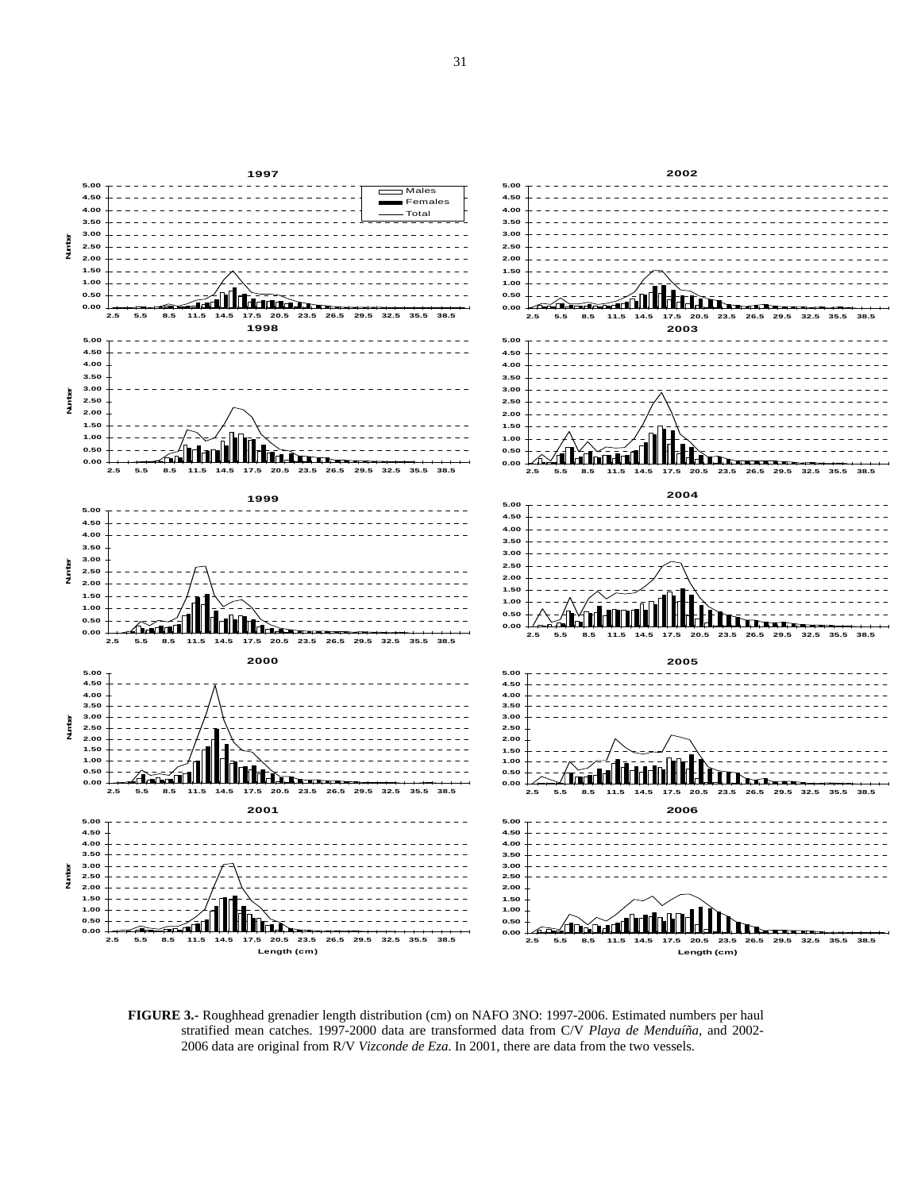**FIGURE 3.-** Roughhead grenadier length distribution (cm) on NAFO 3NO: 1997-2006. Estimated numbers per haul stratified mean catches. 1997-2000 data are transformed data from C/V *Playa de Menduíña*, and 2002-2006 data are original from R/V *Vizconde de Eza.* In 2001, there are data from the two vessels.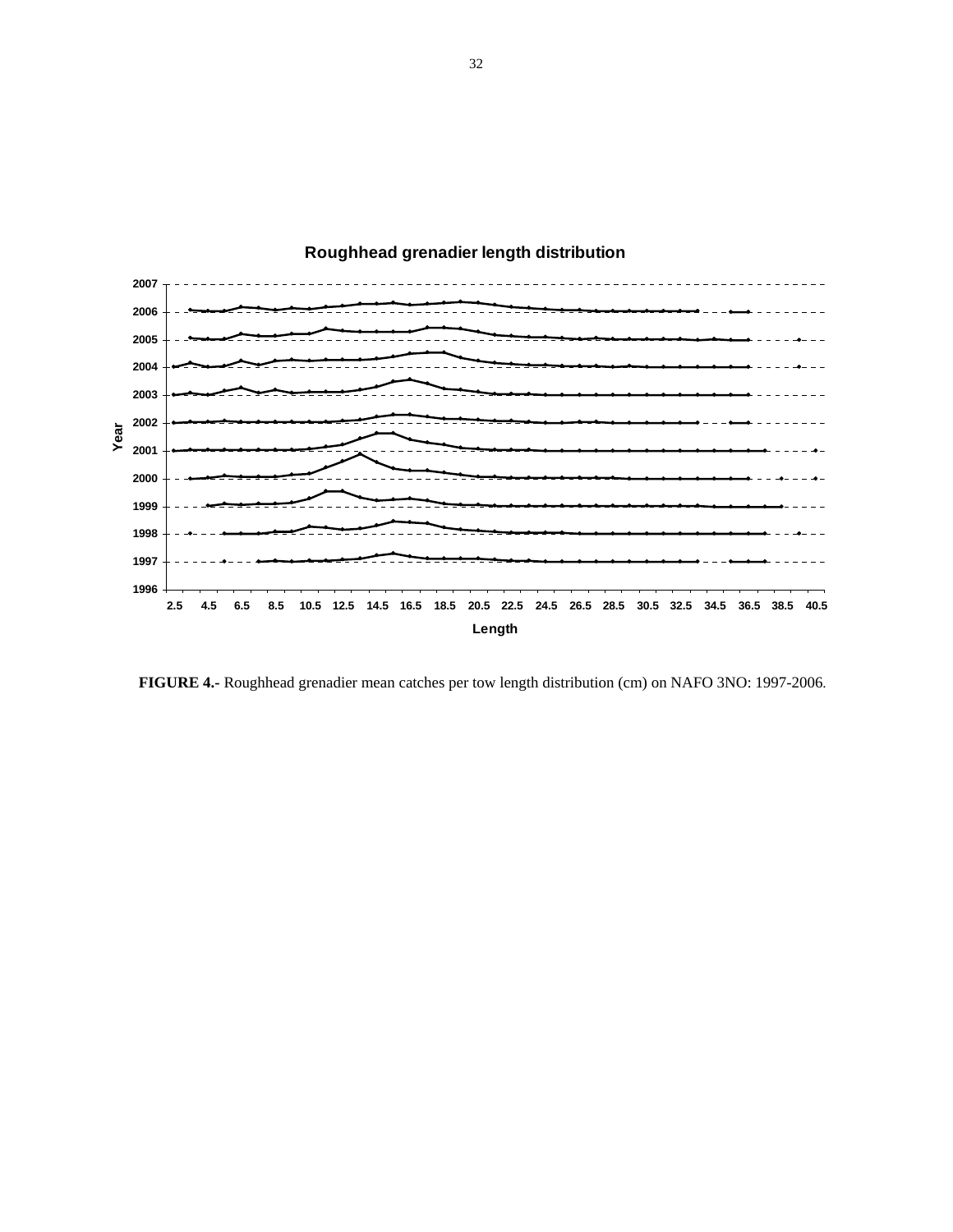**FIGURE 4.-** Roughhead grenadier mean catches per tow length distribution (cm) on NAFO 3NO: 1997-2006.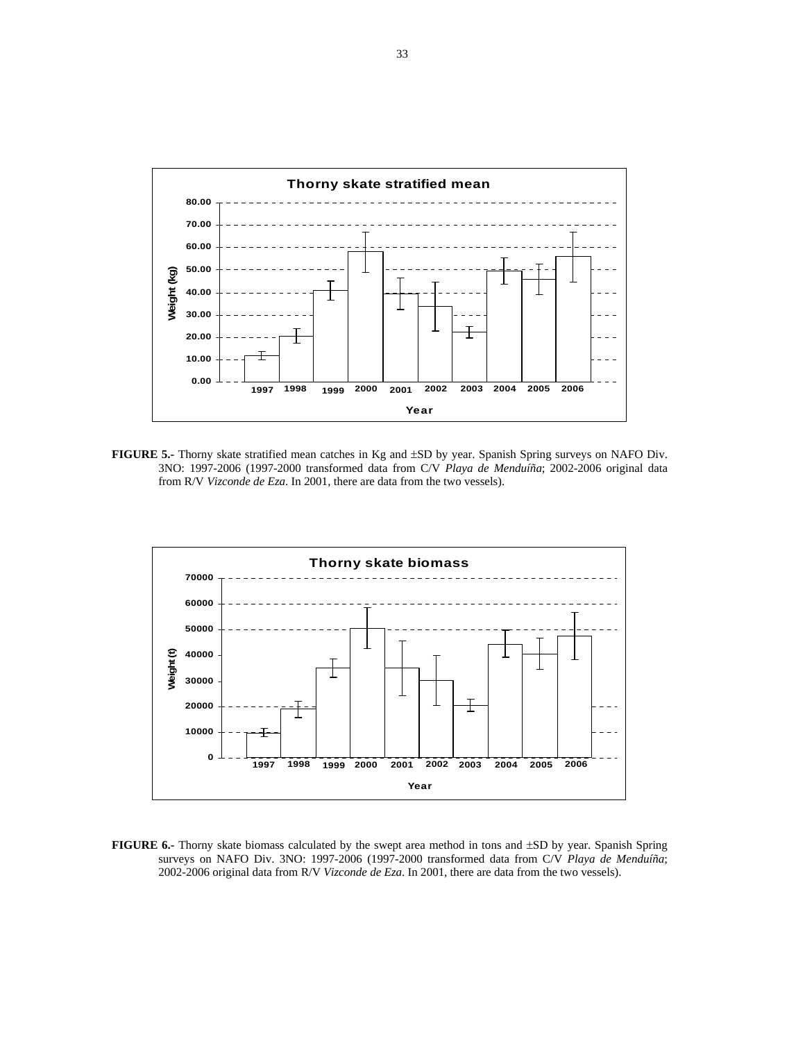**FIGURE 5.-** Thorny skate stratified mean catches in Kg and ±SD by year. Spanish Spring surveys on NAFO Div. 3NO: 1997-2006 (1997-2000 transformed data from C/V *Playa de Menduíña*; 2002-2006 original data from R/V *Vizconde de Eza*. In 2001, there are data from the two vessels).

**FIGURE 6.-** Thorny skate biomass calculated by the swept area method in tons and ±SD by year. Spanish Spring surveys on NAFO Div. 3NO: 1997-2006 (1997-2000 transformed data from C/V *Playa de Menduíña*; 2002-2006 original data from R/V *Vizconde de Eza*. In 2001, there are data from the two vessels).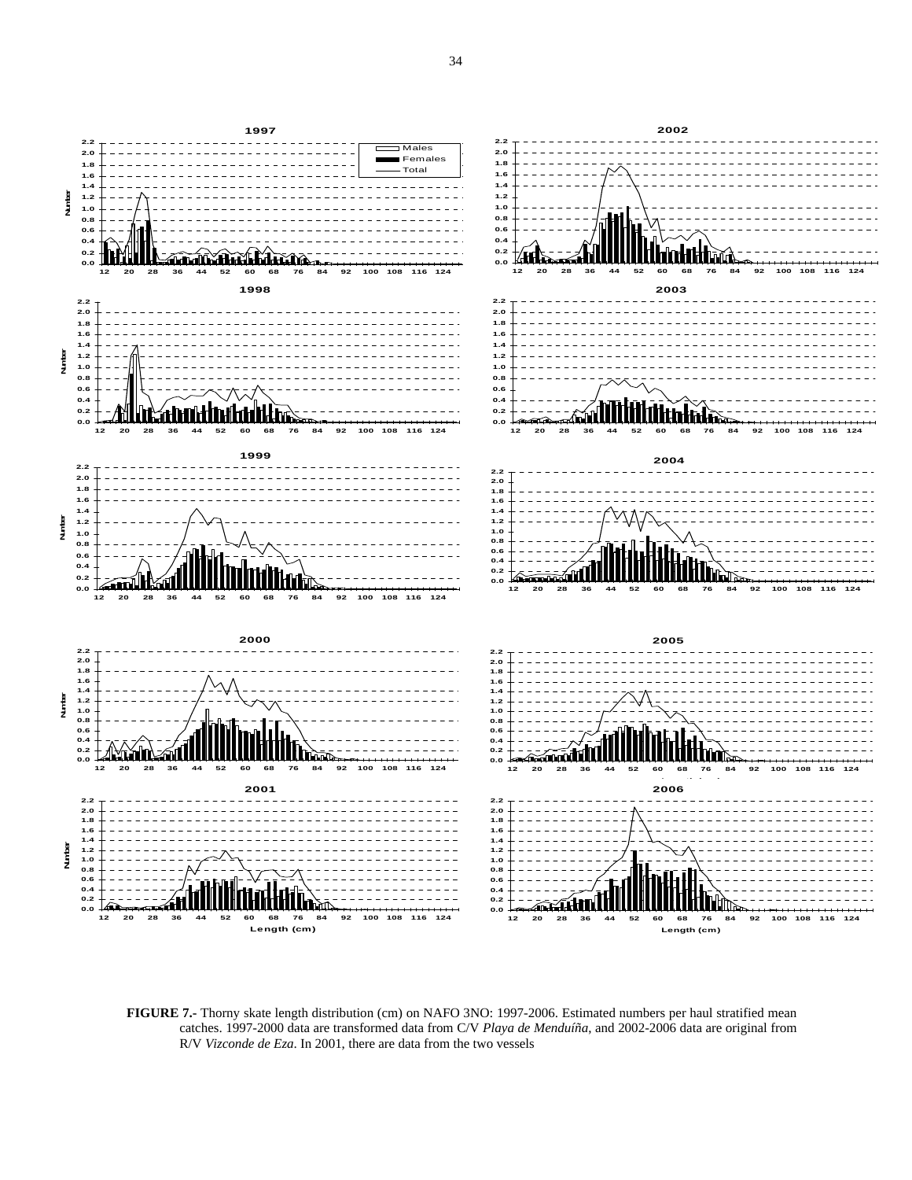**FIGURE 7.-** Thorny skate length distribution (cm) on NAFO 3NO: 1997-2006. Estimated numbers per haul stratified mean catches. 1997-2000 data are transformed data from C/V *Playa de Menduíña*, and 2002-2006 data are original from R/V *Vizconde de Eza*. In 2001, there are data from the two vessels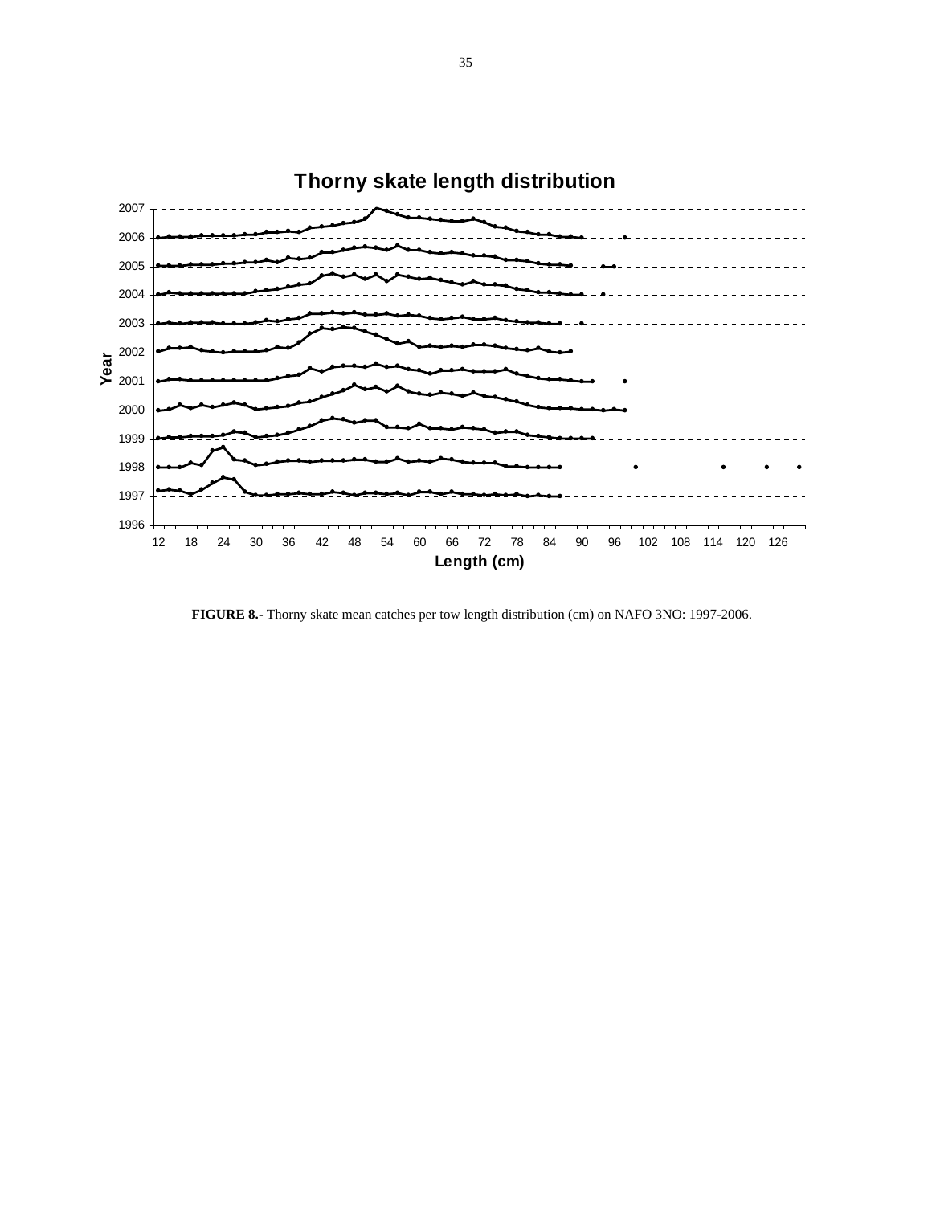**Thorny skate length distribution**

**FIGURE 8.-** Thorny skate mean catches per tow length distribution (cm) on NAFO 3NO: 1997-2006.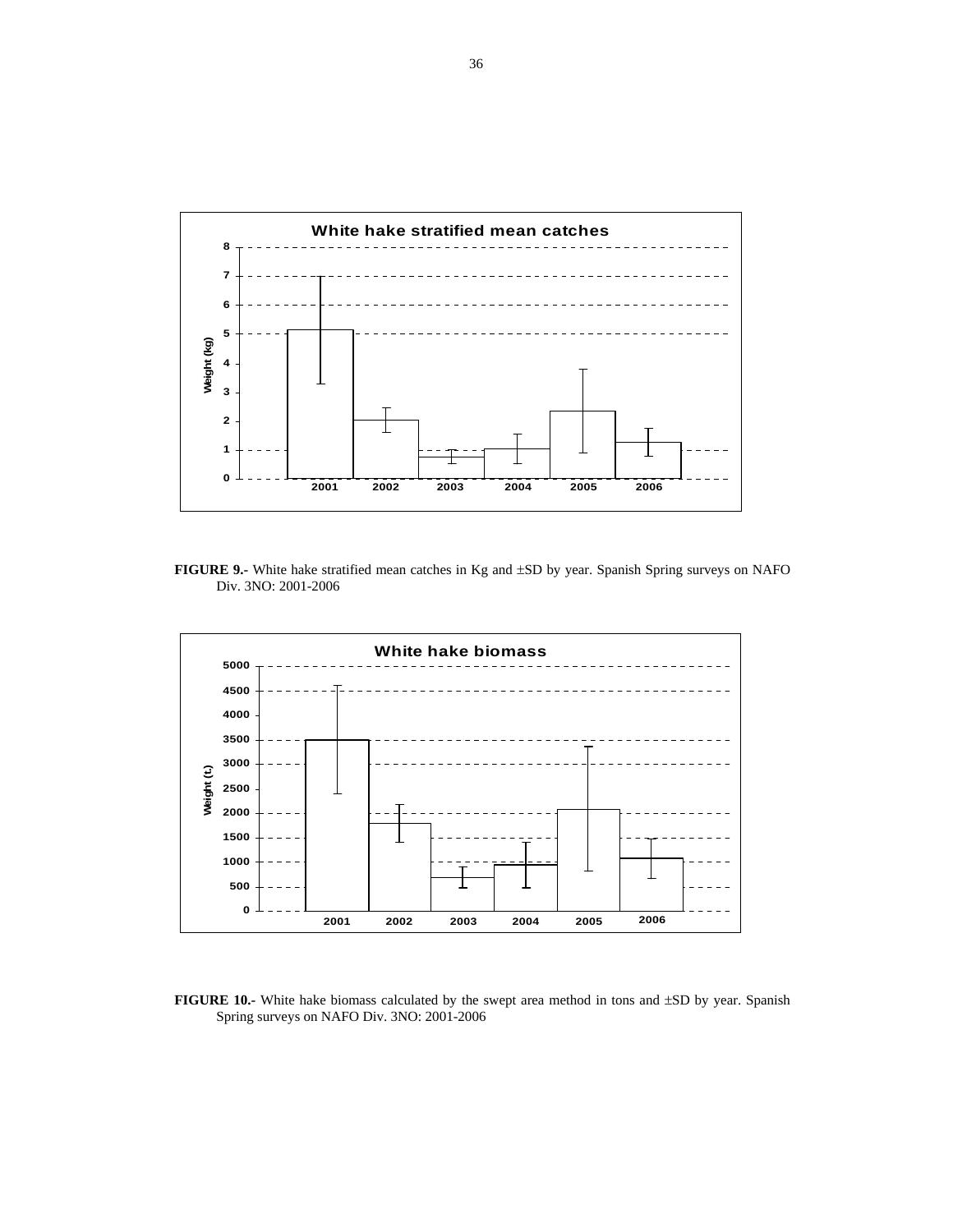**FIGURE 9.-** White hake stratified mean catches in Kg and ±SD by year. Spanish Spring surveys on NAFO Div. 3NO: 2001-2006

**FIGURE 10.-** White hake biomass calculated by the swept area method in tons and ±SD by year. Spanish Spring surveys on NAFO Div. 3NO: 2001-2006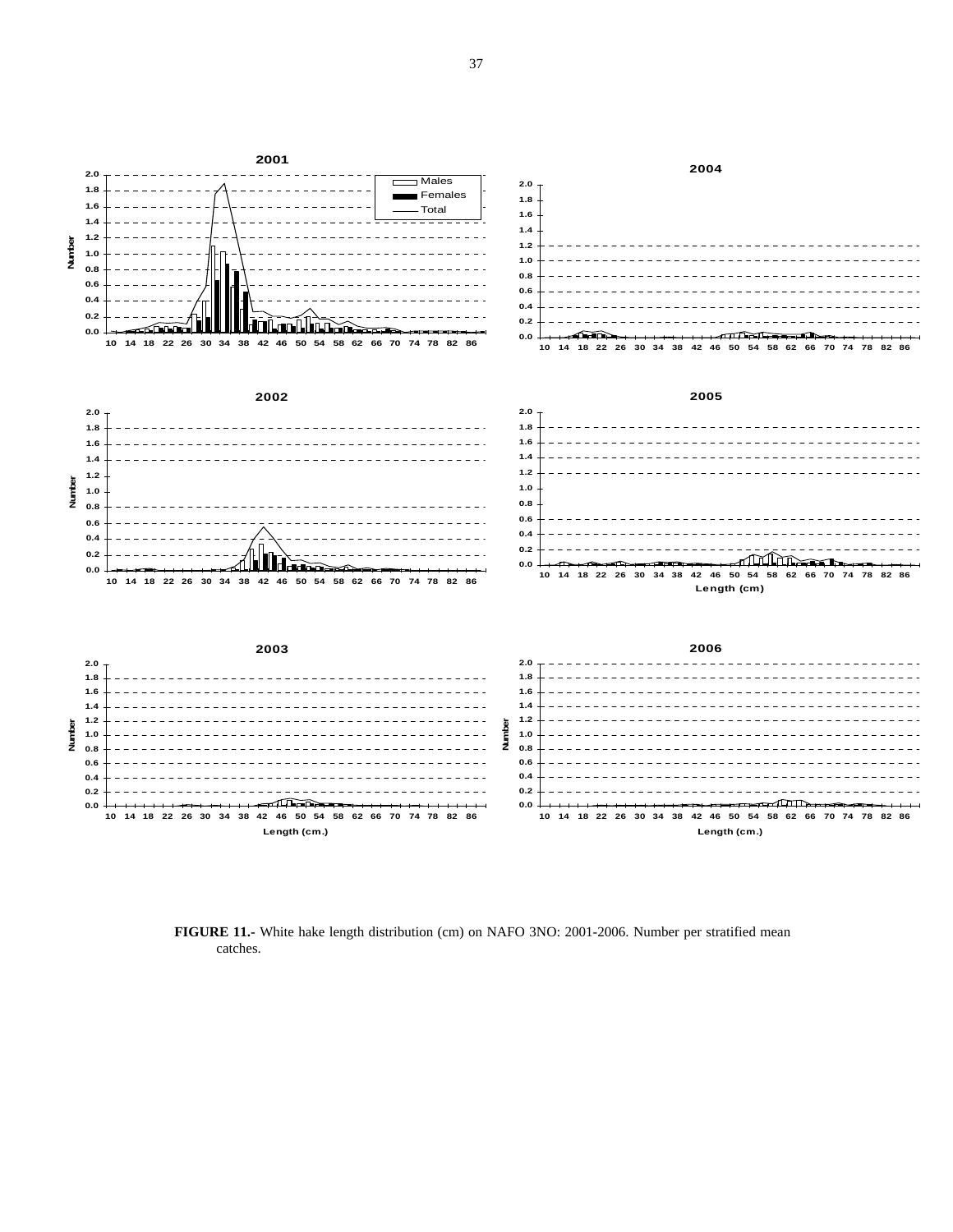**FIGURE 11.-** White hake length distribution (cm) on NAFO 3NO: 2001-2006. Number per stratified mean catches.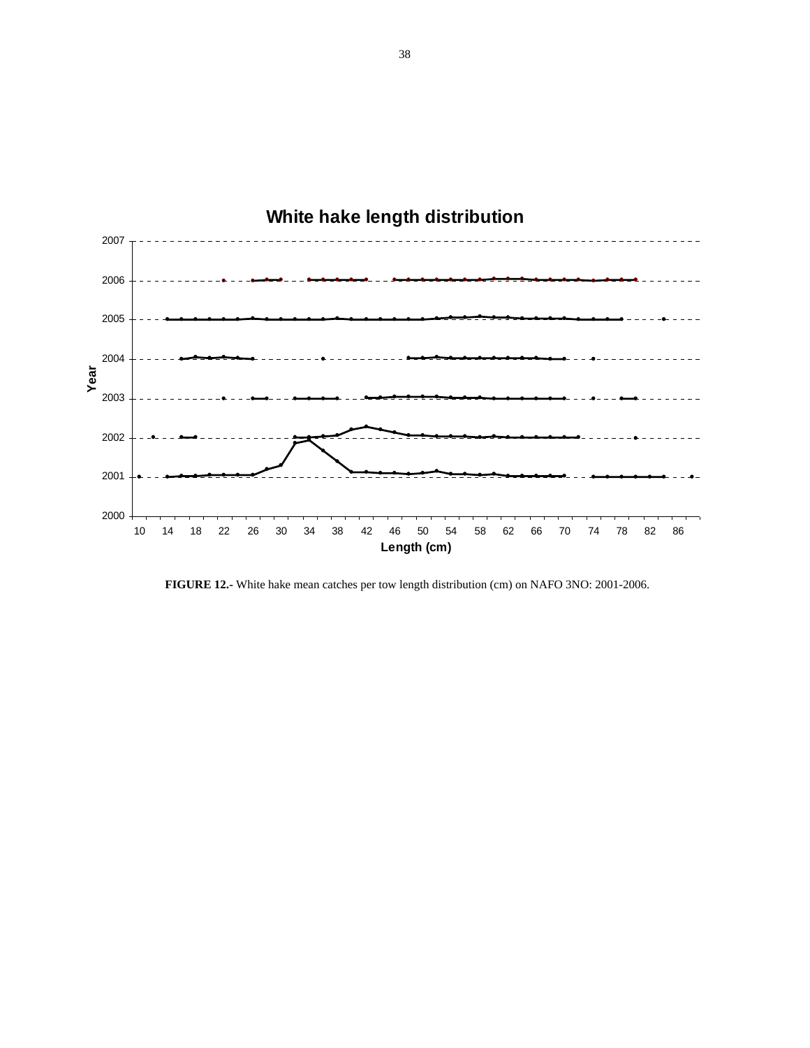White hake length distribution

2007
2006
2005
2004
2003
2002
2001
2000

Year

10 14 18 22 26 30 34 38 42 46 50 54 58 62 66 70 74 78 82 86

Length (cm)

**FIGURE 12.-** White hake mean catches per tow length distribution (cm) on NAFO 3NO: 2001-2006.